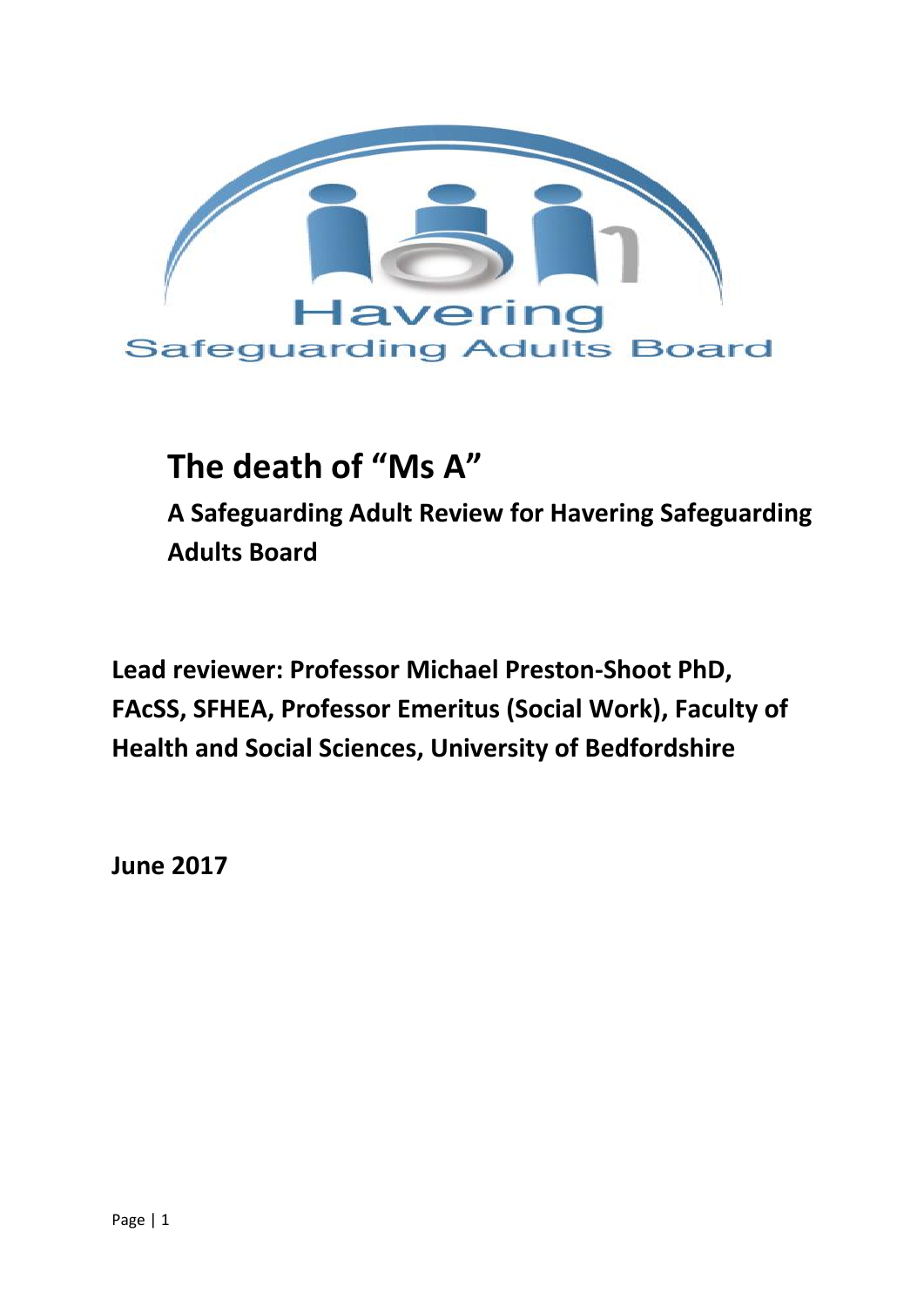Havering Safeguarding Adults Board

# The death of "Ms A"

## A Safeguarding Adult Review for Havering Safeguarding Adults Board

**Lead reviewer: Professor Michael Preston-Shoot PhD, FAcSS, SFHEA, Professor Emeritus (Social Work), Faculty of Health and Social Sciences, University of Bedfordshire**

**June 2017**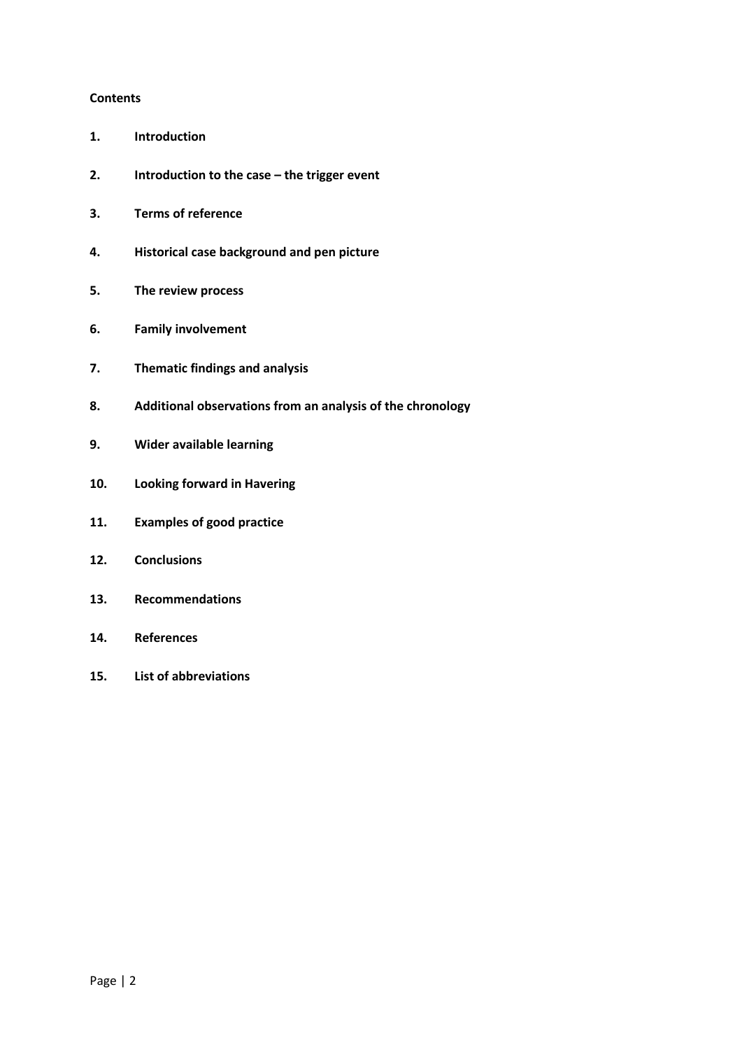**Contents**

1. **Introduction**
2. **Introduction to the case – the trigger event**
3. **Terms of reference**
4. **Historical case background and pen picture**
5. **The review process**
6. **Family involvement**
7. **Thematic findings and analysis**
8. **Additional observations from an analysis of the chronology**
9. **Wider available learning**
10. **Looking forward in Havering**
11. **Examples of good practice**
12. **Conclusions**
13. **Recommendations**
14. **References**
15. **List of abbreviations**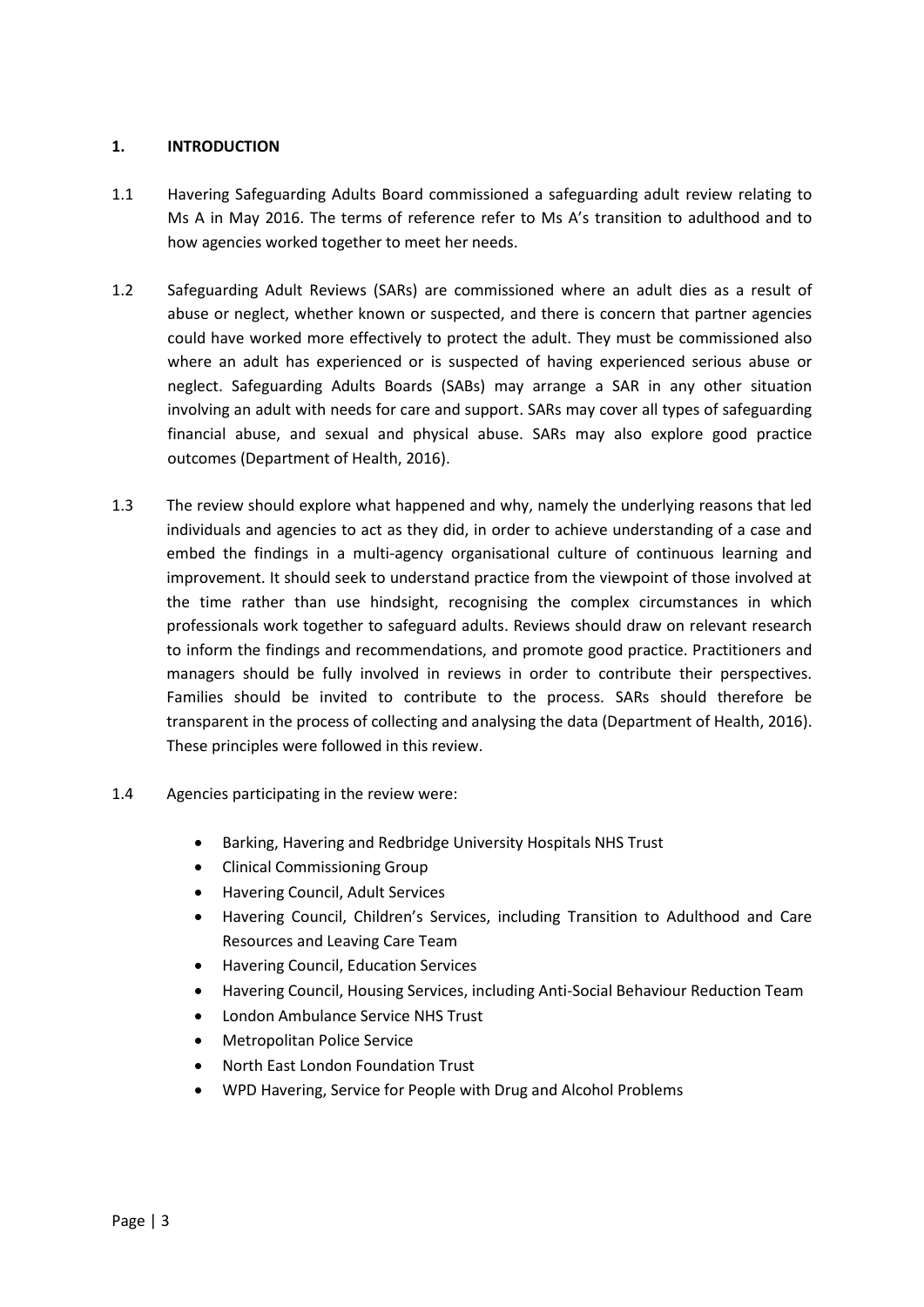## 1. INTRODUCTION

1.1 Havering Safeguarding Adults Board commissioned a safeguarding adult review relating to Ms A in May 2016. The terms of reference refer to Ms A's transition to adulthood and to how agencies worked together to meet her needs.

1.2 Safeguarding Adult Reviews (SARs) are commissioned where an adult dies as a result of abuse or neglect, whether known or suspected, and there is concern that partner agencies could have worked more effectively to protect the adult. They must be commissioned also where an adult has experienced or is suspected of having experienced serious abuse or neglect. Safeguarding Adults Boards (SABs) may arrange a SAR in any other situation involving an adult with needs for care and support. SARs may cover all types of safeguarding financial abuse, and sexual and physical abuse. SARs may also explore good practice outcomes (Department of Health, 2016).

1.3 The review should explore what happened and why, namely the underlying reasons that led individuals and agencies to act as they did, in order to achieve understanding of a case and embed the findings in a multi-agency organisational culture of continuous learning and improvement. It should seek to understand practice from the viewpoint of those involved at the time rather than use hindsight, recognising the complex circumstances in which professionals work together to safeguard adults. Reviews should draw on relevant research to inform the findings and recommendations, and promote good practice. Practitioners and managers should be fully involved in reviews in order to contribute their perspectives. Families should be invited to contribute to the process. SARs should therefore be transparent in the process of collecting and analysing the data (Department of Health, 2016). These principles were followed in this review.

1.4 Agencies participating in the review were:

- Barking, Havering and Redbridge University Hospitals NHS Trust
- Clinical Commissioning Group
- Havering Council, Adult Services
- Havering Council, Children's Services, including Transition to Adulthood and Care Resources and Leaving Care Team
- Havering Council, Education Services
- Havering Council, Housing Services, including Anti-Social Behaviour Reduction Team
- London Ambulance Service NHS Trust
- Metropolitan Police Service
- North East London Foundation Trust
- WPD Havering, Service for People with Drug and Alcohol Problems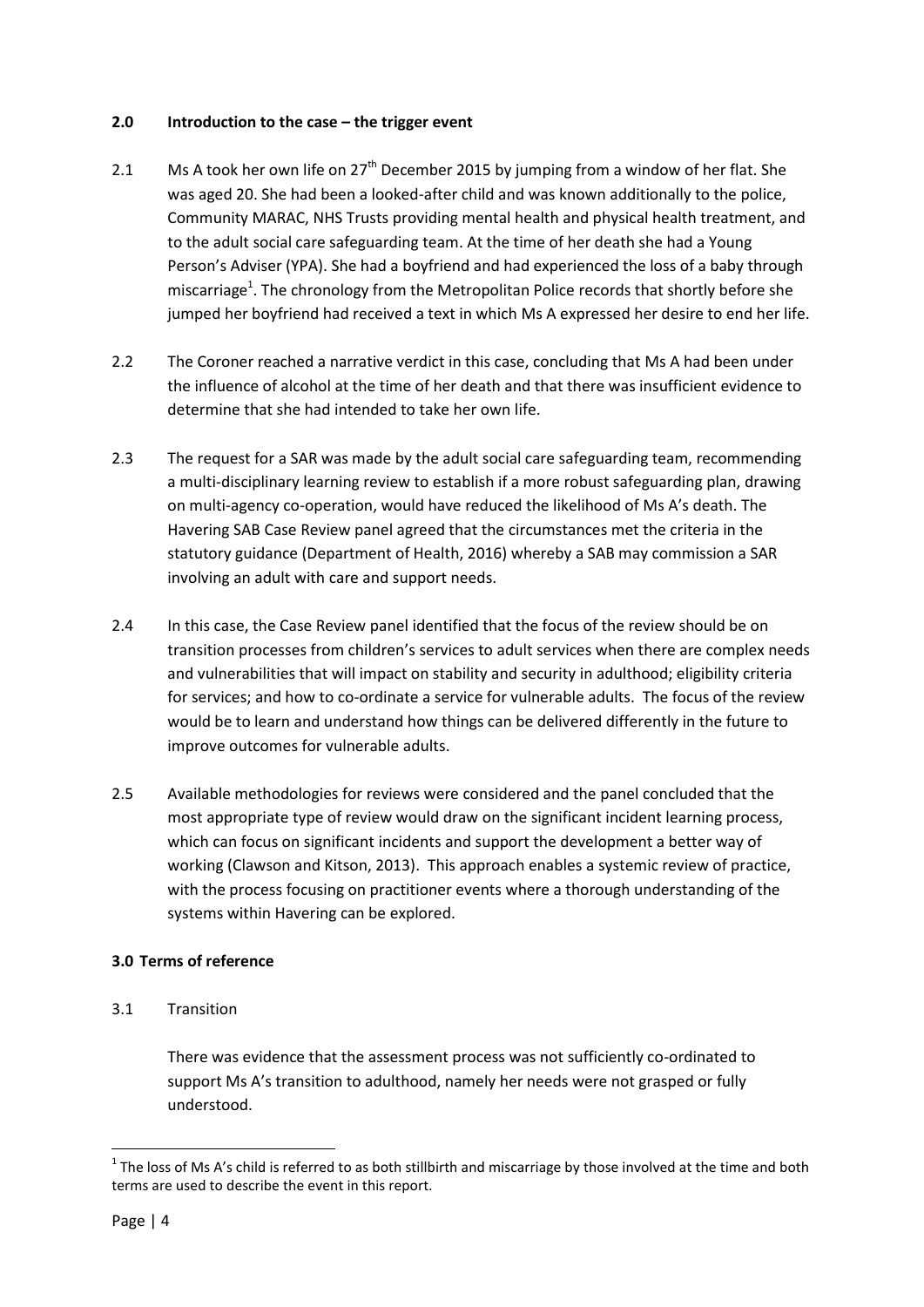## 2.0 Introduction to the case – the trigger event

2.1 Ms A took her own life on 27th December 2015 by jumping from a window of her flat. She was aged 20. She had been a looked-after child and was known additionally to the police, Community MARAC, NHS Trusts providing mental health and physical health treatment, and to the adult social care safeguarding team. At the time of her death she had a Young Person's Adviser (YPA). She had a boyfriend and had experienced the loss of a baby through miscarriage[1]. The chronology from the Metropolitan Police records that shortly before she jumped her boyfriend had received a text in which Ms A expressed her desire to end her life.

2.2 The Coroner reached a narrative verdict in this case, concluding that Ms A had been under the influence of alcohol at the time of her death and that there was insufficient evidence to determine that she had intended to take her own life.

2.3 The request for a SAR was made by the adult social care safeguarding team, recommending a multi-disciplinary learning review to establish if a more robust safeguarding plan, drawing on multi-agency co-operation, would have reduced the likelihood of Ms A's death. The Havering SAB Case Review panel agreed that the circumstances met the criteria in the statutory guidance (Department of Health, 2016) whereby a SAB may commission a SAR involving an adult with care and support needs.

2.4 In this case, the Case Review panel identified that the focus of the review should be on transition processes from children's services to adult services when there are complex needs and vulnerabilities that will impact on stability and security in adulthood; eligibility criteria for services; and how to co-ordinate a service for vulnerable adults. The focus of the review would be to learn and understand how things can be delivered differently in the future to improve outcomes for vulnerable adults.

2.5 Available methodologies for reviews were considered and the panel concluded that the most appropriate type of review would draw on the significant incident learning process, which can focus on significant incidents and support the development a better way of working (Clawson and Kitson, 2013). This approach enables a systemic review of practice, with the process focusing on practitioner events where a thorough understanding of the systems within Havering can be explored.

## 3.0 Terms of reference

3.1 Transition

There was evidence that the assessment process was not sufficiently co-ordinated to support Ms A's transition to adulthood, namely her needs were not grasped or fully understood.

[1] The loss of Ms A's child is referred to as both stillbirth and miscarriage by those involved at the time and both terms are used to describe the event in this report.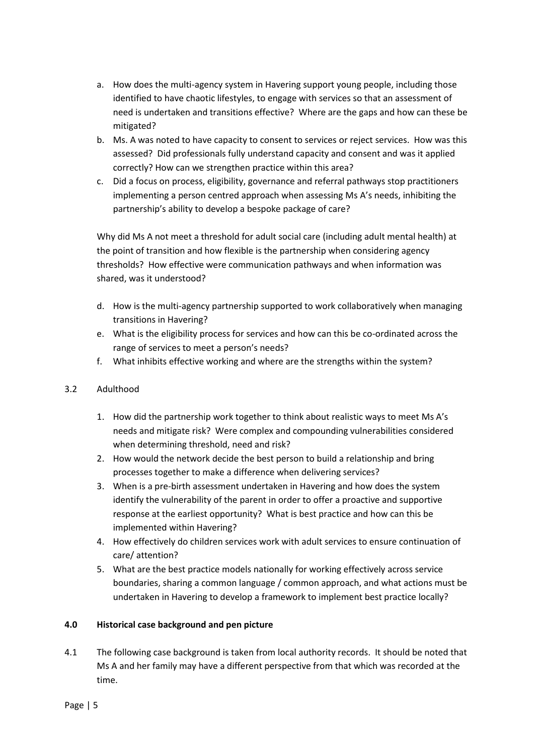a. How does the multi-agency system in Havering support young people, including those identified to have chaotic lifestyles, to engage with services so that an assessment of need is undertaken and transitions effective? Where are the gaps and how can these be mitigated?
b. Ms. A was noted to have capacity to consent to services or reject services. How was this assessed? Did professionals fully understand capacity and consent and was it applied correctly? How can we strengthen practice within this area?
c. Did a focus on process, eligibility, governance and referral pathways stop practitioners implementing a person centred approach when assessing Ms A's needs, inhibiting the partnership's ability to develop a bespoke package of care?

Why did Ms A not meet a threshold for adult social care (including adult mental health) at the point of transition and how flexible is the partnership when considering agency thresholds? How effective were communication pathways and when information was shared, was it understood?

d. How is the multi-agency partnership supported to work collaboratively when managing transitions in Havering?
e. What is the eligibility process for services and how can this be co-ordinated across the range of services to meet a person's needs?
f. What inhibits effective working and where are the strengths within the system?

3.2 Adulthood

1. How did the partnership work together to think about realistic ways to meet Ms A's needs and mitigate risk? Were complex and compounding vulnerabilities considered when determining threshold, need and risk?
2. How would the network decide the best person to build a relationship and bring processes together to make a difference when delivering services?
3. When is a pre-birth assessment undertaken in Havering and how does the system identify the vulnerability of the parent in order to offer a proactive and supportive response at the earliest opportunity? What is best practice and how can this be implemented within Havering?
4. How effectively do children services work with adult services to ensure continuation of care/ attention?
5. What are the best practice models nationally for working effectively across service boundaries, sharing a common language / common approach, and what actions must be undertaken in Havering to develop a framework to implement best practice locally?

**4.0 Historical case background and pen picture**

4.1 The following case background is taken from local authority records. It should be noted that Ms A and her family may have a different perspective from that which was recorded at the time.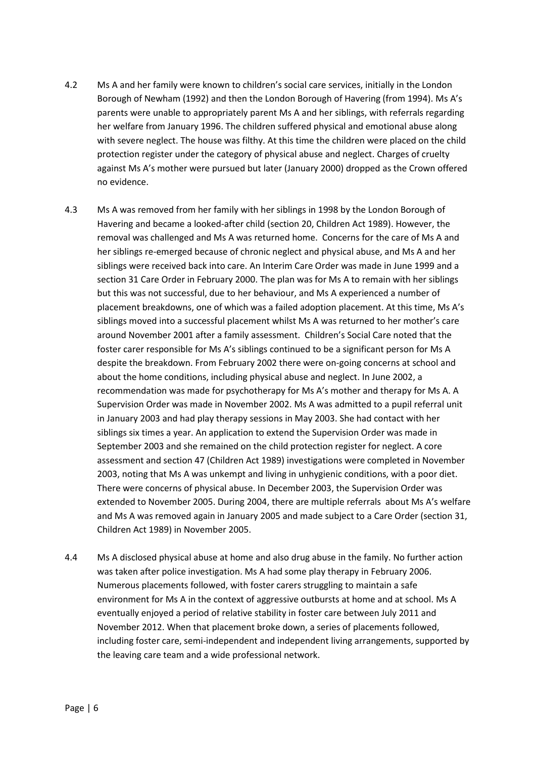4.2 Ms A and her family were known to children's social care services, initially in the London Borough of Newham (1992) and then the London Borough of Havering (from 1994). Ms A's parents were unable to appropriately parent Ms A and her siblings, with referrals regarding her welfare from January 1996. The children suffered physical and emotional abuse along with severe neglect. The house was filthy. At this time the children were placed on the child protection register under the category of physical abuse and neglect. Charges of cruelty against Ms A's mother were pursued but later (January 2000) dropped as the Crown offered no evidence.

4.3 Ms A was removed from her family with her siblings in 1998 by the London Borough of Havering and became a looked-after child (section 20, Children Act 1989). However, the removal was challenged and Ms A was returned home. Concerns for the care of Ms A and her siblings re-emerged because of chronic neglect and physical abuse, and Ms A and her siblings were received back into care. An Interim Care Order was made in June 1999 and a section 31 Care Order in February 2000. The plan was for Ms A to remain with her siblings but this was not successful, due to her behaviour, and Ms A experienced a number of placement breakdowns, one of which was a failed adoption placement. At this time, Ms A's siblings moved into a successful placement whilst Ms A was returned to her mother's care around November 2001 after a family assessment. Children's Social Care noted that the foster carer responsible for Ms A's siblings continued to be a significant person for Ms A despite the breakdown. From February 2002 there were on-going concerns at school and about the home conditions, including physical abuse and neglect. In June 2002, a recommendation was made for psychotherapy for Ms A's mother and therapy for Ms A. A Supervision Order was made in November 2002. Ms A was admitted to a pupil referral unit in January 2003 and had play therapy sessions in May 2003. She had contact with her siblings six times a year. An application to extend the Supervision Order was made in September 2003 and she remained on the child protection register for neglect. A core assessment and section 47 (Children Act 1989) investigations were completed in November 2003, noting that Ms A was unkempt and living in unhygienic conditions, with a poor diet. There were concerns of physical abuse. In December 2003, the Supervision Order was extended to November 2005. During 2004, there are multiple referrals about Ms A's welfare and Ms A was removed again in January 2005 and made subject to a Care Order (section 31, Children Act 1989) in November 2005.

4.4 Ms A disclosed physical abuse at home and also drug abuse in the family. No further action was taken after police investigation. Ms A had some play therapy in February 2006. Numerous placements followed, with foster carers struggling to maintain a safe environment for Ms A in the context of aggressive outbursts at home and at school. Ms A eventually enjoyed a period of relative stability in foster care between July 2011 and November 2012. When that placement broke down, a series of placements followed, including foster care, semi-independent and independent living arrangements, supported by the leaving care team and a wide professional network.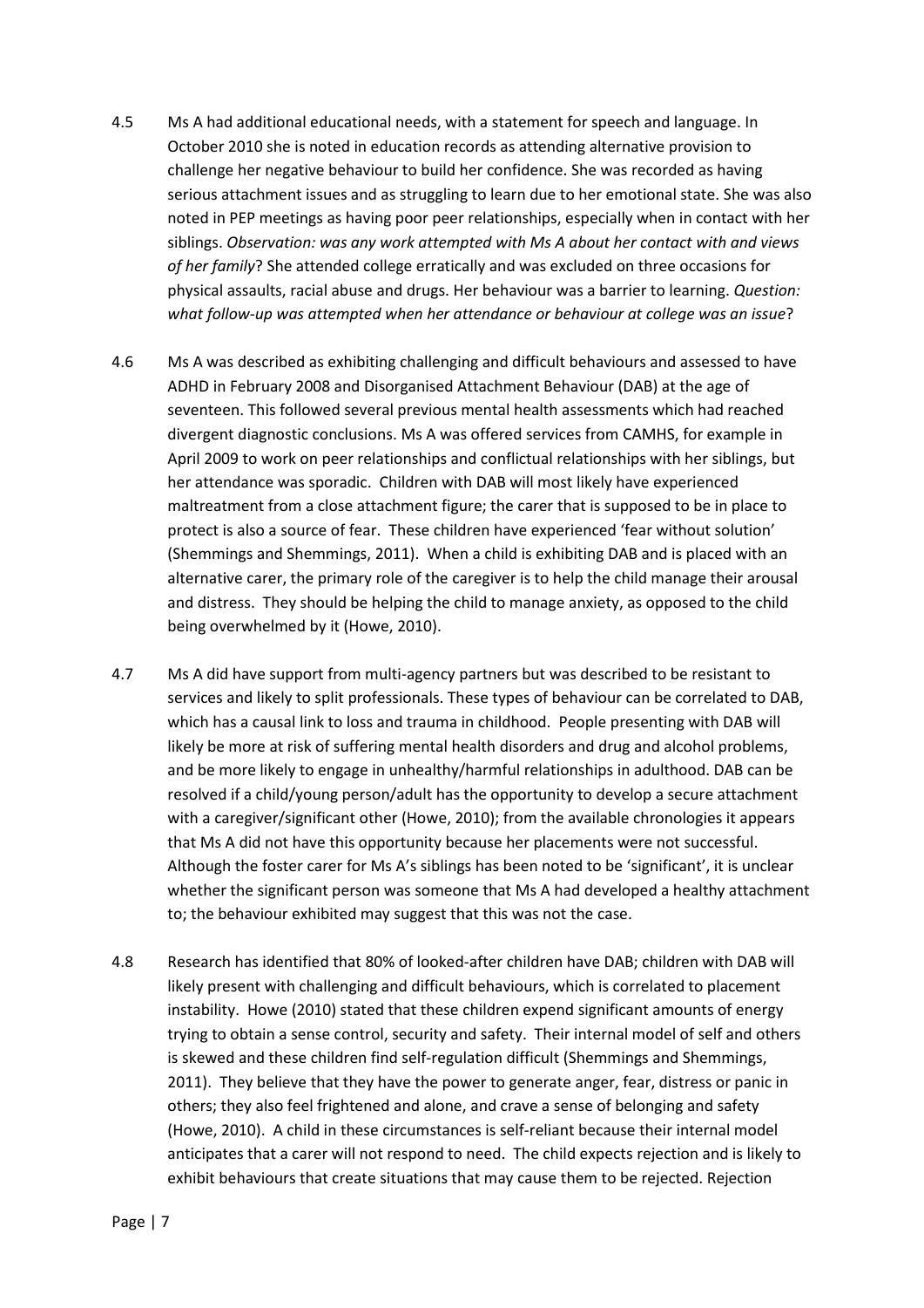4.5 Ms A had additional educational needs, with a statement for speech and language. In October 2010 she is noted in education records as attending alternative provision to challenge her negative behaviour to build her confidence. She was recorded as having serious attachment issues and as struggling to learn due to her emotional state. She was also noted in PEP meetings as having poor peer relationships, especially when in contact with her siblings. *Observation: was any work attempted with Ms A about her contact with and views of her family*? She attended college erratically and was excluded on three occasions for physical assaults, racial abuse and drugs. Her behaviour was a barrier to learning. *Question: what follow-up was attempted when her attendance or behaviour at college was an issue*?

4.6 Ms A was described as exhibiting challenging and difficult behaviours and assessed to have ADHD in February 2008 and Disorganised Attachment Behaviour (DAB) at the age of seventeen. This followed several previous mental health assessments which had reached divergent diagnostic conclusions. Ms A was offered services from CAMHS, for example in April 2009 to work on peer relationships and conflictual relationships with her siblings, but her attendance was sporadic. Children with DAB will most likely have experienced maltreatment from a close attachment figure; the carer that is supposed to be in place to protect is also a source of fear. These children have experienced 'fear without solution' (Shemmings and Shemmings, 2011). When a child is exhibiting DAB and is placed with an alternative carer, the primary role of the caregiver is to help the child manage their arousal and distress. They should be helping the child to manage anxiety, as opposed to the child being overwhelmed by it (Howe, 2010).

4.7 Ms A did have support from multi-agency partners but was described to be resistant to services and likely to split professionals. These types of behaviour can be correlated to DAB, which has a causal link to loss and trauma in childhood. People presenting with DAB will likely be more at risk of suffering mental health disorders and drug and alcohol problems, and be more likely to engage in unhealthy/harmful relationships in adulthood. DAB can be resolved if a child/young person/adult has the opportunity to develop a secure attachment with a caregiver/significant other (Howe, 2010); from the available chronologies it appears that Ms A did not have this opportunity because her placements were not successful. Although the foster carer for Ms A's siblings has been noted to be 'significant', it is unclear whether the significant person was someone that Ms A had developed a healthy attachment to; the behaviour exhibited may suggest that this was not the case.

4.8 Research has identified that 80% of looked-after children have DAB; children with DAB will likely present with challenging and difficult behaviours, which is correlated to placement instability. Howe (2010) stated that these children expend significant amounts of energy trying to obtain a sense control, security and safety. Their internal model of self and others is skewed and these children find self-regulation difficult (Shemmings and Shemmings, 2011). They believe that they have the power to generate anger, fear, distress or panic in others; they also feel frightened and alone, and crave a sense of belonging and safety (Howe, 2010). A child in these circumstances is self-reliant because their internal model anticipates that a carer will not respond to need. The child expects rejection and is likely to exhibit behaviours that create situations that may cause them to be rejected. Rejection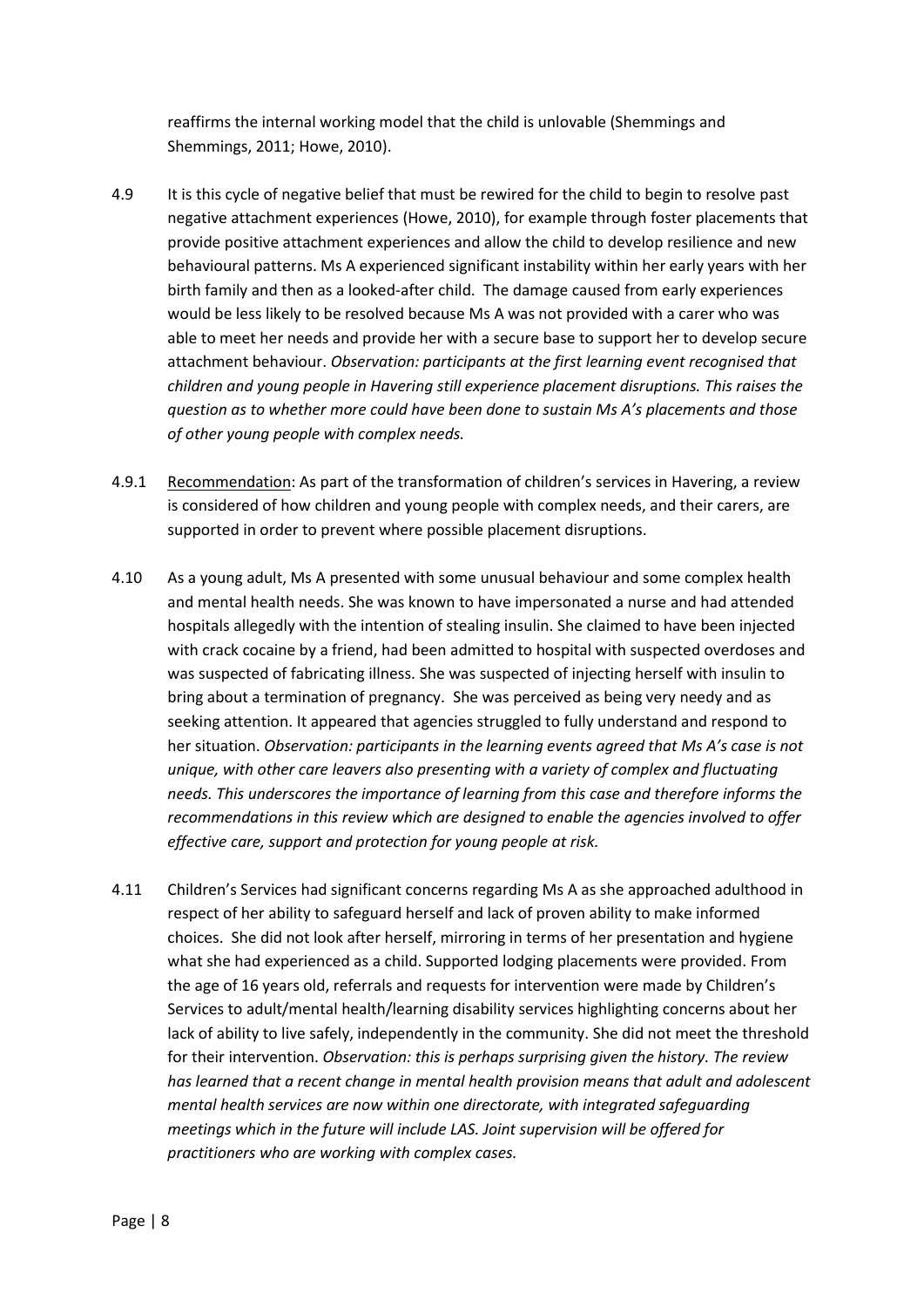reaffirms the internal working model that the child is unlovable (Shemmings and Shemmings, 2011; Howe, 2010).

4.9 It is this cycle of negative belief that must be rewired for the child to begin to resolve past negative attachment experiences (Howe, 2010), for example through foster placements that provide positive attachment experiences and allow the child to develop resilience and new behavioural patterns. Ms A experienced significant instability within her early years with her birth family and then as a looked-after child. The damage caused from early experiences would be less likely to be resolved because Ms A was not provided with a carer who was able to meet her needs and provide her with a secure base to support her to develop secure attachment behaviour. *Observation: participants at the first learning event recognised that children and young people in Havering still experience placement disruptions. This raises the question as to whether more could have been done to sustain Ms A's placements and those of other young people with complex needs.*

4.9.1 Recommendation: As part of the transformation of children's services in Havering, a review is considered of how children and young people with complex needs, and their carers, are supported in order to prevent where possible placement disruptions.

4.10 As a young adult, Ms A presented with some unusual behaviour and some complex health and mental health needs. She was known to have impersonated a nurse and had attended hospitals allegedly with the intention of stealing insulin. She claimed to have been injected with crack cocaine by a friend, had been admitted to hospital with suspected overdoses and was suspected of fabricating illness. She was suspected of injecting herself with insulin to bring about a termination of pregnancy. She was perceived as being very needy and as seeking attention. It appeared that agencies struggled to fully understand and respond to her situation. *Observation: participants in the learning events agreed that Ms A's case is not unique, with other care leavers also presenting with a variety of complex and fluctuating needs. This underscores the importance of learning from this case and therefore informs the recommendations in this review which are designed to enable the agencies involved to offer effective care, support and protection for young people at risk.*

4.11 Children's Services had significant concerns regarding Ms A as she approached adulthood in respect of her ability to safeguard herself and lack of proven ability to make informed choices. She did not look after herself, mirroring in terms of her presentation and hygiene what she had experienced as a child. Supported lodging placements were provided. From the age of 16 years old, referrals and requests for intervention were made by Children's Services to adult/mental health/learning disability services highlighting concerns about her lack of ability to live safely, independently in the community. She did not meet the threshold for their intervention. *Observation: this is perhaps surprising given the history. The review has learned that a recent change in mental health provision means that adult and adolescent mental health services are now within one directorate, with integrated safeguarding meetings which in the future will include LAS. Joint supervision will be offered for practitioners who are working with complex cases.*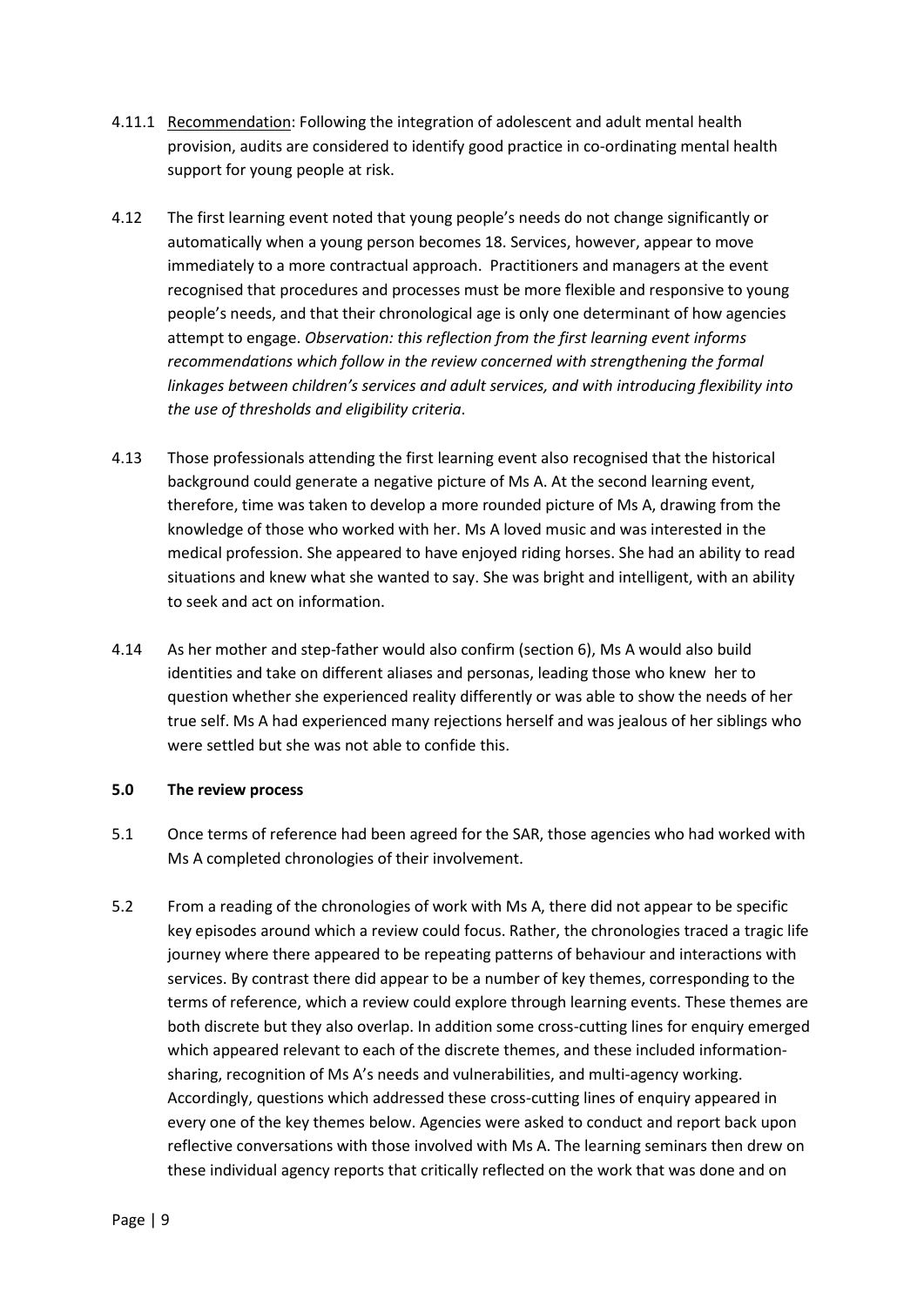4.11.1 Recommendation: Following the integration of adolescent and adult mental health provision, audits are considered to identify good practice in co-ordinating mental health support for young people at risk.

4.12 The first learning event noted that young people's needs do not change significantly or automatically when a young person becomes 18. Services, however, appear to move immediately to a more contractual approach. Practitioners and managers at the event recognised that procedures and processes must be more flexible and responsive to young people's needs, and that their chronological age is only one determinant of how agencies attempt to engage. *Observation: this reflection from the first learning event informs recommendations which follow in the review concerned with strengthening the formal linkages between children's services and adult services, and with introducing flexibility into the use of thresholds and eligibility criteria.*

4.13 Those professionals attending the first learning event also recognised that the historical background could generate a negative picture of Ms A. At the second learning event, therefore, time was taken to develop a more rounded picture of Ms A, drawing from the knowledge of those who worked with her. Ms A loved music and was interested in the medical profession. She appeared to have enjoyed riding horses. She had an ability to read situations and knew what she wanted to say. She was bright and intelligent, with an ability to seek and act on information.

4.14 As her mother and step-father would also confirm (section 6), Ms A would also build identities and take on different aliases and personas, leading those who knew her to question whether she experienced reality differently or was able to show the needs of her true self. Ms A had experienced many rejections herself and was jealous of her siblings who were settled but she was not able to confide this.

## 5.0 The review process

5.1 Once terms of reference had been agreed for the SAR, those agencies who had worked with Ms A completed chronologies of their involvement.

5.2 From a reading of the chronologies of work with Ms A, there did not appear to be specific key episodes around which a review could focus. Rather, the chronologies traced a tragic life journey where there appeared to be repeating patterns of behaviour and interactions with services. By contrast there did appear to be a number of key themes, corresponding to the terms of reference, which a review could explore through learning events. These themes are both discrete but they also overlap. In addition some cross-cutting lines for enquiry emerged which appeared relevant to each of the discrete themes, and these included information-sharing, recognition of Ms A's needs and vulnerabilities, and multi-agency working. Accordingly, questions which addressed these cross-cutting lines of enquiry appeared in every one of the key themes below. Agencies were asked to conduct and report back upon reflective conversations with those involved with Ms A. The learning seminars then drew on these individual agency reports that critically reflected on the work that was done and on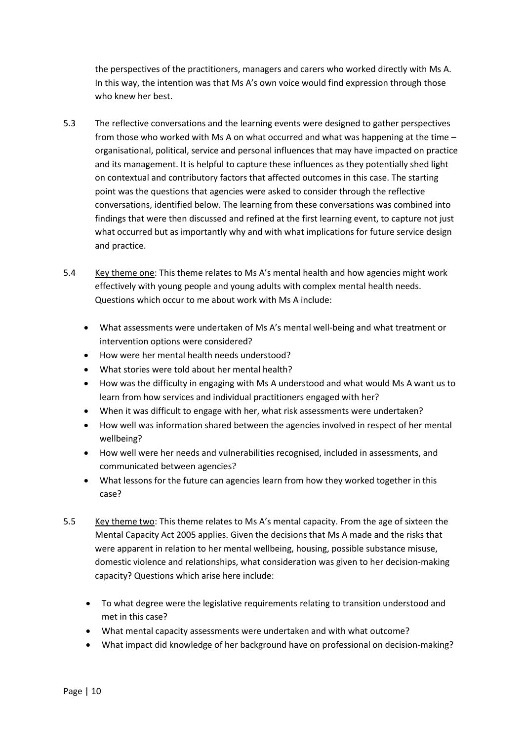the perspectives of the practitioners, managers and carers who worked directly with Ms A. In this way, the intention was that Ms A's own voice would find expression through those who knew her best.

5.3 The reflective conversations and the learning events were designed to gather perspectives from those who worked with Ms A on what occurred and what was happening at the time – organisational, political, service and personal influences that may have impacted on practice and its management. It is helpful to capture these influences as they potentially shed light on contextual and contributory factors that affected outcomes in this case. The starting point was the questions that agencies were asked to consider through the reflective conversations, identified below. The learning from these conversations was combined into findings that were then discussed and refined at the first learning event, to capture not just what occurred but as importantly why and with what implications for future service design and practice.

5.4 Key theme one: This theme relates to Ms A's mental health and how agencies might work effectively with young people and young adults with complex mental health needs. Questions which occur to me about work with Ms A include:

- What assessments were undertaken of Ms A's mental well-being and what treatment or intervention options were considered?
- How were her mental health needs understood?
- What stories were told about her mental health?
- How was the difficulty in engaging with Ms A understood and what would Ms A want us to learn from how services and individual practitioners engaged with her?
- When it was difficult to engage with her, what risk assessments were undertaken?
- How well was information shared between the agencies involved in respect of her mental wellbeing?
- How well were her needs and vulnerabilities recognised, included in assessments, and communicated between agencies?
- What lessons for the future can agencies learn from how they worked together in this case?

5.5 Key theme two: This theme relates to Ms A's mental capacity. From the age of sixteen the Mental Capacity Act 2005 applies. Given the decisions that Ms A made and the risks that were apparent in relation to her mental wellbeing, housing, possible substance misuse, domestic violence and relationships, what consideration was given to her decision-making capacity? Questions which arise here include:

- To what degree were the legislative requirements relating to transition understood and met in this case?
- What mental capacity assessments were undertaken and with what outcome?
- What impact did knowledge of her background have on professional on decision-making?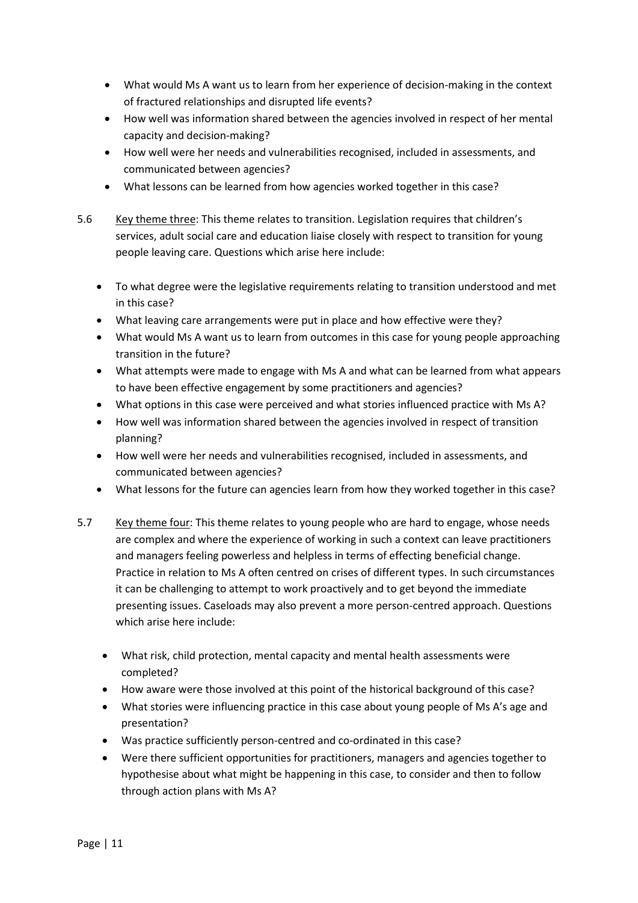- What would Ms A want us to learn from her experience of decision-making in the context of fractured relationships and disrupted life events?
- How well was information shared between the agencies involved in respect of her mental capacity and decision-making?
- How well were her needs and vulnerabilities recognised, included in assessments, and communicated between agencies?
- What lessons can be learned from how agencies worked together in this case?

5.6 Key theme three: This theme relates to transition. Legislation requires that children's services, adult social care and education liaise closely with respect to transition for young people leaving care. Questions which arise here include:

- To what degree were the legislative requirements relating to transition understood and met in this case?
- What leaving care arrangements were put in place and how effective were they?
- What would Ms A want us to learn from outcomes in this case for young people approaching transition in the future?
- What attempts were made to engage with Ms A and what can be learned from what appears to have been effective engagement by some practitioners and agencies?
- What options in this case were perceived and what stories influenced practice with Ms A?
- How well was information shared between the agencies involved in respect of transition planning?
- How well were her needs and vulnerabilities recognised, included in assessments, and communicated between agencies?
- What lessons for the future can agencies learn from how they worked together in this case?

5.7 Key theme four: This theme relates to young people who are hard to engage, whose needs are complex and where the experience of working in such a context can leave practitioners and managers feeling powerless and helpless in terms of effecting beneficial change. Practice in relation to Ms A often centred on crises of different types. In such circumstances it can be challenging to attempt to work proactively and to get beyond the immediate presenting issues. Caseloads may also prevent a more person-centred approach. Questions which arise here include:

- What risk, child protection, mental capacity and mental health assessments were completed?
- How aware were those involved at this point of the historical background of this case?
- What stories were influencing practice in this case about young people of Ms A's age and presentation?
- Was practice sufficiently person-centred and co-ordinated in this case?
- Were there sufficient opportunities for practitioners, managers and agencies together to hypothesise about what might be happening in this case, to consider and then to follow through action plans with Ms A?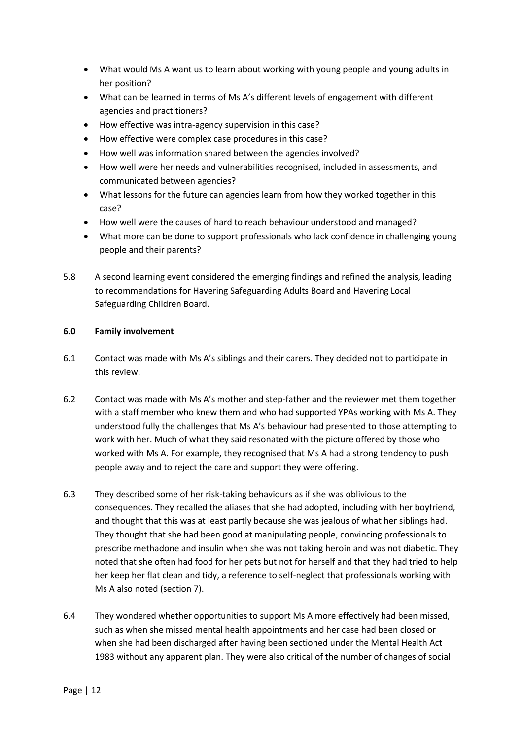- What would Ms A want us to learn about working with young people and young adults in her position?
- What can be learned in terms of Ms A's different levels of engagement with different agencies and practitioners?
- How effective was intra-agency supervision in this case?
- How effective were complex case procedures in this case?
- How well was information shared between the agencies involved?
- How well were her needs and vulnerabilities recognised, included in assessments, and communicated between agencies?
- What lessons for the future can agencies learn from how they worked together in this case?
- How well were the causes of hard to reach behaviour understood and managed?
- What more can be done to support professionals who lack confidence in challenging young people and their parents?

5.8 A second learning event considered the emerging findings and refined the analysis, leading to recommendations for Havering Safeguarding Adults Board and Havering Local Safeguarding Children Board.

## 6.0 Family involvement

6.1 Contact was made with Ms A's siblings and their carers. They decided not to participate in this review.

6.2 Contact was made with Ms A's mother and step-father and the reviewer met them together with a staff member who knew them and who had supported YPAs working with Ms A. They understood fully the challenges that Ms A's behaviour had presented to those attempting to work with her. Much of what they said resonated with the picture offered by those who worked with Ms A. For example, they recognised that Ms A had a strong tendency to push people away and to reject the care and support they were offering.

6.3 They described some of her risk-taking behaviours as if she was oblivious to the consequences. They recalled the aliases that she had adopted, including with her boyfriend, and thought that this was at least partly because she was jealous of what her siblings had. They thought that she had been good at manipulating people, convincing professionals to prescribe methadone and insulin when she was not taking heroin and was not diabetic. They noted that she often had food for her pets but not for herself and that they had tried to help her keep her flat clean and tidy, a reference to self-neglect that professionals working with Ms A also noted (section 7).

6.4 They wondered whether opportunities to support Ms A more effectively had been missed, such as when she missed mental health appointments and her case had been closed or when she had been discharged after having been sectioned under the Mental Health Act 1983 without any apparent plan. They were also critical of the number of changes of social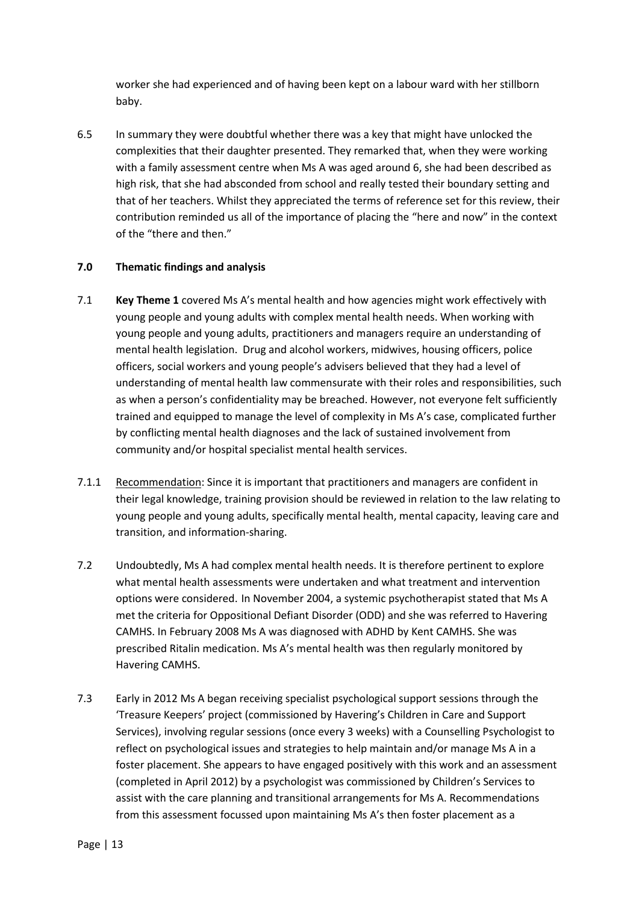worker she had experienced and of having been kept on a labour ward with her stillborn baby.

6.5 In summary they were doubtful whether there was a key that might have unlocked the complexities that their daughter presented. They remarked that, when they were working with a family assessment centre when Ms A was aged around 6, she had been described as high risk, that she had absconded from school and really tested their boundary setting and that of her teachers. Whilst they appreciated the terms of reference set for this review, their contribution reminded us all of the importance of placing the "here and now" in the context of the "there and then."

## 7.0 Thematic findings and analysis

7.1 **Key Theme 1** covered Ms A's mental health and how agencies might work effectively with young people and young adults with complex mental health needs. When working with young people and young adults, practitioners and managers require an understanding of mental health legislation. Drug and alcohol workers, midwives, housing officers, police officers, social workers and young people's advisers believed that they had a level of understanding of mental health law commensurate with their roles and responsibilities, such as when a person's confidentiality may be breached. However, not everyone felt sufficiently trained and equipped to manage the level of complexity in Ms A's case, complicated further by conflicting mental health diagnoses and the lack of sustained involvement from community and/or hospital specialist mental health services.

7.1.1 Recommendation: Since it is important that practitioners and managers are confident in their legal knowledge, training provision should be reviewed in relation to the law relating to young people and young adults, specifically mental health, mental capacity, leaving care and transition, and information-sharing.

7.2 Undoubtedly, Ms A had complex mental health needs. It is therefore pertinent to explore what mental health assessments were undertaken and what treatment and intervention options were considered. In November 2004, a systemic psychotherapist stated that Ms A met the criteria for Oppositional Defiant Disorder (ODD) and she was referred to Havering CAMHS. In February 2008 Ms A was diagnosed with ADHD by Kent CAMHS. She was prescribed Ritalin medication. Ms A's mental health was then regularly monitored by Havering CAMHS.

7.3 Early in 2012 Ms A began receiving specialist psychological support sessions through the 'Treasure Keepers' project (commissioned by Havering's Children in Care and Support Services), involving regular sessions (once every 3 weeks) with a Counselling Psychologist to reflect on psychological issues and strategies to help maintain and/or manage Ms A in a foster placement. She appears to have engaged positively with this work and an assessment (completed in April 2012) by a psychologist was commissioned by Children's Services to assist with the care planning and transitional arrangements for Ms A. Recommendations from this assessment focussed upon maintaining Ms A's then foster placement as a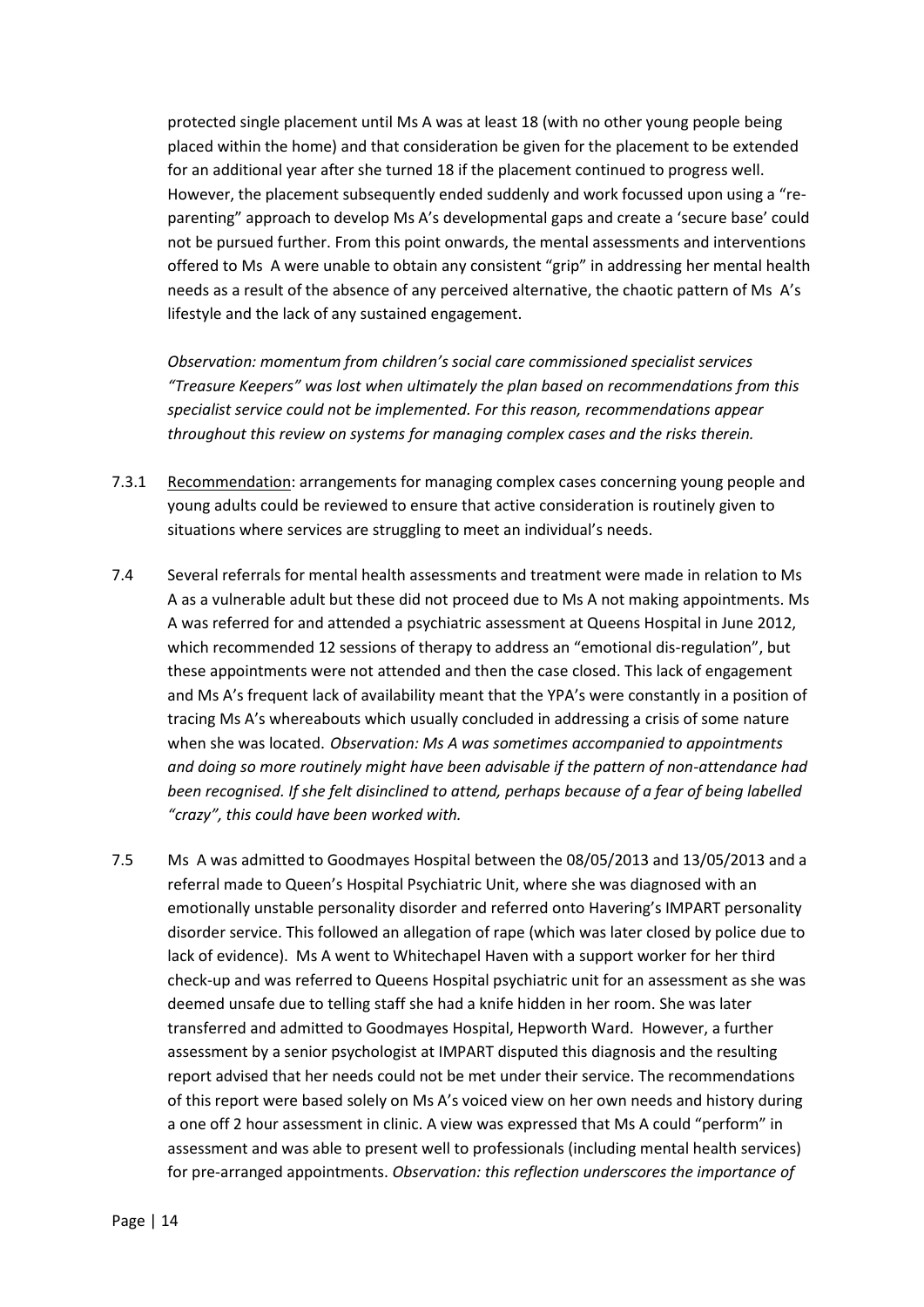protected single placement until Ms A was at least 18 (with no other young people being placed within the home) and that consideration be given for the placement to be extended for an additional year after she turned 18 if the placement continued to progress well. However, the placement subsequently ended suddenly and work focussed upon using a "re-parenting" approach to develop Ms A's developmental gaps and create a 'secure base' could not be pursued further. From this point onwards, the mental assessments and interventions offered to Ms A were unable to obtain any consistent "grip" in addressing her mental health needs as a result of the absence of any perceived alternative, the chaotic pattern of Ms A's lifestyle and the lack of any sustained engagement.

*Observation: momentum from children's social care commissioned specialist services "Treasure Keepers" was lost when ultimately the plan based on recommendations from this specialist service could not be implemented. For this reason, recommendations appear throughout this review on systems for managing complex cases and the risks therein.*

7.3.1 Recommendation: arrangements for managing complex cases concerning young people and young adults could be reviewed to ensure that active consideration is routinely given to situations where services are struggling to meet an individual's needs.

7.4 Several referrals for mental health assessments and treatment were made in relation to Ms A as a vulnerable adult but these did not proceed due to Ms A not making appointments. Ms A was referred for and attended a psychiatric assessment at Queens Hospital in June 2012, which recommended 12 sessions of therapy to address an "emotional dis-regulation", but these appointments were not attended and then the case closed. This lack of engagement and Ms A's frequent lack of availability meant that the YPA's were constantly in a position of tracing Ms A's whereabouts which usually concluded in addressing a crisis of some nature when she was located. *Observation: Ms A was sometimes accompanied to appointments and doing so more routinely might have been advisable if the pattern of non-attendance had been recognised. If she felt disinclined to attend, perhaps because of a fear of being labelled "crazy", this could have been worked with.*

7.5 Ms A was admitted to Goodmayes Hospital between the 08/05/2013 and 13/05/2013 and a referral made to Queen's Hospital Psychiatric Unit, where she was diagnosed with an emotionally unstable personality disorder and referred onto Havering's IMPART personality disorder service. This followed an allegation of rape (which was later closed by police due to lack of evidence). Ms A went to Whitechapel Haven with a support worker for her third check-up and was referred to Queens Hospital psychiatric unit for an assessment as she was deemed unsafe due to telling staff she had a knife hidden in her room. She was later transferred and admitted to Goodmayes Hospital, Hepworth Ward. However, a further assessment by a senior psychologist at IMPART disputed this diagnosis and the resulting report advised that her needs could not be met under their service. The recommendations of this report were based solely on Ms A's voiced view on her own needs and history during a one off 2 hour assessment in clinic. A view was expressed that Ms A could "perform" in assessment and was able to present well to professionals (including mental health services) for pre-arranged appointments. *Observation: this reflection underscores the importance of*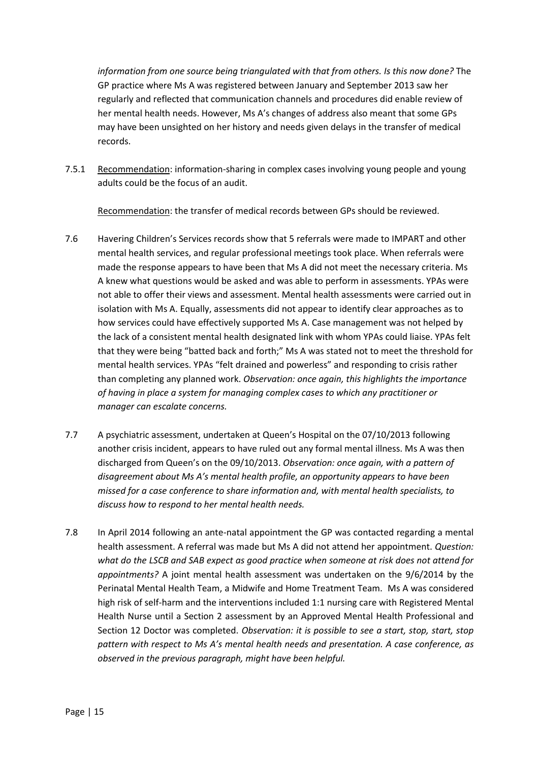*information from one source being triangulated with that from others. Is this now done?* The GP practice where Ms A was registered between January and September 2013 saw her regularly and reflected that communication channels and procedures did enable review of her mental health needs. However, Ms A's changes of address also meant that some GPs may have been unsighted on her history and needs given delays in the transfer of medical records.

7.5.1 Recommendation: information-sharing in complex cases involving young people and young adults could be the focus of an audit.

Recommendation: the transfer of medical records between GPs should be reviewed.

7.6 Havering Children's Services records show that 5 referrals were made to IMPART and other mental health services, and regular professional meetings took place. When referrals were made the response appears to have been that Ms A did not meet the necessary criteria. Ms A knew what questions would be asked and was able to perform in assessments. YPAs were not able to offer their views and assessment. Mental health assessments were carried out in isolation with Ms A. Equally, assessments did not appear to identify clear approaches as to how services could have effectively supported Ms A. Case management was not helped by the lack of a consistent mental health designated link with whom YPAs could liaise. YPAs felt that they were being "batted back and forth;" Ms A was stated not to meet the threshold for mental health services. YPAs "felt drained and powerless" and responding to crisis rather than completing any planned work. *Observation: once again, this highlights the importance of having in place a system for managing complex cases to which any practitioner or manager can escalate concerns.*

7.7 A psychiatric assessment, undertaken at Queen's Hospital on the 07/10/2013 following another crisis incident, appears to have ruled out any formal mental illness. Ms A was then discharged from Queen's on the 09/10/2013. *Observation: once again, with a pattern of disagreement about Ms A's mental health profile, an opportunity appears to have been missed for a case conference to share information and, with mental health specialists, to discuss how to respond to her mental health needs.*

7.8 In April 2014 following an ante-natal appointment the GP was contacted regarding a mental health assessment. A referral was made but Ms A did not attend her appointment. *Question: what do the LSCB and SAB expect as good practice when someone at risk does not attend for appointments?* A joint mental health assessment was undertaken on the 9/6/2014 by the Perinatal Mental Health Team, a Midwife and Home Treatment Team. Ms A was considered high risk of self-harm and the interventions included 1:1 nursing care with Registered Mental Health Nurse until a Section 2 assessment by an Approved Mental Health Professional and Section 12 Doctor was completed. *Observation: it is possible to see a start, stop, start, stop pattern with respect to Ms A's mental health needs and presentation. A case conference, as observed in the previous paragraph, might have been helpful.*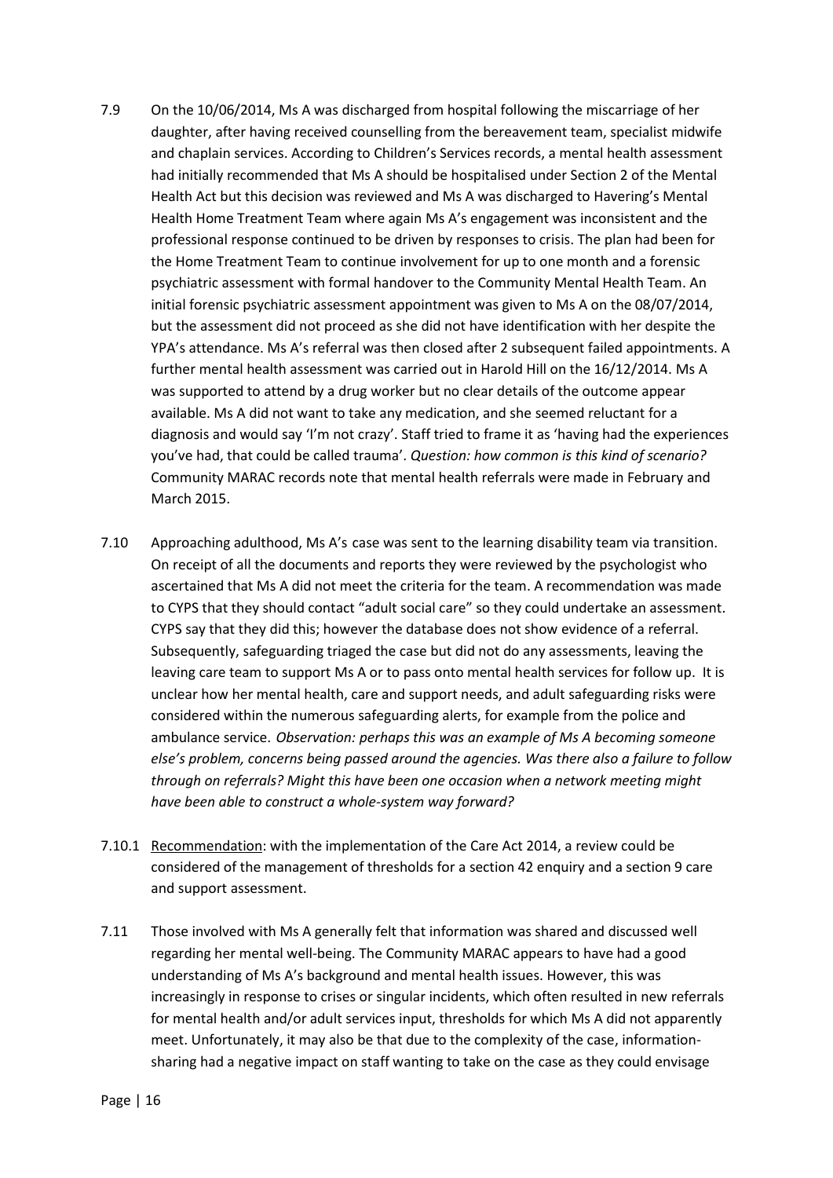7.9 On the 10/06/2014, Ms A was discharged from hospital following the miscarriage of her daughter, after having received counselling from the bereavement team, specialist midwife and chaplain services. According to Children's Services records, a mental health assessment had initially recommended that Ms A should be hospitalised under Section 2 of the Mental Health Act but this decision was reviewed and Ms A was discharged to Havering's Mental Health Home Treatment Team where again Ms A's engagement was inconsistent and the professional response continued to be driven by responses to crisis. The plan had been for the Home Treatment Team to continue involvement for up to one month and a forensic psychiatric assessment with formal handover to the Community Mental Health Team. An initial forensic psychiatric assessment appointment was given to Ms A on the 08/07/2014, but the assessment did not proceed as she did not have identification with her despite the YPA's attendance. Ms A's referral was then closed after 2 subsequent failed appointments. A further mental health assessment was carried out in Harold Hill on the 16/12/2014. Ms A was supported to attend by a drug worker but no clear details of the outcome appear available. Ms A did not want to take any medication, and she seemed reluctant for a diagnosis and would say 'I'm not crazy'. Staff tried to frame it as 'having had the experiences you've had, that could be called trauma'. *Question: how common is this kind of scenario?* Community MARAC records note that mental health referrals were made in February and March 2015.

7.10 Approaching adulthood, Ms A's case was sent to the learning disability team via transition. On receipt of all the documents and reports they were reviewed by the psychologist who ascertained that Ms A did not meet the criteria for the team. A recommendation was made to CYPS that they should contact "adult social care" so they could undertake an assessment. CYPS say that they did this; however the database does not show evidence of a referral. Subsequently, safeguarding triaged the case but did not do any assessments, leaving the leaving care team to support Ms A or to pass onto mental health services for follow up. It is unclear how her mental health, care and support needs, and adult safeguarding risks were considered within the numerous safeguarding alerts, for example from the police and ambulance service. *Observation: perhaps this was an example of Ms A becoming someone else's problem, concerns being passed around the agencies. Was there also a failure to follow through on referrals? Might this have been one occasion when a network meeting might have been able to construct a whole-system way forward?*

7.10.1 <u>Recommendation</u>: with the implementation of the Care Act 2014, a review could be considered of the management of thresholds for a section 42 enquiry and a section 9 care and support assessment.

7.11 Those involved with Ms A generally felt that information was shared and discussed well regarding her mental well-being. The Community MARAC appears to have had a good understanding of Ms A's background and mental health issues. However, this was increasingly in response to crises or singular incidents, which often resulted in new referrals for mental health and/or adult services input, thresholds for which Ms A did not apparently meet. Unfortunately, it may also be that due to the complexity of the case, information-sharing had a negative impact on staff wanting to take on the case as they could envisage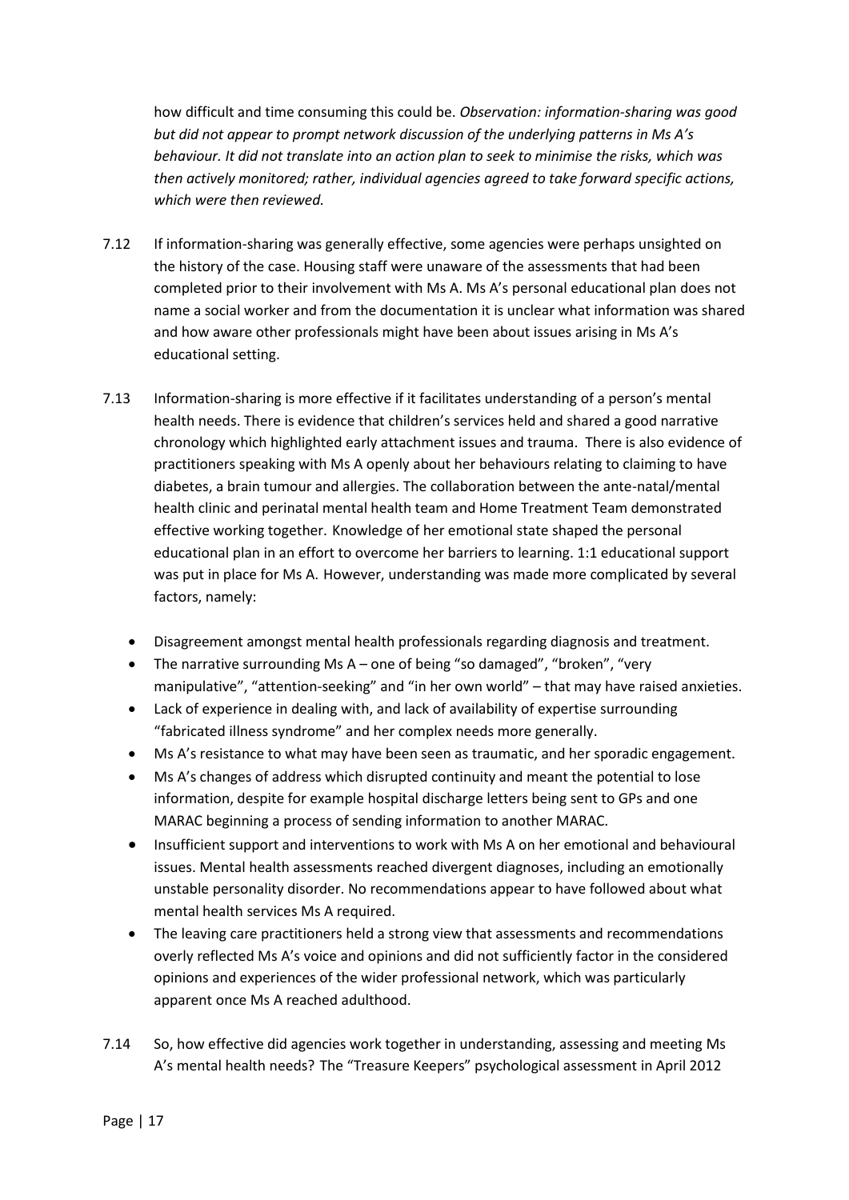how difficult and time consuming this could be. *Observation: information-sharing was good but did not appear to prompt network discussion of the underlying patterns in Ms A's behaviour. It did not translate into an action plan to seek to minimise the risks, which was then actively monitored; rather, individual agencies agreed to take forward specific actions, which were then reviewed.*

7.12 If information-sharing was generally effective, some agencies were perhaps unsighted on the history of the case. Housing staff were unaware of the assessments that had been completed prior to their involvement with Ms A. Ms A's personal educational plan does not name a social worker and from the documentation it is unclear what information was shared and how aware other professionals might have been about issues arising in Ms A's educational setting.

7.13 Information-sharing is more effective if it facilitates understanding of a person's mental health needs. There is evidence that children's services held and shared a good narrative chronology which highlighted early attachment issues and trauma. There is also evidence of practitioners speaking with Ms A openly about her behaviours relating to claiming to have diabetes, a brain tumour and allergies. The collaboration between the ante-natal/mental health clinic and perinatal mental health team and Home Treatment Team demonstrated effective working together. Knowledge of her emotional state shaped the personal educational plan in an effort to overcome her barriers to learning. 1:1 educational support was put in place for Ms A. However, understanding was made more complicated by several factors, namely:

- Disagreement amongst mental health professionals regarding diagnosis and treatment.
- The narrative surrounding Ms A – one of being "so damaged", "broken", "very manipulative", "attention-seeking" and "in her own world" – that may have raised anxieties.
- Lack of experience in dealing with, and lack of availability of expertise surrounding "fabricated illness syndrome" and her complex needs more generally.
- Ms A's resistance to what may have been seen as traumatic, and her sporadic engagement.
- Ms A's changes of address which disrupted continuity and meant the potential to lose information, despite for example hospital discharge letters being sent to GPs and one MARAC beginning a process of sending information to another MARAC.
- Insufficient support and interventions to work with Ms A on her emotional and behavioural issues. Mental health assessments reached divergent diagnoses, including an emotionally unstable personality disorder. No recommendations appear to have followed about what mental health services Ms A required.
- The leaving care practitioners held a strong view that assessments and recommendations overly reflected Ms A's voice and opinions and did not sufficiently factor in the considered opinions and experiences of the wider professional network, which was particularly apparent once Ms A reached adulthood.

7.14 So, how effective did agencies work together in understanding, assessing and meeting Ms A's mental health needs? The "Treasure Keepers" psychological assessment in April 2012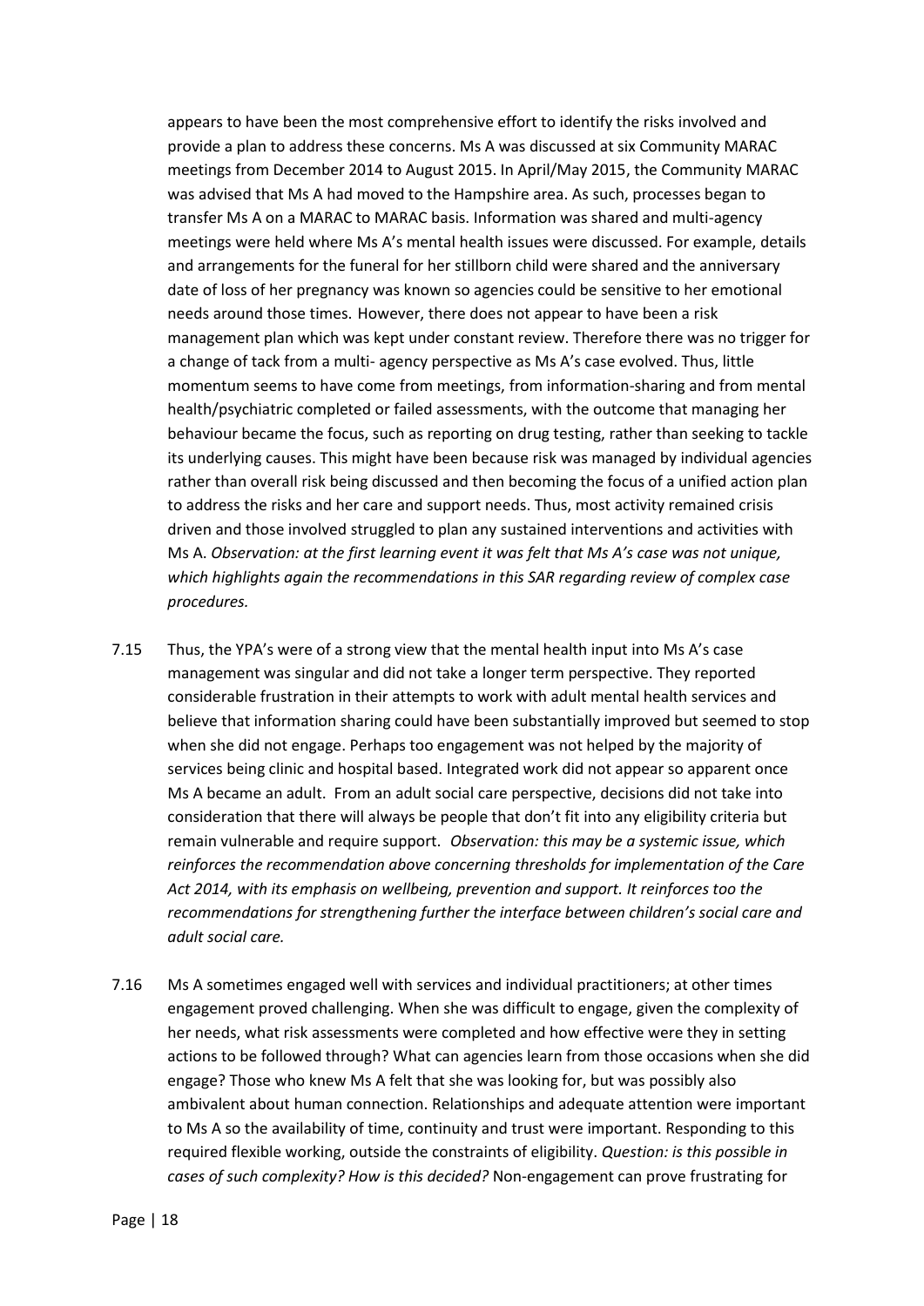appears to have been the most comprehensive effort to identify the risks involved and provide a plan to address these concerns. Ms A was discussed at six Community MARAC meetings from December 2014 to August 2015. In April/May 2015, the Community MARAC was advised that Ms A had moved to the Hampshire area. As such, processes began to transfer Ms A on a MARAC to MARAC basis. Information was shared and multi-agency meetings were held where Ms A's mental health issues were discussed. For example, details and arrangements for the funeral for her stillborn child were shared and the anniversary date of loss of her pregnancy was known so agencies could be sensitive to her emotional needs around those times. However, there does not appear to have been a risk management plan which was kept under constant review. Therefore there was no trigger for a change of tack from a multi- agency perspective as Ms A's case evolved. Thus, little momentum seems to have come from meetings, from information-sharing and from mental health/psychiatric completed or failed assessments, with the outcome that managing her behaviour became the focus, such as reporting on drug testing, rather than seeking to tackle its underlying causes. This might have been because risk was managed by individual agencies rather than overall risk being discussed and then becoming the focus of a unified action plan to address the risks and her care and support needs. Thus, most activity remained crisis driven and those involved struggled to plan any sustained interventions and activities with Ms A. *Observation: at the first learning event it was felt that Ms A's case was not unique, which highlights again the recommendations in this SAR regarding review of complex case procedures.*

7.15 Thus, the YPA's were of a strong view that the mental health input into Ms A's case management was singular and did not take a longer term perspective. They reported considerable frustration in their attempts to work with adult mental health services and believe that information sharing could have been substantially improved but seemed to stop when she did not engage. Perhaps too engagement was not helped by the majority of services being clinic and hospital based. Integrated work did not appear so apparent once Ms A became an adult. From an adult social care perspective, decisions did not take into consideration that there will always be people that don't fit into any eligibility criteria but remain vulnerable and require support. *Observation: this may be a systemic issue, which reinforces the recommendation above concerning thresholds for implementation of the Care Act 2014, with its emphasis on wellbeing, prevention and support. It reinforces too the recommendations for strengthening further the interface between children's social care and adult social care.*

7.16 Ms A sometimes engaged well with services and individual practitioners; at other times engagement proved challenging. When she was difficult to engage, given the complexity of her needs, what risk assessments were completed and how effective were they in setting actions to be followed through? What can agencies learn from those occasions when she did engage? Those who knew Ms A felt that she was looking for, but was possibly also ambivalent about human connection. Relationships and adequate attention were important to Ms A so the availability of time, continuity and trust were important. Responding to this required flexible working, outside the constraints of eligibility. *Question: is this possible in cases of such complexity? How is this decided?* Non-engagement can prove frustrating for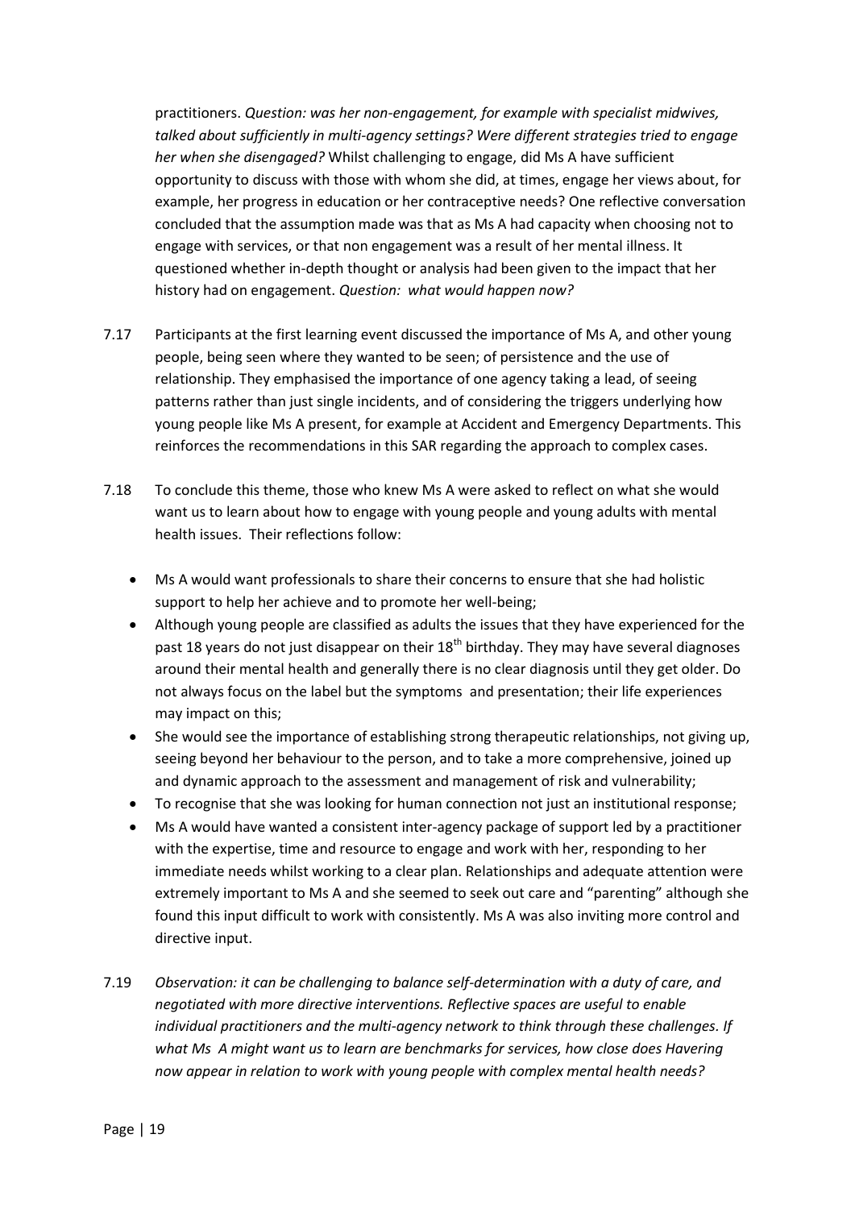practitioners. *Question: was her non-engagement, for example with specialist midwives, talked about sufficiently in multi-agency settings? Were different strategies tried to engage her when she disengaged?* Whilst challenging to engage, did Ms A have sufficient opportunity to discuss with those with whom she did, at times, engage her views about, for example, her progress in education or her contraceptive needs? One reflective conversation concluded that the assumption made was that as Ms A had capacity when choosing not to engage with services, or that non engagement was a result of her mental illness. It questioned whether in-depth thought or analysis had been given to the impact that her history had on engagement. *Question: what would happen now?*

7.17 Participants at the first learning event discussed the importance of Ms A, and other young people, being seen where they wanted to be seen; of persistence and the use of relationship. They emphasised the importance of one agency taking a lead, of seeing patterns rather than just single incidents, and of considering the triggers underlying how young people like Ms A present, for example at Accident and Emergency Departments. This reinforces the recommendations in this SAR regarding the approach to complex cases.

7.18 To conclude this theme, those who knew Ms A were asked to reflect on what she would want us to learn about how to engage with young people and young adults with mental health issues. Their reflections follow:

- Ms A would want professionals to share their concerns to ensure that she had holistic support to help her achieve and to promote her well-being;
- Although young people are classified as adults the issues that they have experienced for the past 18 years do not just disappear on their 18th birthday. They may have several diagnoses around their mental health and generally there is no clear diagnosis until they get older. Do not always focus on the label but the symptoms and presentation; their life experiences may impact on this;
- She would see the importance of establishing strong therapeutic relationships, not giving up, seeing beyond her behaviour to the person, and to take a more comprehensive, joined up and dynamic approach to the assessment and management of risk and vulnerability;
- To recognise that she was looking for human connection not just an institutional response;
- Ms A would have wanted a consistent inter-agency package of support led by a practitioner with the expertise, time and resource to engage and work with her, responding to her immediate needs whilst working to a clear plan. Relationships and adequate attention were extremely important to Ms A and she seemed to seek out care and "parenting" although she found this input difficult to work with consistently. Ms A was also inviting more control and directive input.

7.19 *Observation: it can be challenging to balance self-determination with a duty of care, and negotiated with more directive interventions. Reflective spaces are useful to enable individual practitioners and the multi-agency network to think through these challenges. If what Ms A might want us to learn are benchmarks for services, how close does Havering now appear in relation to work with young people with complex mental health needs?*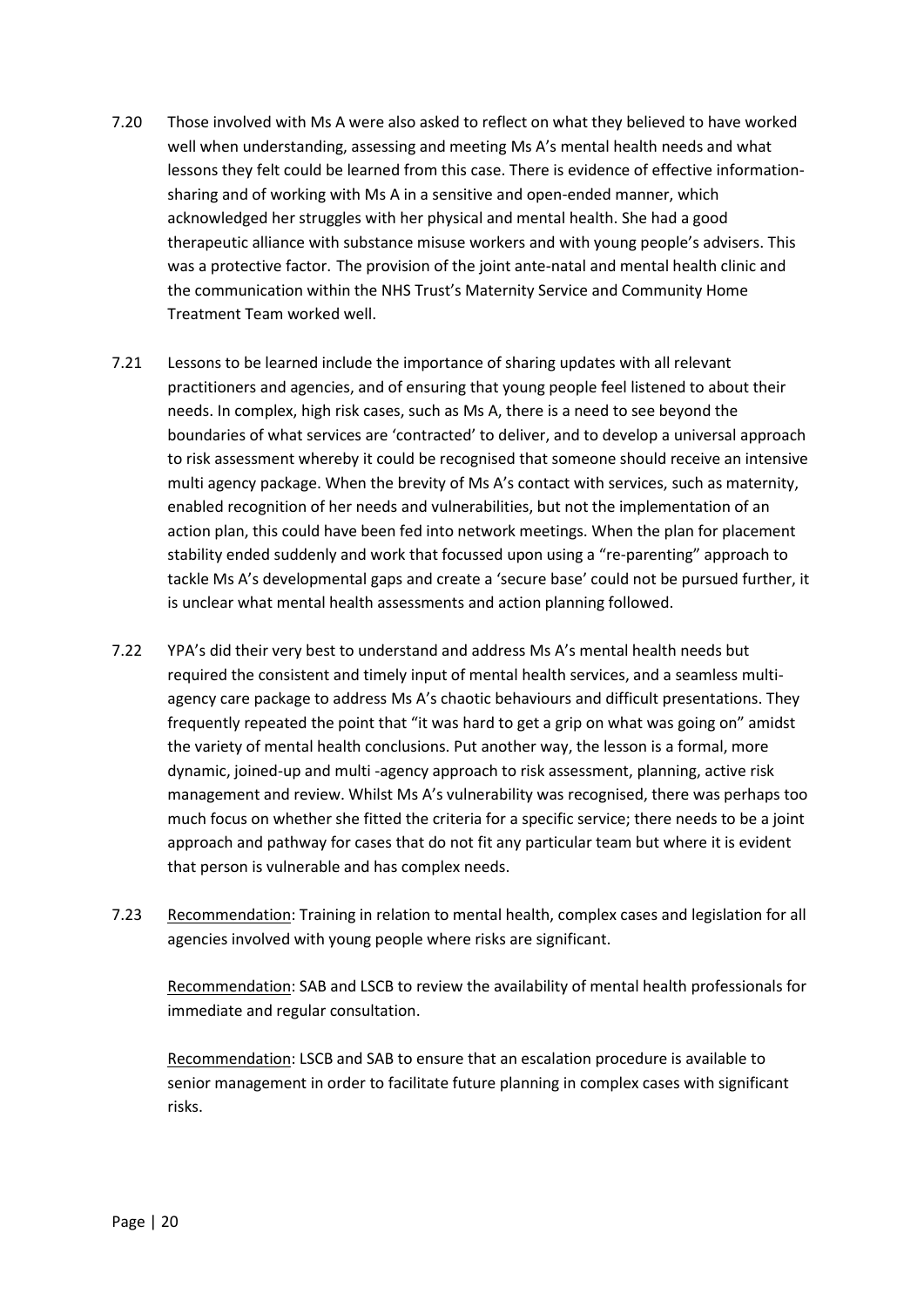7.20 Those involved with Ms A were also asked to reflect on what they believed to have worked well when understanding, assessing and meeting Ms A's mental health needs and what lessons they felt could be learned from this case. There is evidence of effective information-sharing and of working with Ms A in a sensitive and open-ended manner, which acknowledged her struggles with her physical and mental health. She had a good therapeutic alliance with substance misuse workers and with young people's advisers. This was a protective factor. The provision of the joint ante-natal and mental health clinic and the communication within the NHS Trust's Maternity Service and Community Home Treatment Team worked well.

7.21 Lessons to be learned include the importance of sharing updates with all relevant practitioners and agencies, and of ensuring that young people feel listened to about their needs. In complex, high risk cases, such as Ms A, there is a need to see beyond the boundaries of what services are 'contracted' to deliver, and to develop a universal approach to risk assessment whereby it could be recognised that someone should receive an intensive multi agency package. When the brevity of Ms A's contact with services, such as maternity, enabled recognition of her needs and vulnerabilities, but not the implementation of an action plan, this could have been fed into network meetings. When the plan for placement stability ended suddenly and work that focussed upon using a "re-parenting" approach to tackle Ms A's developmental gaps and create a 'secure base' could not be pursued further, it is unclear what mental health assessments and action planning followed.

7.22 YPA's did their very best to understand and address Ms A's mental health needs but required the consistent and timely input of mental health services, and a seamless multi-agency care package to address Ms A's chaotic behaviours and difficult presentations. They frequently repeated the point that "it was hard to get a grip on what was going on" amidst the variety of mental health conclusions. Put another way, the lesson is a formal, more dynamic, joined-up and multi -agency approach to risk assessment, planning, active risk management and review. Whilst Ms A's vulnerability was recognised, there was perhaps too much focus on whether she fitted the criteria for a specific service; there needs to be a joint approach and pathway for cases that do not fit any particular team but where it is evident that person is vulnerable and has complex needs.

7.23 Recommendation: Training in relation to mental health, complex cases and legislation for all agencies involved with young people where risks are significant.

Recommendation: SAB and LSCB to review the availability of mental health professionals for immediate and regular consultation.

Recommendation: LSCB and SAB to ensure that an escalation procedure is available to senior management in order to facilitate future planning in complex cases with significant risks.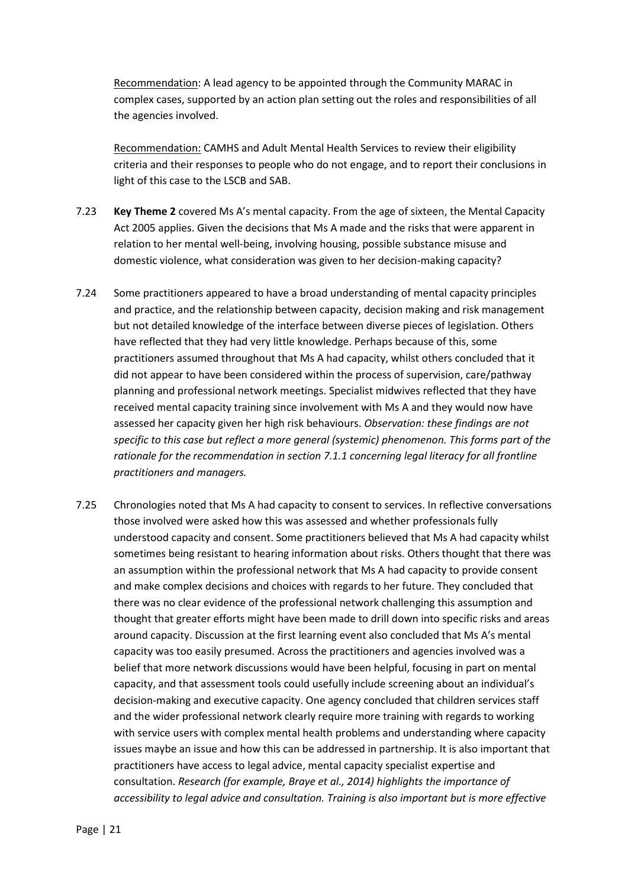Recommendation: A lead agency to be appointed through the Community MARAC in complex cases, supported by an action plan setting out the roles and responsibilities of all the agencies involved.

Recommendation: CAMHS and Adult Mental Health Services to review their eligibility criteria and their responses to people who do not engage, and to report their conclusions in light of this case to the LSCB and SAB.

7.23 **Key Theme 2** covered Ms A's mental capacity. From the age of sixteen, the Mental Capacity Act 2005 applies. Given the decisions that Ms A made and the risks that were apparent in relation to her mental well-being, involving housing, possible substance misuse and domestic violence, what consideration was given to her decision-making capacity?

7.24 Some practitioners appeared to have a broad understanding of mental capacity principles and practice, and the relationship between capacity, decision making and risk management but not detailed knowledge of the interface between diverse pieces of legislation. Others have reflected that they had very little knowledge. Perhaps because of this, some practitioners assumed throughout that Ms A had capacity, whilst others concluded that it did not appear to have been considered within the process of supervision, care/pathway planning and professional network meetings. Specialist midwives reflected that they have received mental capacity training since involvement with Ms A and they would now have assessed her capacity given her high risk behaviours. *Observation: these findings are not specific to this case but reflect a more general (systemic) phenomenon. This forms part of the rationale for the recommendation in section 7.1.1 concerning legal literacy for all frontline practitioners and managers.*

7.25 Chronologies noted that Ms A had capacity to consent to services. In reflective conversations those involved were asked how this was assessed and whether professionals fully understood capacity and consent. Some practitioners believed that Ms A had capacity whilst sometimes being resistant to hearing information about risks. Others thought that there was an assumption within the professional network that Ms A had capacity to provide consent and make complex decisions and choices with regards to her future. They concluded that there was no clear evidence of the professional network challenging this assumption and thought that greater efforts might have been made to drill down into specific risks and areas around capacity. Discussion at the first learning event also concluded that Ms A's mental capacity was too easily presumed. Across the practitioners and agencies involved was a belief that more network discussions would have been helpful, focusing in part on mental capacity, and that assessment tools could usefully include screening about an individual's decision-making and executive capacity. One agency concluded that children services staff and the wider professional network clearly require more training with regards to working with service users with complex mental health problems and understanding where capacity issues maybe an issue and how this can be addressed in partnership. It is also important that practitioners have access to legal advice, mental capacity specialist expertise and consultation. *Research (for example, Braye et al., 2014) highlights the importance of accessibility to legal advice and consultation. Training is also important but is more effective*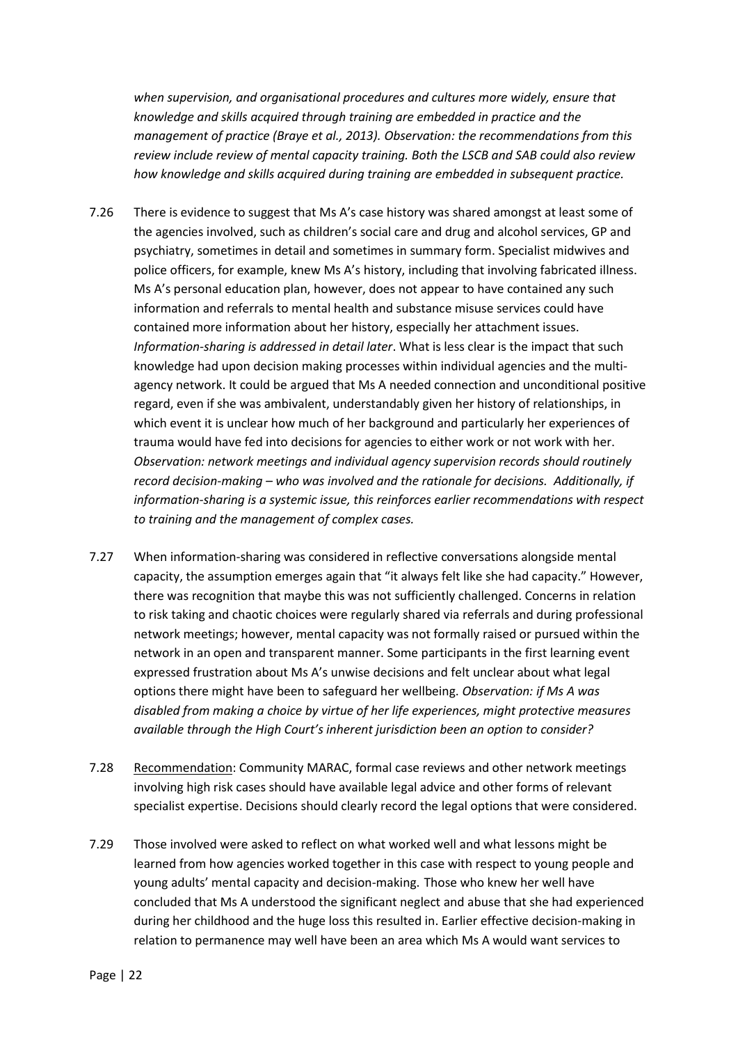*when supervision, and organisational procedures and cultures more widely, ensure that knowledge and skills acquired through training are embedded in practice and the management of practice (Braye et al., 2013). Observation: the recommendations from this review include review of mental capacity training. Both the LSCB and SAB could also review how knowledge and skills acquired during training are embedded in subsequent practice.*

7.26 There is evidence to suggest that Ms A's case history was shared amongst at least some of the agencies involved, such as children's social care and drug and alcohol services, GP and psychiatry, sometimes in detail and sometimes in summary form. Specialist midwives and police officers, for example, knew Ms A's history, including that involving fabricated illness. Ms A's personal education plan, however, does not appear to have contained any such information and referrals to mental health and substance misuse services could have contained more information about her history, especially her attachment issues. *Information-sharing is addressed in detail later*. What is less clear is the impact that such knowledge had upon decision making processes within individual agencies and the multi-agency network. It could be argued that Ms A needed connection and unconditional positive regard, even if she was ambivalent, understandably given her history of relationships, in which event it is unclear how much of her background and particularly her experiences of trauma would have fed into decisions for agencies to either work or not work with her. *Observation: network meetings and individual agency supervision records should routinely record decision-making – who was involved and the rationale for decisions. Additionally, if information-sharing is a systemic issue, this reinforces earlier recommendations with respect to training and the management of complex cases.*

7.27 When information-sharing was considered in reflective conversations alongside mental capacity, the assumption emerges again that "it always felt like she had capacity." However, there was recognition that maybe this was not sufficiently challenged. Concerns in relation to risk taking and chaotic choices were regularly shared via referrals and during professional network meetings; however, mental capacity was not formally raised or pursued within the network in an open and transparent manner. Some participants in the first learning event expressed frustration about Ms A's unwise decisions and felt unclear about what legal options there might have been to safeguard her wellbeing. *Observation: if Ms A was disabled from making a choice by virtue of her life experiences, might protective measures available through the High Court's inherent jurisdiction been an option to consider?*

7.28 Recommendation: Community MARAC, formal case reviews and other network meetings involving high risk cases should have available legal advice and other forms of relevant specialist expertise. Decisions should clearly record the legal options that were considered.

7.29 Those involved were asked to reflect on what worked well and what lessons might be learned from how agencies worked together in this case with respect to young people and young adults' mental capacity and decision-making. Those who knew her well have concluded that Ms A understood the significant neglect and abuse that she had experienced during her childhood and the huge loss this resulted in. Earlier effective decision-making in relation to permanence may well have been an area which Ms A would want services to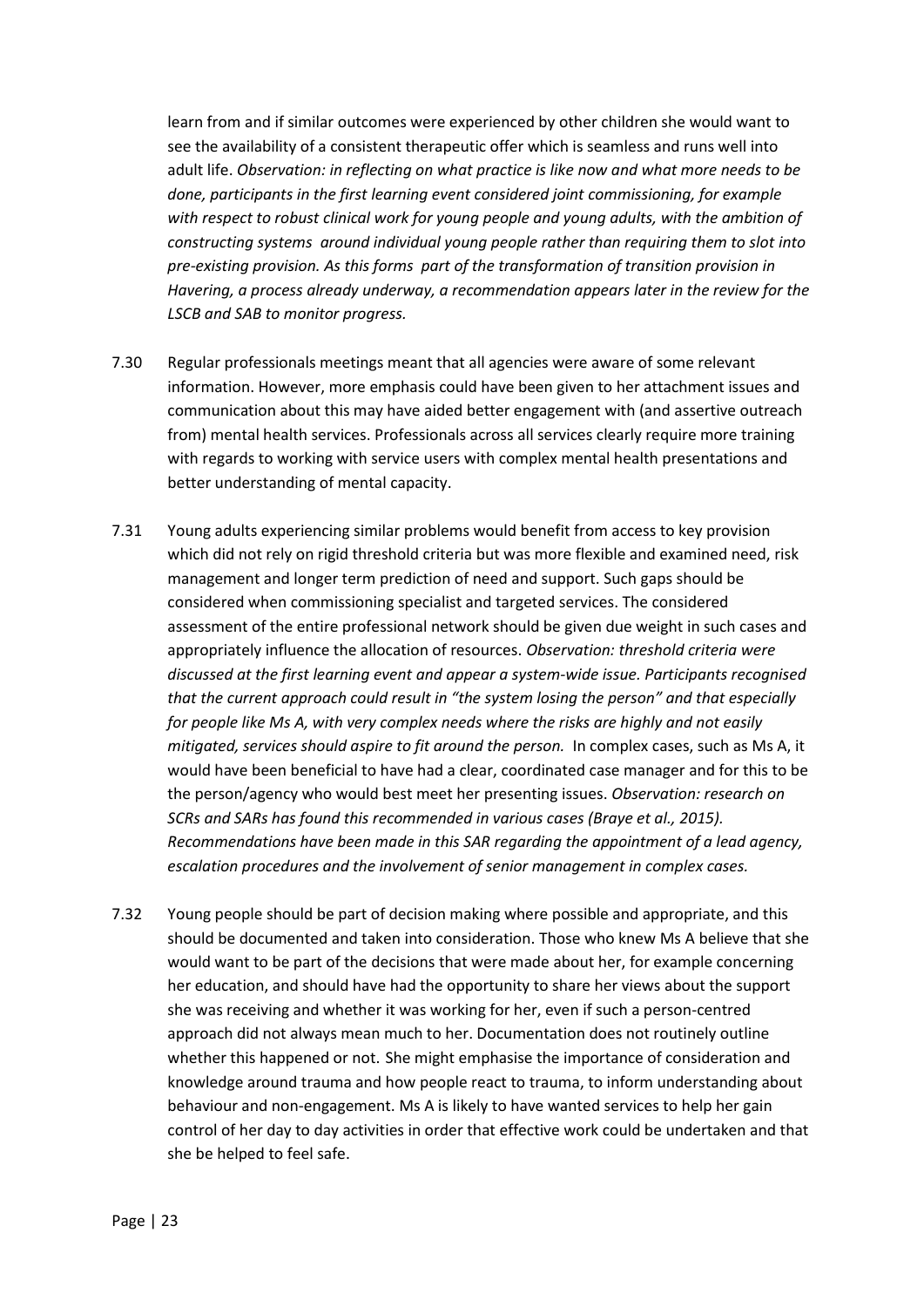learn from and if similar outcomes were experienced by other children she would want to see the availability of a consistent therapeutic offer which is seamless and runs well into adult life. *Observation: in reflecting on what practice is like now and what more needs to be done, participants in the first learning event considered joint commissioning, for example with respect to robust clinical work for young people and young adults, with the ambition of constructing systems around individual young people rather than requiring them to slot into pre-existing provision. As this forms part of the transformation of transition provision in Havering, a process already underway, a recommendation appears later in the review for the LSCB and SAB to monitor progress.*

7.30 Regular professionals meetings meant that all agencies were aware of some relevant information. However, more emphasis could have been given to her attachment issues and communication about this may have aided better engagement with (and assertive outreach from) mental health services. Professionals across all services clearly require more training with regards to working with service users with complex mental health presentations and better understanding of mental capacity.

7.31 Young adults experiencing similar problems would benefit from access to key provision which did not rely on rigid threshold criteria but was more flexible and examined need, risk management and longer term prediction of need and support. Such gaps should be considered when commissioning specialist and targeted services. The considered assessment of the entire professional network should be given due weight in such cases and appropriately influence the allocation of resources. *Observation: threshold criteria were discussed at the first learning event and appear a system-wide issue. Participants recognised that the current approach could result in "the system losing the person" and that especially for people like Ms A, with very complex needs where the risks are highly and not easily mitigated, services should aspire to fit around the person.* In complex cases, such as Ms A, it would have been beneficial to have had a clear, coordinated case manager and for this to be the person/agency who would best meet her presenting issues. *Observation: research on SCRs and SARs has found this recommended in various cases (Braye et al., 2015). Recommendations have been made in this SAR regarding the appointment of a lead agency, escalation procedures and the involvement of senior management in complex cases.*

7.32 Young people should be part of decision making where possible and appropriate, and this should be documented and taken into consideration. Those who knew Ms A believe that she would want to be part of the decisions that were made about her, for example concerning her education, and should have had the opportunity to share her views about the support she was receiving and whether it was working for her, even if such a person-centred approach did not always mean much to her. Documentation does not routinely outline whether this happened or not. She might emphasise the importance of consideration and knowledge around trauma and how people react to trauma, to inform understanding about behaviour and non-engagement. Ms A is likely to have wanted services to help her gain control of her day to day activities in order that effective work could be undertaken and that she be helped to feel safe.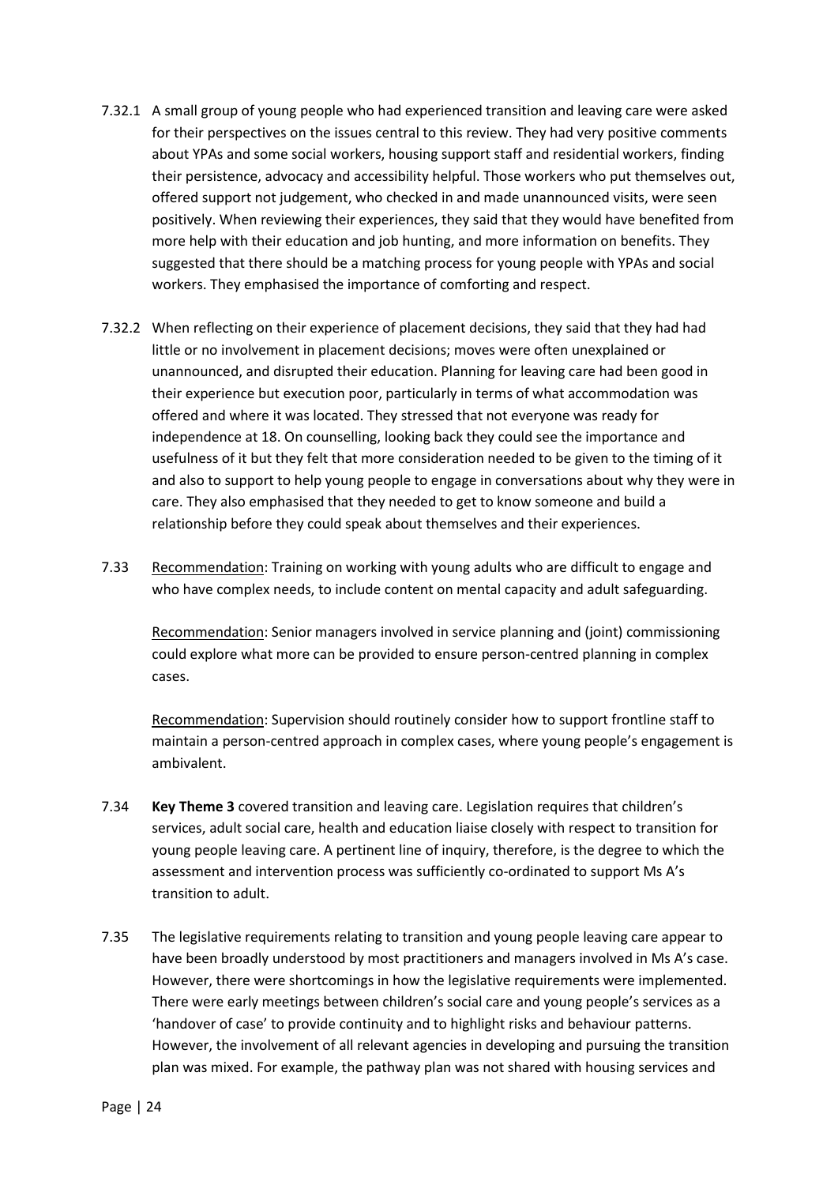7.32.1 A small group of young people who had experienced transition and leaving care were asked for their perspectives on the issues central to this review. They had very positive comments about YPAs and some social workers, housing support staff and residential workers, finding their persistence, advocacy and accessibility helpful. Those workers who put themselves out, offered support not judgement, who checked in and made unannounced visits, were seen positively. When reviewing their experiences, they said that they would have benefited from more help with their education and job hunting, and more information on benefits. They suggested that there should be a matching process for young people with YPAs and social workers. They emphasised the importance of comforting and respect.

7.32.2 When reflecting on their experience of placement decisions, they said that they had had little or no involvement in placement decisions; moves were often unexplained or unannounced, and disrupted their education. Planning for leaving care had been good in their experience but execution poor, particularly in terms of what accommodation was offered and where it was located. They stressed that not everyone was ready for independence at 18. On counselling, looking back they could see the importance and usefulness of it but they felt that more consideration needed to be given to the timing of it and also to support to help young people to engage in conversations about why they were in care. They also emphasised that they needed to get to know someone and build a relationship before they could speak about themselves and their experiences.

7.33 Recommendation: Training on working with young adults who are difficult to engage and who have complex needs, to include content on mental capacity and adult safeguarding.

Recommendation: Senior managers involved in service planning and (joint) commissioning could explore what more can be provided to ensure person-centred planning in complex cases.

Recommendation: Supervision should routinely consider how to support frontline staff to maintain a person-centred approach in complex cases, where young people's engagement is ambivalent.

7.34 **Key Theme 3** covered transition and leaving care. Legislation requires that children's services, adult social care, health and education liaise closely with respect to transition for young people leaving care. A pertinent line of inquiry, therefore, is the degree to which the assessment and intervention process was sufficiently co-ordinated to support Ms A's transition to adult.

7.35 The legislative requirements relating to transition and young people leaving care appear to have been broadly understood by most practitioners and managers involved in Ms A's case. However, there were shortcomings in how the legislative requirements were implemented. There were early meetings between children's social care and young people's services as a 'handover of case' to provide continuity and to highlight risks and behaviour patterns. However, the involvement of all relevant agencies in developing and pursuing the transition plan was mixed. For example, the pathway plan was not shared with housing services and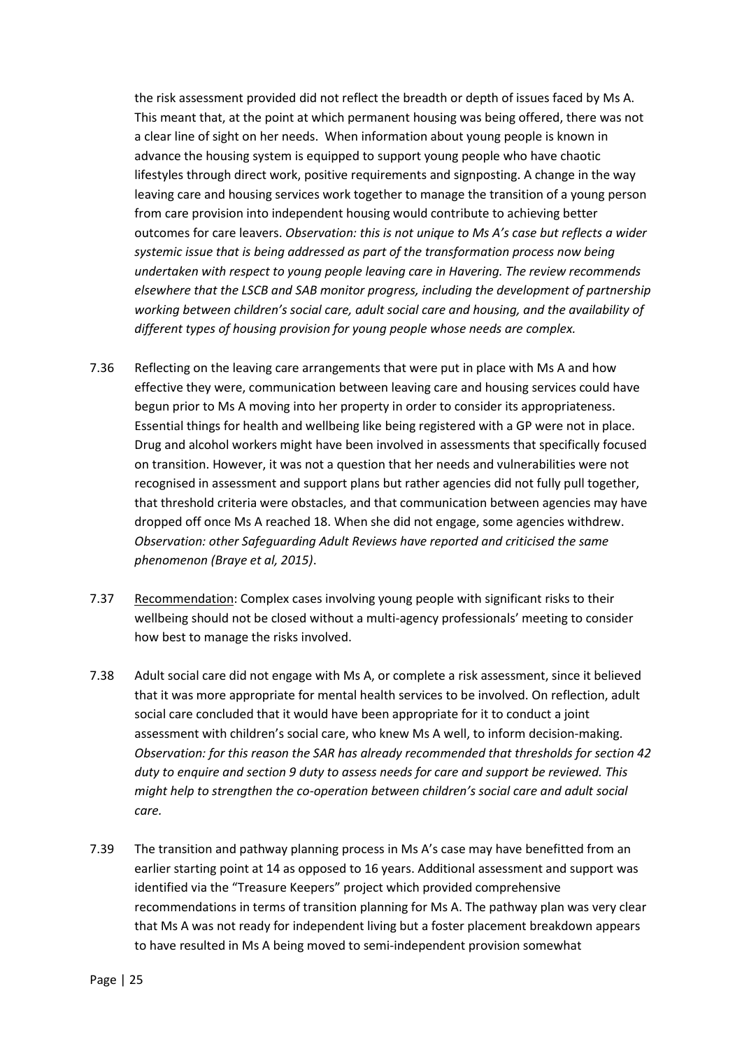the risk assessment provided did not reflect the breadth or depth of issues faced by Ms A. This meant that, at the point at which permanent housing was being offered, there was not a clear line of sight on her needs. When information about young people is known in advance the housing system is equipped to support young people who have chaotic lifestyles through direct work, positive requirements and signposting. A change in the way leaving care and housing services work together to manage the transition of a young person from care provision into independent housing would contribute to achieving better outcomes for care leavers. *Observation: this is not unique to Ms A's case but reflects a wider systemic issue that is being addressed as part of the transformation process now being undertaken with respect to young people leaving care in Havering. The review recommends elsewhere that the LSCB and SAB monitor progress, including the development of partnership working between children's social care, adult social care and housing, and the availability of different types of housing provision for young people whose needs are complex.*

7.36 Reflecting on the leaving care arrangements that were put in place with Ms A and how effective they were, communication between leaving care and housing services could have begun prior to Ms A moving into her property in order to consider its appropriateness. Essential things for health and wellbeing like being registered with a GP were not in place. Drug and alcohol workers might have been involved in assessments that specifically focused on transition. However, it was not a question that her needs and vulnerabilities were not recognised in assessment and support plans but rather agencies did not fully pull together, that threshold criteria were obstacles, and that communication between agencies may have dropped off once Ms A reached 18. When she did not engage, some agencies withdrew. *Observation: other Safeguarding Adult Reviews have reported and criticised the same phenomenon (Braye et al, 2015)*.

7.37 Recommendation: Complex cases involving young people with significant risks to their wellbeing should not be closed without a multi-agency professionals' meeting to consider how best to manage the risks involved.

7.38 Adult social care did not engage with Ms A, or complete a risk assessment, since it believed that it was more appropriate for mental health services to be involved. On reflection, adult social care concluded that it would have been appropriate for it to conduct a joint assessment with children's social care, who knew Ms A well, to inform decision-making. *Observation: for this reason the SAR has already recommended that thresholds for section 42 duty to enquire and section 9 duty to assess needs for care and support be reviewed. This might help to strengthen the co-operation between children's social care and adult social care.*

7.39 The transition and pathway planning process in Ms A's case may have benefitted from an earlier starting point at 14 as opposed to 16 years. Additional assessment and support was identified via the "Treasure Keepers" project which provided comprehensive recommendations in terms of transition planning for Ms A. The pathway plan was very clear that Ms A was not ready for independent living but a foster placement breakdown appears to have resulted in Ms A being moved to semi-independent provision somewhat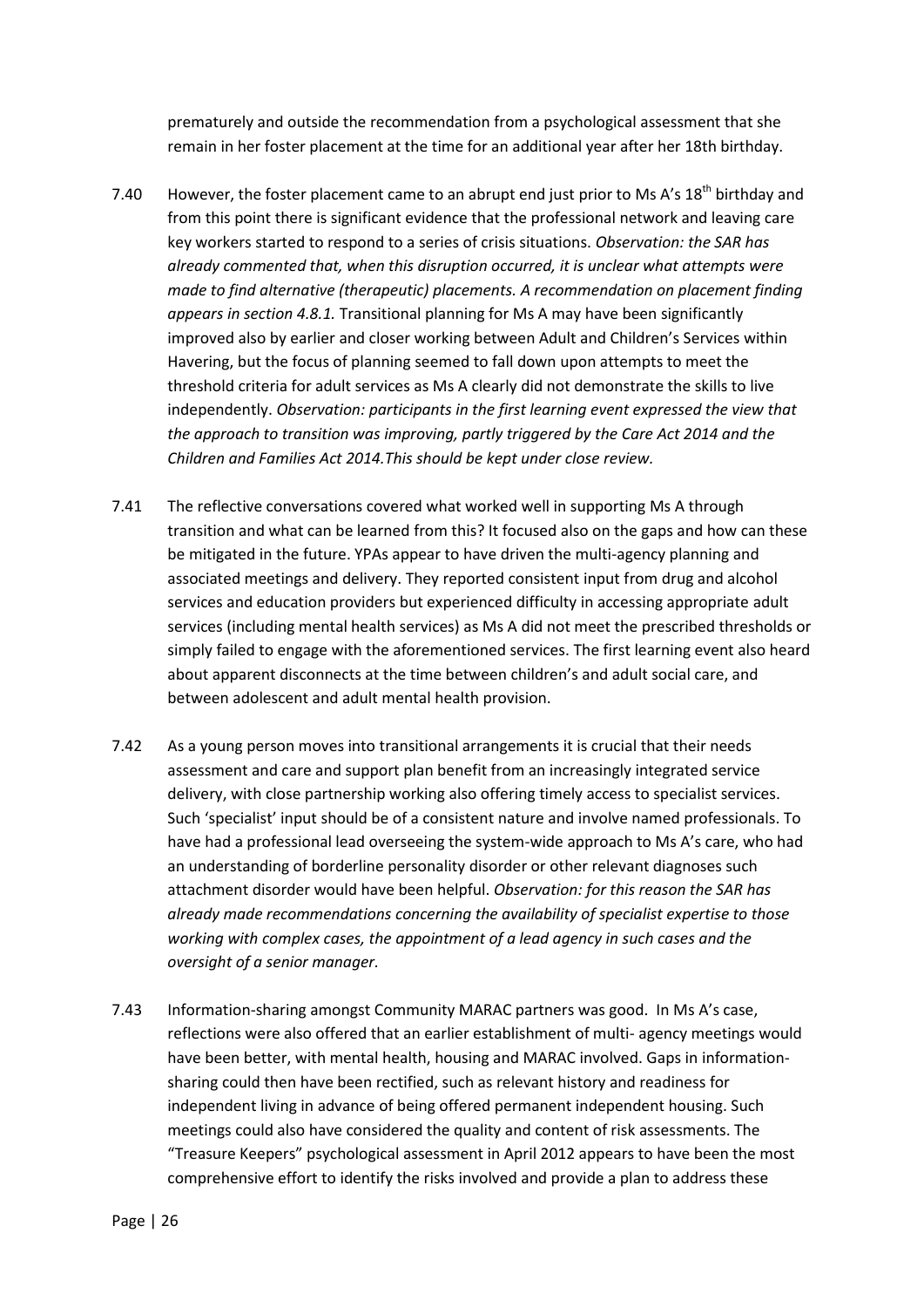prematurely and outside the recommendation from a psychological assessment that she remain in her foster placement at the time for an additional year after her 18th birthday.

7.40 However, the foster placement came to an abrupt end just prior to Ms A's 18th birthday and from this point there is significant evidence that the professional network and leaving care key workers started to respond to a series of crisis situations. *Observation: the SAR has already commented that, when this disruption occurred, it is unclear what attempts were made to find alternative (therapeutic) placements. A recommendation on placement finding appears in section 4.8.1.* Transitional planning for Ms A may have been significantly improved also by earlier and closer working between Adult and Children's Services within Havering, but the focus of planning seemed to fall down upon attempts to meet the threshold criteria for adult services as Ms A clearly did not demonstrate the skills to live independently. *Observation: participants in the first learning event expressed the view that the approach to transition was improving, partly triggered by the Care Act 2014 and the Children and Families Act 2014.This should be kept under close review.*

7.41 The reflective conversations covered what worked well in supporting Ms A through transition and what can be learned from this? It focused also on the gaps and how can these be mitigated in the future. YPAs appear to have driven the multi-agency planning and associated meetings and delivery. They reported consistent input from drug and alcohol services and education providers but experienced difficulty in accessing appropriate adult services (including mental health services) as Ms A did not meet the prescribed thresholds or simply failed to engage with the aforementioned services. The first learning event also heard about apparent disconnects at the time between children's and adult social care, and between adolescent and adult mental health provision.

7.42 As a young person moves into transitional arrangements it is crucial that their needs assessment and care and support plan benefit from an increasingly integrated service delivery, with close partnership working also offering timely access to specialist services. Such 'specialist' input should be of a consistent nature and involve named professionals. To have had a professional lead overseeing the system-wide approach to Ms A's care, who had an understanding of borderline personality disorder or other relevant diagnoses such attachment disorder would have been helpful. *Observation: for this reason the SAR has already made recommendations concerning the availability of specialist expertise to those working with complex cases, the appointment of a lead agency in such cases and the oversight of a senior manager.*

7.43 Information-sharing amongst Community MARAC partners was good. In Ms A's case, reflections were also offered that an earlier establishment of multi- agency meetings would have been better, with mental health, housing and MARAC involved. Gaps in information-sharing could then have been rectified, such as relevant history and readiness for independent living in advance of being offered permanent independent housing. Such meetings could also have considered the quality and content of risk assessments. The "Treasure Keepers" psychological assessment in April 2012 appears to have been the most comprehensive effort to identify the risks involved and provide a plan to address these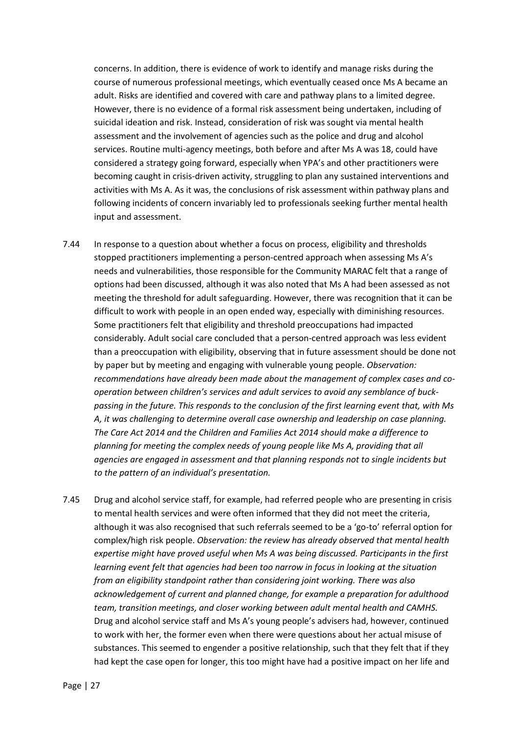concerns. In addition, there is evidence of work to identify and manage risks during the course of numerous professional meetings, which eventually ceased once Ms A became an adult. Risks are identified and covered with care and pathway plans to a limited degree. However, there is no evidence of a formal risk assessment being undertaken, including of suicidal ideation and risk. Instead, consideration of risk was sought via mental health assessment and the involvement of agencies such as the police and drug and alcohol services. Routine multi-agency meetings, both before and after Ms A was 18, could have considered a strategy going forward, especially when YPA's and other practitioners were becoming caught in crisis-driven activity, struggling to plan any sustained interventions and activities with Ms A. As it was, the conclusions of risk assessment within pathway plans and following incidents of concern invariably led to professionals seeking further mental health input and assessment.

7.44 In response to a question about whether a focus on process, eligibility and thresholds stopped practitioners implementing a person-centred approach when assessing Ms A's needs and vulnerabilities, those responsible for the Community MARAC felt that a range of options had been discussed, although it was also noted that Ms A had been assessed as not meeting the threshold for adult safeguarding. However, there was recognition that it can be difficult to work with people in an open ended way, especially with diminishing resources. Some practitioners felt that eligibility and threshold preoccupations had impacted considerably. Adult social care concluded that a person-centred approach was less evident than a preoccupation with eligibility, observing that in future assessment should be done not by paper but by meeting and engaging with vulnerable young people. *Observation: recommendations have already been made about the management of complex cases and co-operation between children's services and adult services to avoid any semblance of buck-passing in the future. This responds to the conclusion of the first learning event that, with Ms A, it was challenging to determine overall case ownership and leadership on case planning. The Care Act 2014 and the Children and Families Act 2014 should make a difference to planning for meeting the complex needs of young people like Ms A, providing that all agencies are engaged in assessment and that planning responds not to single incidents but to the pattern of an individual's presentation.*

7.45 Drug and alcohol service staff, for example, had referred people who are presenting in crisis to mental health services and were often informed that they did not meet the criteria, although it was also recognised that such referrals seemed to be a 'go-to' referral option for complex/high risk people. *Observation: the review has already observed that mental health expertise might have proved useful when Ms A was being discussed. Participants in the first learning event felt that agencies had been too narrow in focus in looking at the situation from an eligibility standpoint rather than considering joint working. There was also acknowledgement of current and planned change, for example a preparation for adulthood team, transition meetings, and closer working between adult mental health and CAMHS.* Drug and alcohol service staff and Ms A's young people's advisers had, however, continued to work with her, the former even when there were questions about her actual misuse of substances. This seemed to engender a positive relationship, such that they felt that if they had kept the case open for longer, this too might have had a positive impact on her life and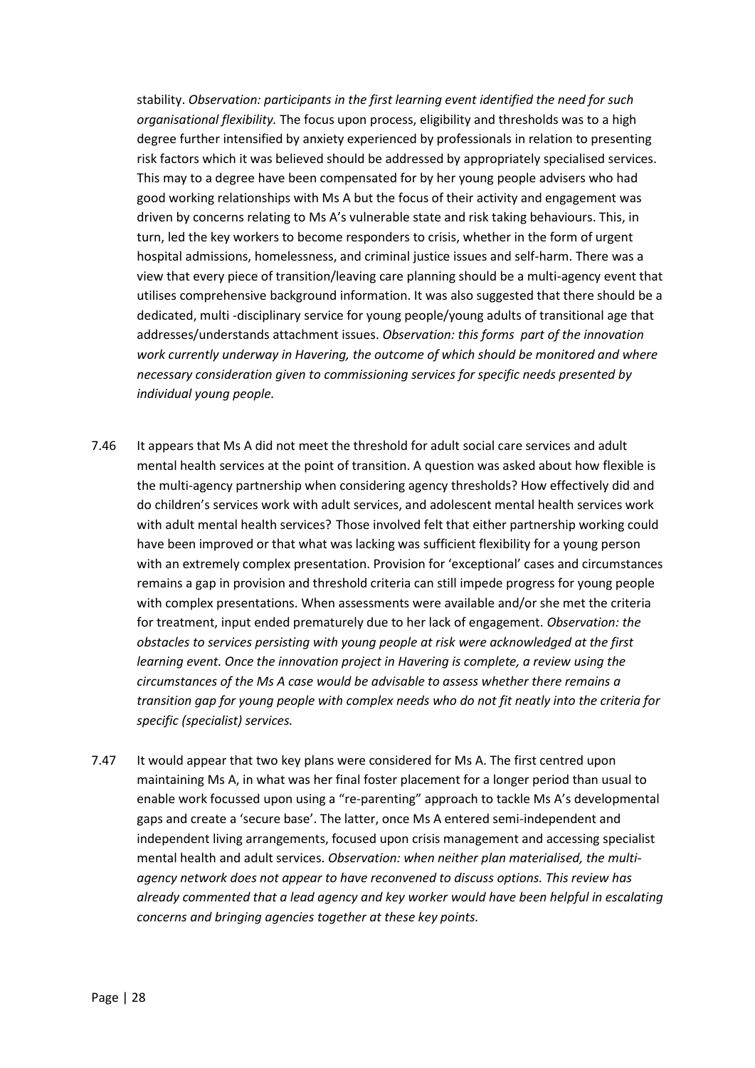stability. *Observation: participants in the first learning event identified the need for such organisational flexibility.* The focus upon process, eligibility and thresholds was to a high degree further intensified by anxiety experienced by professionals in relation to presenting risk factors which it was believed should be addressed by appropriately specialised services. This may to a degree have been compensated for by her young people advisers who had good working relationships with Ms A but the focus of their activity and engagement was driven by concerns relating to Ms A's vulnerable state and risk taking behaviours. This, in turn, led the key workers to become responders to crisis, whether in the form of urgent hospital admissions, homelessness, and criminal justice issues and self-harm. There was a view that every piece of transition/leaving care planning should be a multi-agency event that utilises comprehensive background information. It was also suggested that there should be a dedicated, multi -disciplinary service for young people/young adults of transitional age that addresses/understands attachment issues. *Observation: this forms part of the innovation work currently underway in Havering, the outcome of which should be monitored and where necessary consideration given to commissioning services for specific needs presented by individual young people.*

7.46 It appears that Ms A did not meet the threshold for adult social care services and adult mental health services at the point of transition. A question was asked about how flexible is the multi-agency partnership when considering agency thresholds? How effectively did and do children's services work with adult services, and adolescent mental health services work with adult mental health services? Those involved felt that either partnership working could have been improved or that what was lacking was sufficient flexibility for a young person with an extremely complex presentation. Provision for 'exceptional' cases and circumstances remains a gap in provision and threshold criteria can still impede progress for young people with complex presentations. When assessments were available and/or she met the criteria for treatment, input ended prematurely due to her lack of engagement. *Observation: the obstacles to services persisting with young people at risk were acknowledged at the first learning event. Once the innovation project in Havering is complete, a review using the circumstances of the Ms A case would be advisable to assess whether there remains a transition gap for young people with complex needs who do not fit neatly into the criteria for specific (specialist) services.*

7.47 It would appear that two key plans were considered for Ms A. The first centred upon maintaining Ms A, in what was her final foster placement for a longer period than usual to enable work focussed upon using a "re-parenting" approach to tackle Ms A's developmental gaps and create a 'secure base'. The latter, once Ms A entered semi-independent and independent living arrangements, focused upon crisis management and accessing specialist mental health and adult services. *Observation: when neither plan materialised, the multi-agency network does not appear to have reconvened to discuss options. This review has already commented that a lead agency and key worker would have been helpful in escalating concerns and bringing agencies together at these key points.*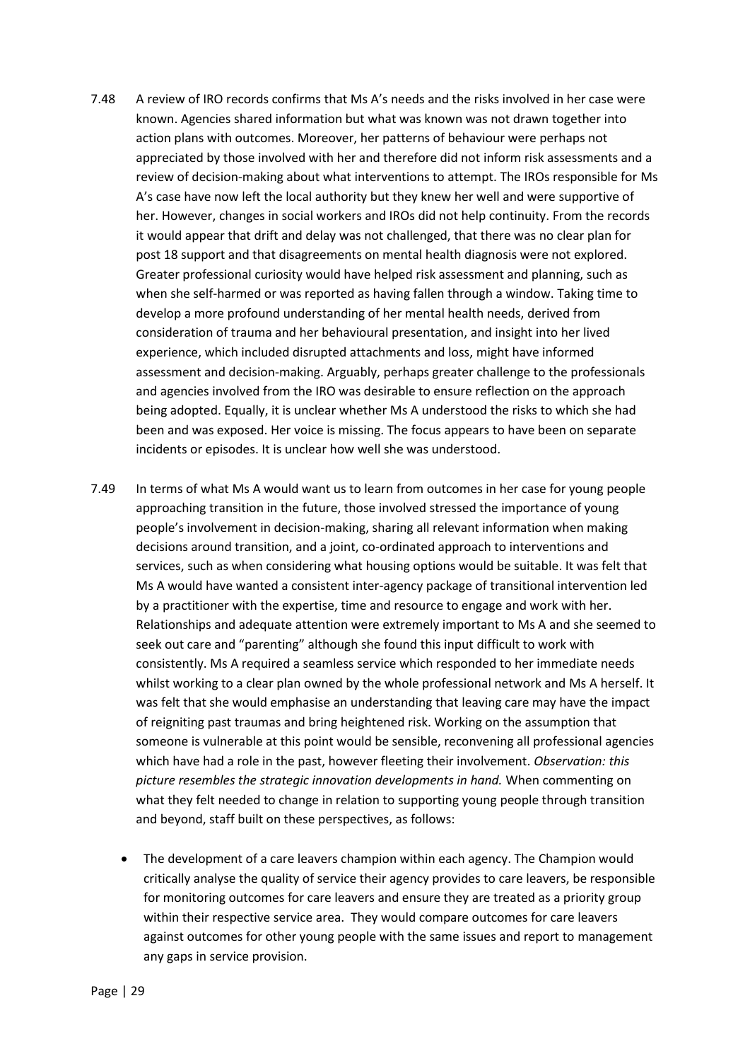7.48 A review of IRO records confirms that Ms A's needs and the risks involved in her case were known. Agencies shared information but what was known was not drawn together into action plans with outcomes. Moreover, her patterns of behaviour were perhaps not appreciated by those involved with her and therefore did not inform risk assessments and a review of decision-making about what interventions to attempt. The IROs responsible for Ms A's case have now left the local authority but they knew her well and were supportive of her. However, changes in social workers and IROs did not help continuity. From the records it would appear that drift and delay was not challenged, that there was no clear plan for post 18 support and that disagreements on mental health diagnosis were not explored. Greater professional curiosity would have helped risk assessment and planning, such as when she self-harmed or was reported as having fallen through a window. Taking time to develop a more profound understanding of her mental health needs, derived from consideration of trauma and her behavioural presentation, and insight into her lived experience, which included disrupted attachments and loss, might have informed assessment and decision-making. Arguably, perhaps greater challenge to the professionals and agencies involved from the IRO was desirable to ensure reflection on the approach being adopted. Equally, it is unclear whether Ms A understood the risks to which she had been and was exposed. Her voice is missing. The focus appears to have been on separate incidents or episodes. It is unclear how well she was understood.

7.49 In terms of what Ms A would want us to learn from outcomes in her case for young people approaching transition in the future, those involved stressed the importance of young people's involvement in decision-making, sharing all relevant information when making decisions around transition, and a joint, co-ordinated approach to interventions and services, such as when considering what housing options would be suitable. It was felt that Ms A would have wanted a consistent inter-agency package of transitional intervention led by a practitioner with the expertise, time and resource to engage and work with her. Relationships and adequate attention were extremely important to Ms A and she seemed to seek out care and "parenting" although she found this input difficult to work with consistently. Ms A required a seamless service which responded to her immediate needs whilst working to a clear plan owned by the whole professional network and Ms A herself. It was felt that she would emphasise an understanding that leaving care may have the impact of reigniting past traumas and bring heightened risk. Working on the assumption that someone is vulnerable at this point would be sensible, reconvening all professional agencies which have had a role in the past, however fleeting their involvement. *Observation: this picture resembles the strategic innovation developments in hand.* When commenting on what they felt needed to change in relation to supporting young people through transition and beyond, staff built on these perspectives, as follows:

- The development of a care leavers champion within each agency. The Champion would critically analyse the quality of service their agency provides to care leavers, be responsible for monitoring outcomes for care leavers and ensure they are treated as a priority group within their respective service area. They would compare outcomes for care leavers against outcomes for other young people with the same issues and report to management any gaps in service provision.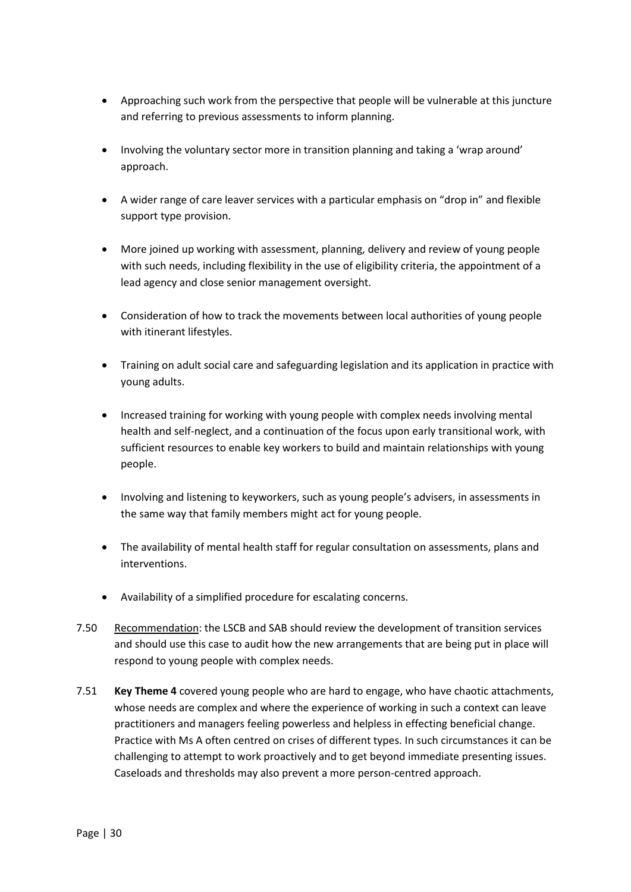- Approaching such work from the perspective that people will be vulnerable at this juncture and referring to previous assessments to inform planning.
- Involving the voluntary sector more in transition planning and taking a 'wrap around' approach.
- A wider range of care leaver services with a particular emphasis on "drop in" and flexible support type provision.
- More joined up working with assessment, planning, delivery and review of young people with such needs, including flexibility in the use of eligibility criteria, the appointment of a lead agency and close senior management oversight.
- Consideration of how to track the movements between local authorities of young people with itinerant lifestyles.
- Training on adult social care and safeguarding legislation and its application in practice with young adults.
- Increased training for working with young people with complex needs involving mental health and self-neglect, and a continuation of the focus upon early transitional work, with sufficient resources to enable key workers to build and maintain relationships with young people.
- Involving and listening to keyworkers, such as young people's advisers, in assessments in the same way that family members might act for young people.
- The availability of mental health staff for regular consultation on assessments, plans and interventions.
- Availability of a simplified procedure for escalating concerns.

7.50 Recommendation: the LSCB and SAB should review the development of transition services and should use this case to audit how the new arrangements that are being put in place will respond to young people with complex needs.

7.51 **Key Theme 4** covered young people who are hard to engage, who have chaotic attachments, whose needs are complex and where the experience of working in such a context can leave practitioners and managers feeling powerless and helpless in effecting beneficial change. Practice with Ms A often centred on crises of different types. In such circumstances it can be challenging to attempt to work proactively and to get beyond immediate presenting issues. Caseloads and thresholds may also prevent a more person-centred approach.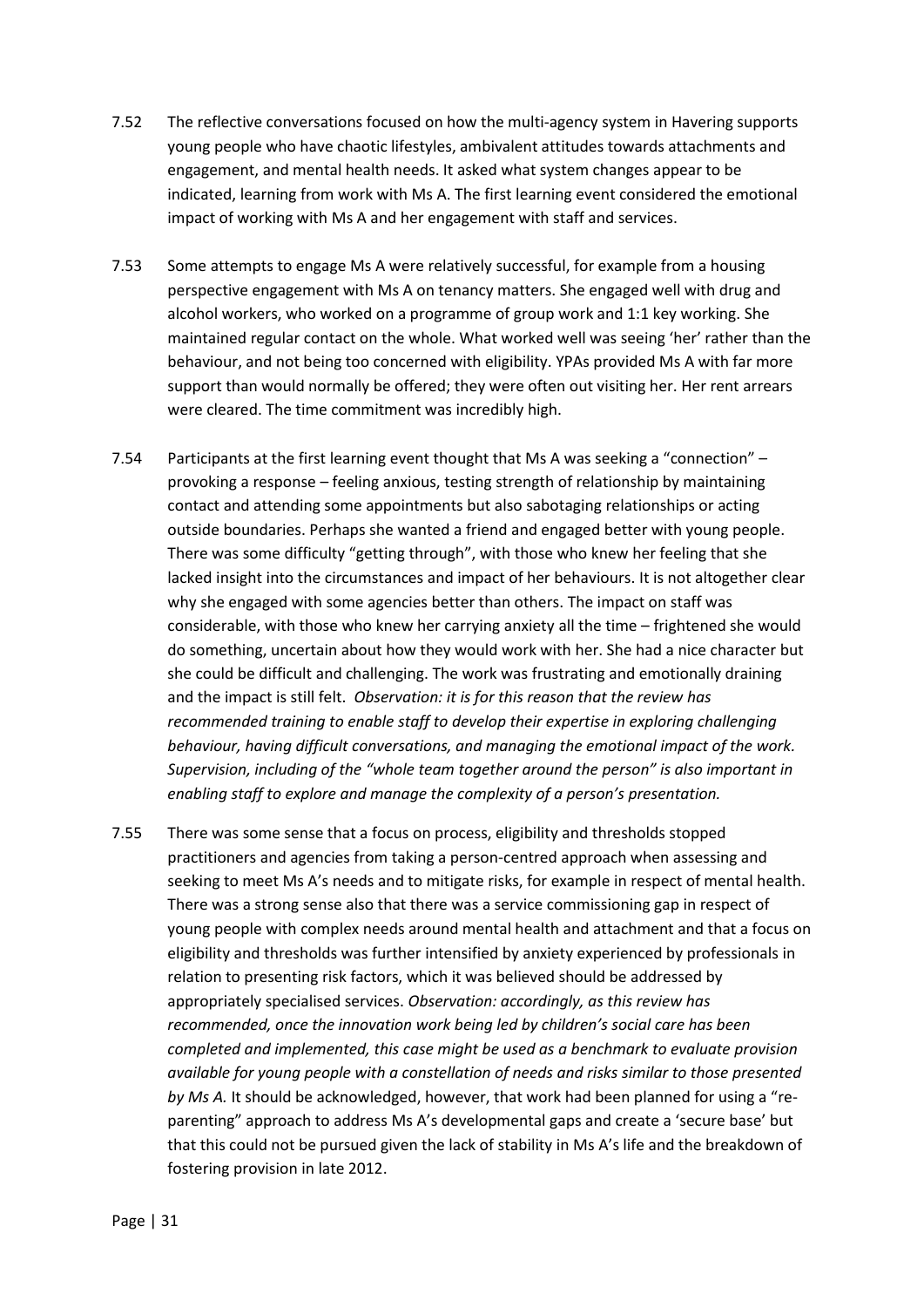7.52 The reflective conversations focused on how the multi-agency system in Havering supports young people who have chaotic lifestyles, ambivalent attitudes towards attachments and engagement, and mental health needs. It asked what system changes appear to be indicated, learning from work with Ms A. The first learning event considered the emotional impact of working with Ms A and her engagement with staff and services.

7.53 Some attempts to engage Ms A were relatively successful, for example from a housing perspective engagement with Ms A on tenancy matters. She engaged well with drug and alcohol workers, who worked on a programme of group work and 1:1 key working. She maintained regular contact on the whole. What worked well was seeing 'her' rather than the behaviour, and not being too concerned with eligibility. YPAs provided Ms A with far more support than would normally be offered; they were often out visiting her. Her rent arrears were cleared. The time commitment was incredibly high.

7.54 Participants at the first learning event thought that Ms A was seeking a "connection" – provoking a response – feeling anxious, testing strength of relationship by maintaining contact and attending some appointments but also sabotaging relationships or acting outside boundaries. Perhaps she wanted a friend and engaged better with young people. There was some difficulty "getting through", with those who knew her feeling that she lacked insight into the circumstances and impact of her behaviours. It is not altogether clear why she engaged with some agencies better than others. The impact on staff was considerable, with those who knew her carrying anxiety all the time – frightened she would do something, uncertain about how they would work with her. She had a nice character but she could be difficult and challenging. The work was frustrating and emotionally draining and the impact is still felt. *Observation: it is for this reason that the review has recommended training to enable staff to develop their expertise in exploring challenging behaviour, having difficult conversations, and managing the emotional impact of the work. Supervision, including of the "whole team together around the person" is also important in enabling staff to explore and manage the complexity of a person's presentation.*

7.55 There was some sense that a focus on process, eligibility and thresholds stopped practitioners and agencies from taking a person-centred approach when assessing and seeking to meet Ms A's needs and to mitigate risks, for example in respect of mental health. There was a strong sense also that there was a service commissioning gap in respect of young people with complex needs around mental health and attachment and that a focus on eligibility and thresholds was further intensified by anxiety experienced by professionals in relation to presenting risk factors, which it was believed should be addressed by appropriately specialised services. *Observation: accordingly, as this review has recommended, once the innovation work being led by children's social care has been completed and implemented, this case might be used as a benchmark to evaluate provision available for young people with a constellation of needs and risks similar to those presented by Ms A.* It should be acknowledged, however, that work had been planned for using a "re-parenting" approach to address Ms A's developmental gaps and create a 'secure base' but that this could not be pursued given the lack of stability in Ms A's life and the breakdown of fostering provision in late 2012.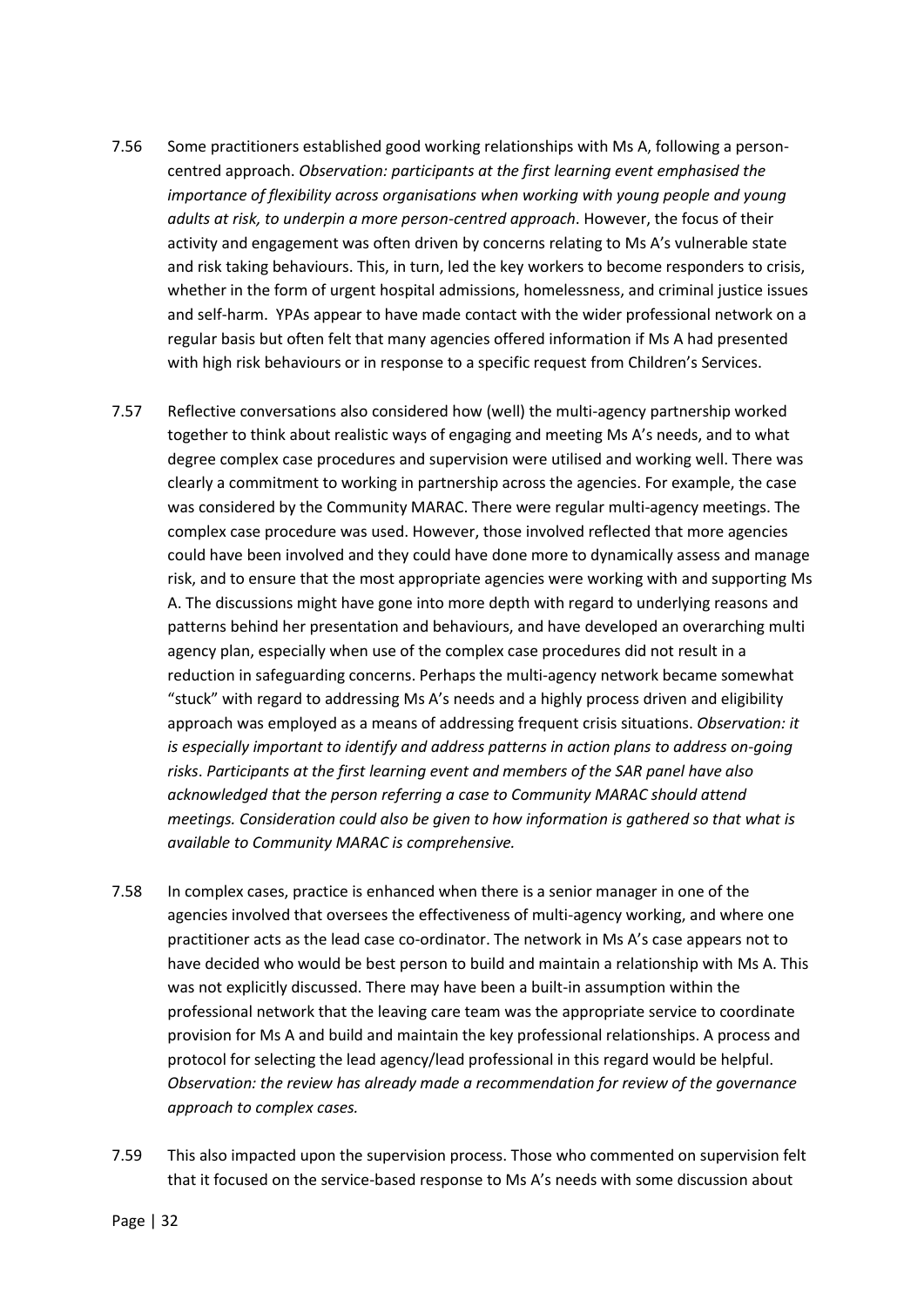7.56 Some practitioners established good working relationships with Ms A, following a person-centred approach. *Observation: participants at the first learning event emphasised the importance of flexibility across organisations when working with young people and young adults at risk, to underpin a more person-centred approach*. However, the focus of their activity and engagement was often driven by concerns relating to Ms A's vulnerable state and risk taking behaviours. This, in turn, led the key workers to become responders to crisis, whether in the form of urgent hospital admissions, homelessness, and criminal justice issues and self-harm. YPAs appear to have made contact with the wider professional network on a regular basis but often felt that many agencies offered information if Ms A had presented with high risk behaviours or in response to a specific request from Children's Services.

7.57 Reflective conversations also considered how (well) the multi-agency partnership worked together to think about realistic ways of engaging and meeting Ms A's needs, and to what degree complex case procedures and supervision were utilised and working well. There was clearly a commitment to working in partnership across the agencies. For example, the case was considered by the Community MARAC. There were regular multi-agency meetings. The complex case procedure was used. However, those involved reflected that more agencies could have been involved and they could have done more to dynamically assess and manage risk, and to ensure that the most appropriate agencies were working with and supporting Ms A. The discussions might have gone into more depth with regard to underlying reasons and patterns behind her presentation and behaviours, and have developed an overarching multi agency plan, especially when use of the complex case procedures did not result in a reduction in safeguarding concerns. Perhaps the multi-agency network became somewhat "stuck" with regard to addressing Ms A's needs and a highly process driven and eligibility approach was employed as a means of addressing frequent crisis situations. *Observation: it is especially important to identify and address patterns in action plans to address on-going risks*. *Participants at the first learning event and members of the SAR panel have also acknowledged that the person referring a case to Community MARAC should attend meetings. Consideration could also be given to how information is gathered so that what is available to Community MARAC is comprehensive.*

7.58 In complex cases, practice is enhanced when there is a senior manager in one of the agencies involved that oversees the effectiveness of multi-agency working, and where one practitioner acts as the lead case co-ordinator. The network in Ms A's case appears not to have decided who would be best person to build and maintain a relationship with Ms A. This was not explicitly discussed. There may have been a built-in assumption within the professional network that the leaving care team was the appropriate service to coordinate provision for Ms A and build and maintain the key professional relationships. A process and protocol for selecting the lead agency/lead professional in this regard would be helpful. *Observation: the review has already made a recommendation for review of the governance approach to complex cases.*

7.59 This also impacted upon the supervision process. Those who commented on supervision felt that it focused on the service-based response to Ms A's needs with some discussion about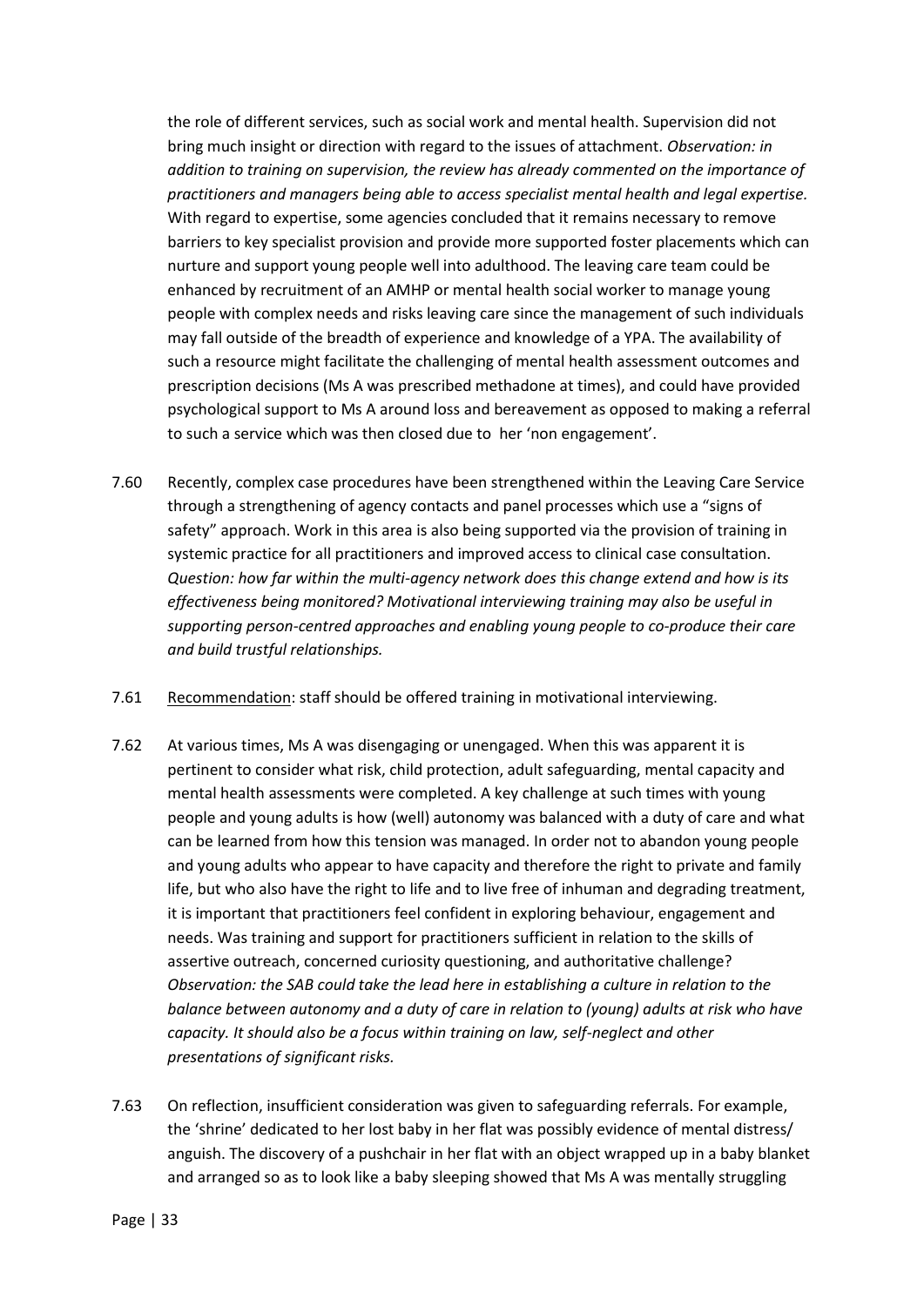the role of different services, such as social work and mental health. Supervision did not bring much insight or direction with regard to the issues of attachment. *Observation: in addition to training on supervision, the review has already commented on the importance of practitioners and managers being able to access specialist mental health and legal expertise.* With regard to expertise, some agencies concluded that it remains necessary to remove barriers to key specialist provision and provide more supported foster placements which can nurture and support young people well into adulthood. The leaving care team could be enhanced by recruitment of an AMHP or mental health social worker to manage young people with complex needs and risks leaving care since the management of such individuals may fall outside of the breadth of experience and knowledge of a YPA. The availability of such a resource might facilitate the challenging of mental health assessment outcomes and prescription decisions (Ms A was prescribed methadone at times), and could have provided psychological support to Ms A around loss and bereavement as opposed to making a referral to such a service which was then closed due to her 'non engagement'.

7.60 Recently, complex case procedures have been strengthened within the Leaving Care Service through a strengthening of agency contacts and panel processes which use a "signs of safety" approach. Work in this area is also being supported via the provision of training in systemic practice for all practitioners and improved access to clinical case consultation. *Question: how far within the multi-agency network does this change extend and how is its effectiveness being monitored? Motivational interviewing training may also be useful in supporting person-centred approaches and enabling young people to co-produce their care and build trustful relationships.*

7.61 Recommendation: staff should be offered training in motivational interviewing.

7.62 At various times, Ms A was disengaging or unengaged. When this was apparent it is pertinent to consider what risk, child protection, adult safeguarding, mental capacity and mental health assessments were completed. A key challenge at such times with young people and young adults is how (well) autonomy was balanced with a duty of care and what can be learned from how this tension was managed. In order not to abandon young people and young adults who appear to have capacity and therefore the right to private and family life, but who also have the right to life and to live free of inhuman and degrading treatment, it is important that practitioners feel confident in exploring behaviour, engagement and needs. Was training and support for practitioners sufficient in relation to the skills of assertive outreach, concerned curiosity questioning, and authoritative challenge? *Observation: the SAB could take the lead here in establishing a culture in relation to the balance between autonomy and a duty of care in relation to (young) adults at risk who have capacity. It should also be a focus within training on law, self-neglect and other presentations of significant risks.*

7.63 On reflection, insufficient consideration was given to safeguarding referrals. For example, the 'shrine' dedicated to her lost baby in her flat was possibly evidence of mental distress/ anguish. The discovery of a pushchair in her flat with an object wrapped up in a baby blanket and arranged so as to look like a baby sleeping showed that Ms A was mentally struggling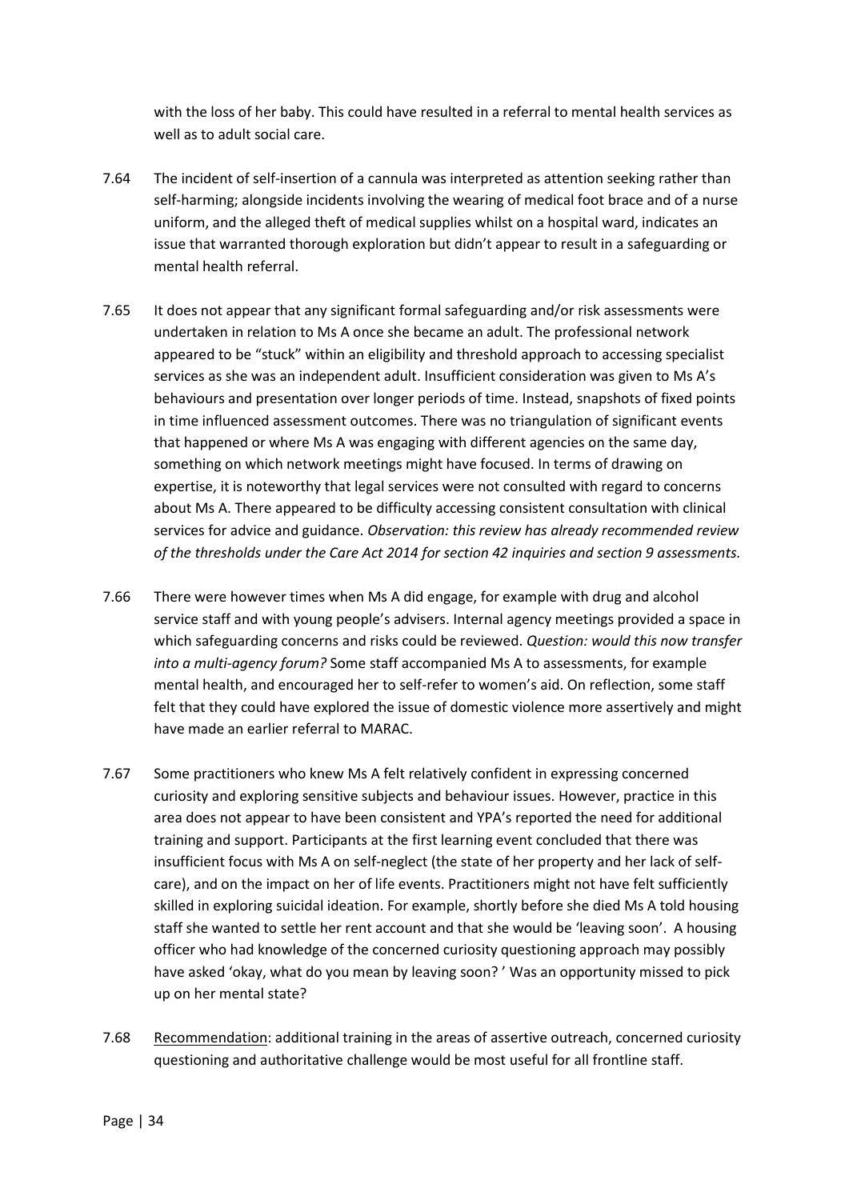with the loss of her baby. This could have resulted in a referral to mental health services as well as to adult social care.

7.64 The incident of self-insertion of a cannula was interpreted as attention seeking rather than self-harming; alongside incidents involving the wearing of medical foot brace and of a nurse uniform, and the alleged theft of medical supplies whilst on a hospital ward, indicates an issue that warranted thorough exploration but didn't appear to result in a safeguarding or mental health referral.

7.65 It does not appear that any significant formal safeguarding and/or risk assessments were undertaken in relation to Ms A once she became an adult. The professional network appeared to be "stuck" within an eligibility and threshold approach to accessing specialist services as she was an independent adult. Insufficient consideration was given to Ms A's behaviours and presentation over longer periods of time. Instead, snapshots of fixed points in time influenced assessment outcomes. There was no triangulation of significant events that happened or where Ms A was engaging with different agencies on the same day, something on which network meetings might have focused. In terms of drawing on expertise, it is noteworthy that legal services were not consulted with regard to concerns about Ms A. There appeared to be difficulty accessing consistent consultation with clinical services for advice and guidance. *Observation: this review has already recommended review of the thresholds under the Care Act 2014 for section 42 inquiries and section 9 assessments.*

7.66 There were however times when Ms A did engage, for example with drug and alcohol service staff and with young people's advisers. Internal agency meetings provided a space in which safeguarding concerns and risks could be reviewed. *Question: would this now transfer into a multi-agency forum?* Some staff accompanied Ms A to assessments, for example mental health, and encouraged her to self-refer to women's aid. On reflection, some staff felt that they could have explored the issue of domestic violence more assertively and might have made an earlier referral to MARAC.

7.67 Some practitioners who knew Ms A felt relatively confident in expressing concerned curiosity and exploring sensitive subjects and behaviour issues. However, practice in this area does not appear to have been consistent and YPA's reported the need for additional training and support. Participants at the first learning event concluded that there was insufficient focus with Ms A on self-neglect (the state of her property and her lack of self-care), and on the impact on her of life events. Practitioners might not have felt sufficiently skilled in exploring suicidal ideation. For example, shortly before she died Ms A told housing staff she wanted to settle her rent account and that she would be 'leaving soon'. A housing officer who had knowledge of the concerned curiosity questioning approach may possibly have asked 'okay, what do you mean by leaving soon? ' Was an opportunity missed to pick up on her mental state?

7.68 <u>Recommendation</u>: additional training in the areas of assertive outreach, concerned curiosity questioning and authoritative challenge would be most useful for all frontline staff.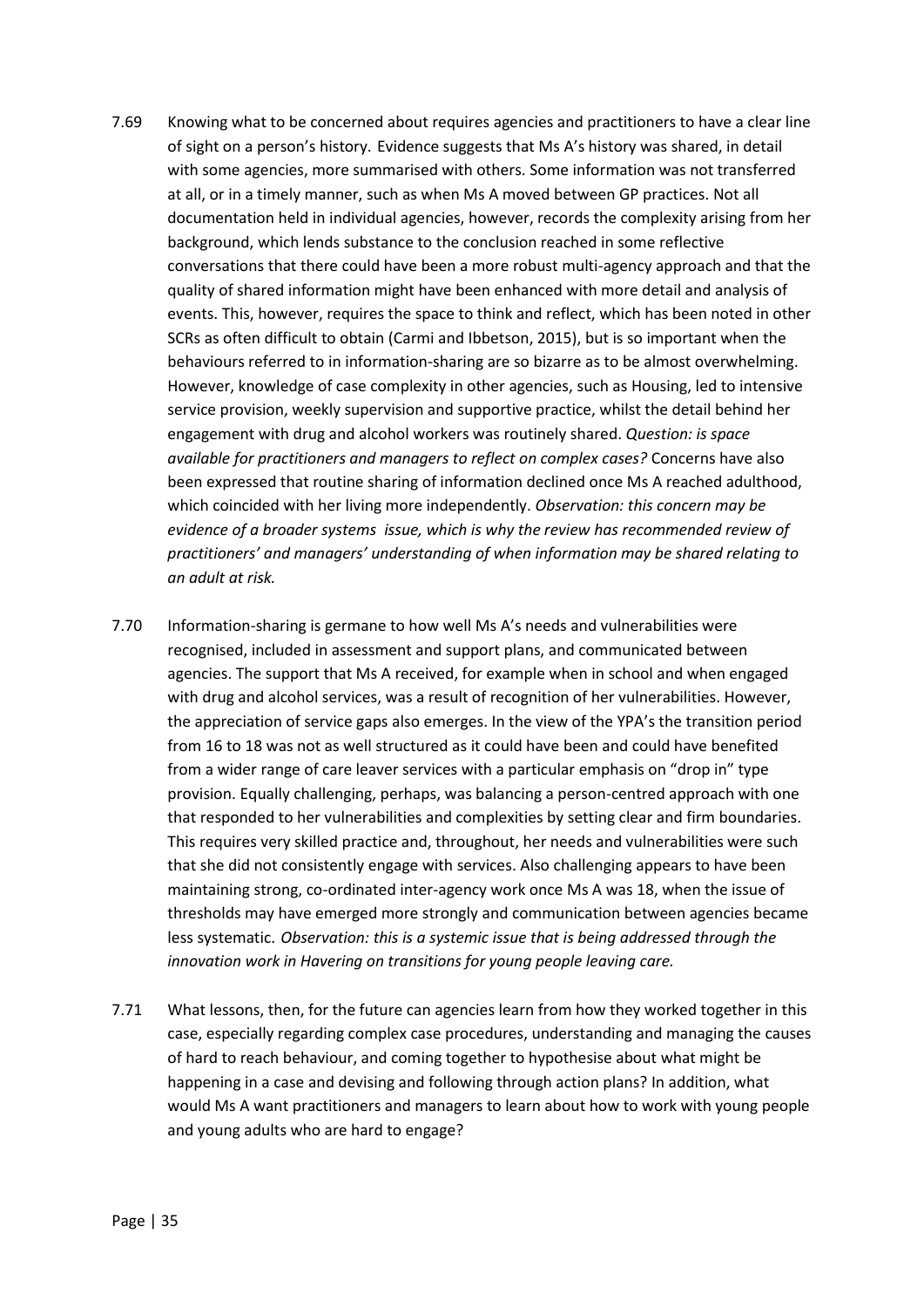7.69 Knowing what to be concerned about requires agencies and practitioners to have a clear line of sight on a person's history. Evidence suggests that Ms A's history was shared, in detail with some agencies, more summarised with others. Some information was not transferred at all, or in a timely manner, such as when Ms A moved between GP practices. Not all documentation held in individual agencies, however, records the complexity arising from her background, which lends substance to the conclusion reached in some reflective conversations that there could have been a more robust multi-agency approach and that the quality of shared information might have been enhanced with more detail and analysis of events. This, however, requires the space to think and reflect, which has been noted in other SCRs as often difficult to obtain (Carmi and Ibbetson, 2015), but is so important when the behaviours referred to in information-sharing are so bizarre as to be almost overwhelming. However, knowledge of case complexity in other agencies, such as Housing, led to intensive service provision, weekly supervision and supportive practice, whilst the detail behind her engagement with drug and alcohol workers was routinely shared. *Question: is space available for practitioners and managers to reflect on complex cases?* Concerns have also been expressed that routine sharing of information declined once Ms A reached adulthood, which coincided with her living more independently. *Observation: this concern may be evidence of a broader systems issue, which is why the review has recommended review of practitioners' and managers' understanding of when information may be shared relating to an adult at risk.*

7.70 Information-sharing is germane to how well Ms A's needs and vulnerabilities were recognised, included in assessment and support plans, and communicated between agencies. The support that Ms A received, for example when in school and when engaged with drug and alcohol services, was a result of recognition of her vulnerabilities. However, the appreciation of service gaps also emerges. In the view of the YPA's the transition period from 16 to 18 was not as well structured as it could have been and could have benefited from a wider range of care leaver services with a particular emphasis on "drop in" type provision. Equally challenging, perhaps, was balancing a person-centred approach with one that responded to her vulnerabilities and complexities by setting clear and firm boundaries. This requires very skilled practice and, throughout, her needs and vulnerabilities were such that she did not consistently engage with services. Also challenging appears to have been maintaining strong, co-ordinated inter-agency work once Ms A was 18, when the issue of thresholds may have emerged more strongly and communication between agencies became less systematic. *Observation: this is a systemic issue that is being addressed through the innovation work in Havering on transitions for young people leaving care.*

7.71 What lessons, then, for the future can agencies learn from how they worked together in this case, especially regarding complex case procedures, understanding and managing the causes of hard to reach behaviour, and coming together to hypothesise about what might be happening in a case and devising and following through action plans? In addition, what would Ms A want practitioners and managers to learn about how to work with young people and young adults who are hard to engage?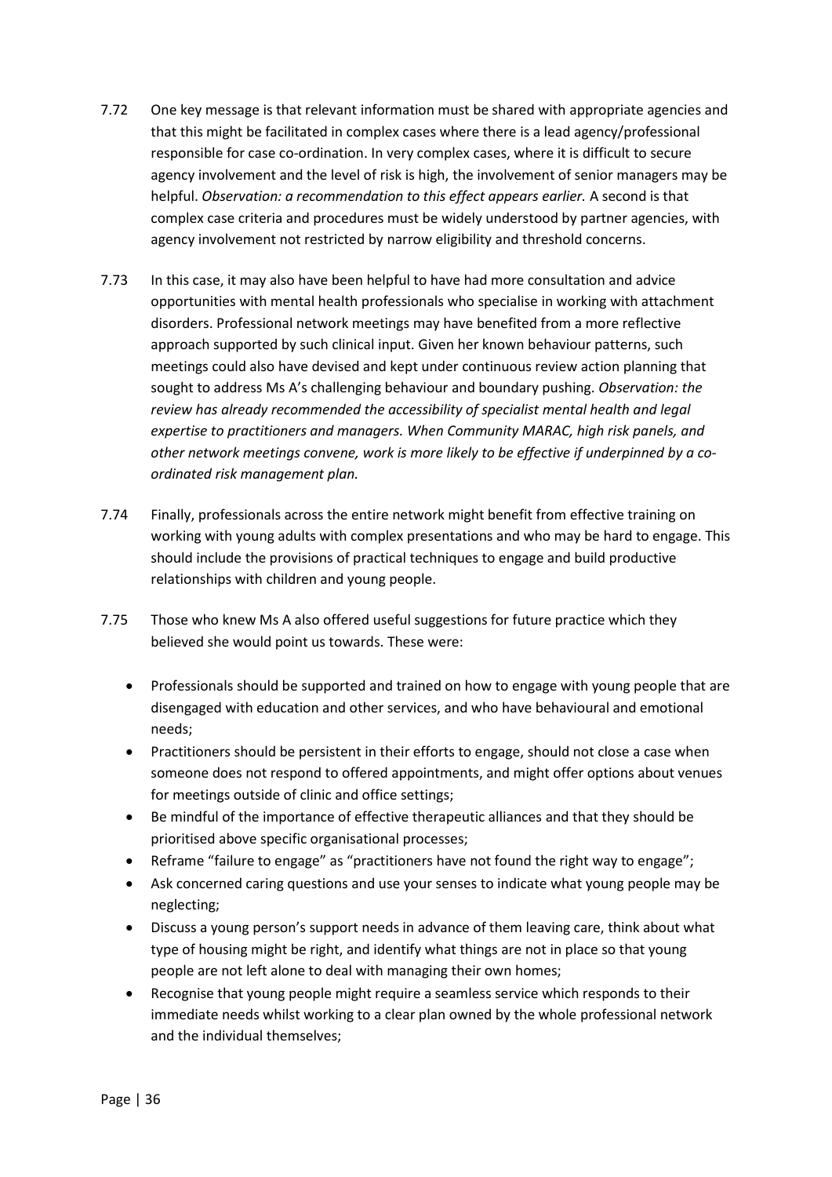7.72 One key message is that relevant information must be shared with appropriate agencies and that this might be facilitated in complex cases where there is a lead agency/professional responsible for case co-ordination. In very complex cases, where it is difficult to secure agency involvement and the level of risk is high, the involvement of senior managers may be helpful. *Observation: a recommendation to this effect appears earlier.* A second is that complex case criteria and procedures must be widely understood by partner agencies, with agency involvement not restricted by narrow eligibility and threshold concerns.

7.73 In this case, it may also have been helpful to have had more consultation and advice opportunities with mental health professionals who specialise in working with attachment disorders. Professional network meetings may have benefited from a more reflective approach supported by such clinical input. Given her known behaviour patterns, such meetings could also have devised and kept under continuous review action planning that sought to address Ms A's challenging behaviour and boundary pushing. *Observation: the review has already recommended the accessibility of specialist mental health and legal expertise to practitioners and managers. When Community MARAC, high risk panels, and other network meetings convene, work is more likely to be effective if underpinned by a co-ordinated risk management plan.*

7.74 Finally, professionals across the entire network might benefit from effective training on working with young adults with complex presentations and who may be hard to engage. This should include the provisions of practical techniques to engage and build productive relationships with children and young people.

7.75 Those who knew Ms A also offered useful suggestions for future practice which they believed she would point us towards. These were:

- Professionals should be supported and trained on how to engage with young people that are disengaged with education and other services, and who have behavioural and emotional needs;
- Practitioners should be persistent in their efforts to engage, should not close a case when someone does not respond to offered appointments, and might offer options about venues for meetings outside of clinic and office settings;
- Be mindful of the importance of effective therapeutic alliances and that they should be prioritised above specific organisational processes;
- Reframe "failure to engage" as "practitioners have not found the right way to engage";
- Ask concerned caring questions and use your senses to indicate what young people may be neglecting;
- Discuss a young person's support needs in advance of them leaving care, think about what type of housing might be right, and identify what things are not in place so that young people are not left alone to deal with managing their own homes;
- Recognise that young people might require a seamless service which responds to their immediate needs whilst working to a clear plan owned by the whole professional network and the individual themselves;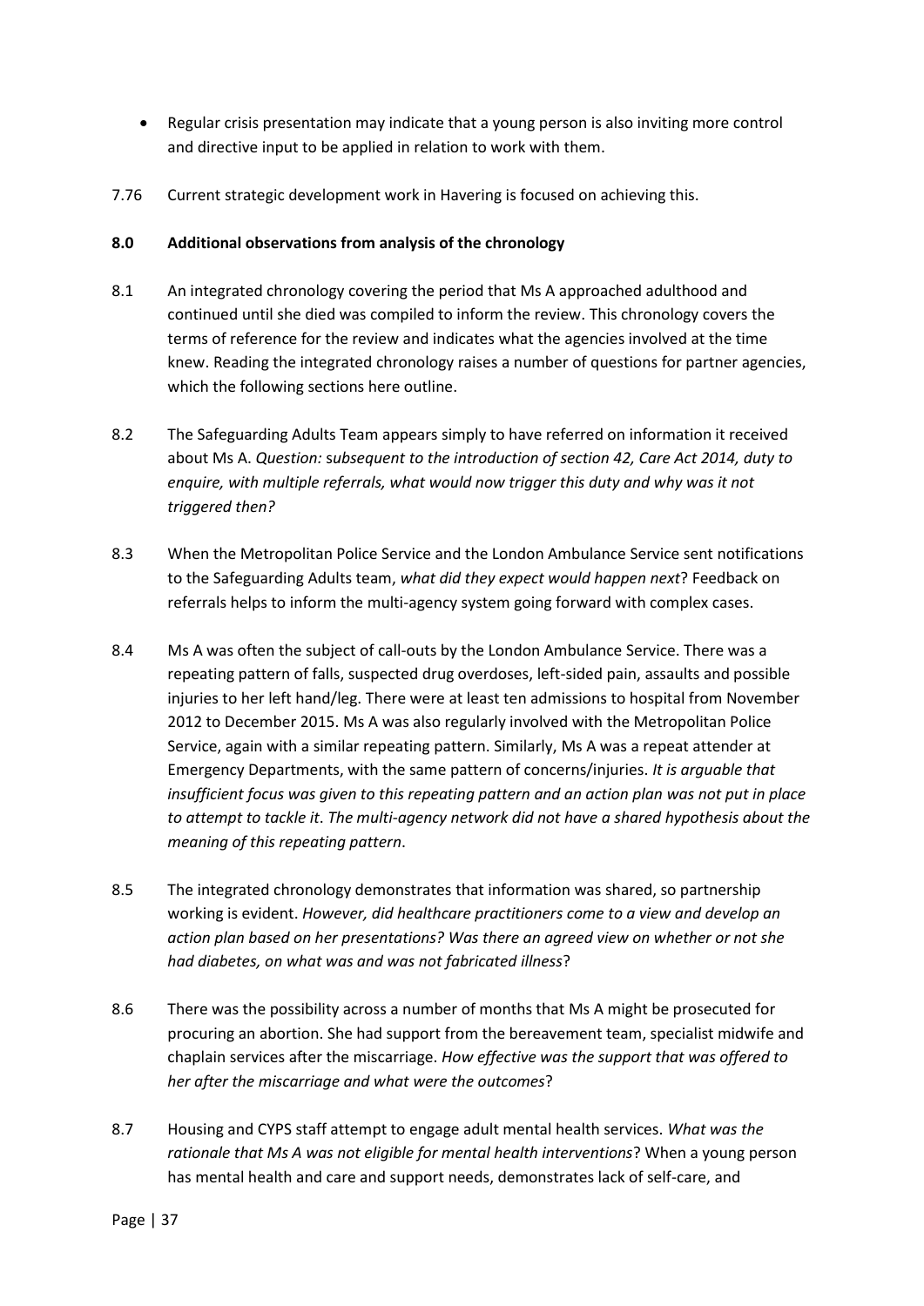- Regular crisis presentation may indicate that a young person is also inviting more control and directive input to be applied in relation to work with them.

7.76 Current strategic development work in Havering is focused on achieving this.

## 8.0 Additional observations from analysis of the chronology

8.1 An integrated chronology covering the period that Ms A approached adulthood and continued until she died was compiled to inform the review. This chronology covers the terms of reference for the review and indicates what the agencies involved at the time knew. Reading the integrated chronology raises a number of questions for partner agencies, which the following sections here outline.

8.2 The Safeguarding Adults Team appears simply to have referred on information it received about Ms A. *Question: subsequent to the introduction of section 42, Care Act 2014, duty to enquire, with multiple referrals, what would now trigger this duty and why was it not triggered then?*

8.3 When the Metropolitan Police Service and the London Ambulance Service sent notifications to the Safeguarding Adults team, *what did they expect would happen next*? Feedback on referrals helps to inform the multi-agency system going forward with complex cases.

8.4 Ms A was often the subject of call-outs by the London Ambulance Service. There was a repeating pattern of falls, suspected drug overdoses, left-sided pain, assaults and possible injuries to her left hand/leg. There were at least ten admissions to hospital from November 2012 to December 2015. Ms A was also regularly involved with the Metropolitan Police Service, again with a similar repeating pattern. Similarly, Ms A was a repeat attender at Emergency Departments, with the same pattern of concerns/injuries. *It is arguable that insufficient focus was given to this repeating pattern and an action plan was not put in place to attempt to tackle it. The multi-agency network did not have a shared hypothesis about the meaning of this repeating pattern*.

8.5 The integrated chronology demonstrates that information was shared, so partnership working is evident. *However, did healthcare practitioners come to a view and develop an action plan based on her presentations? Was there an agreed view on whether or not she had diabetes, on what was and was not fabricated illness*?

8.6 There was the possibility across a number of months that Ms A might be prosecuted for procuring an abortion. She had support from the bereavement team, specialist midwife and chaplain services after the miscarriage. *How effective was the support that was offered to her after the miscarriage and what were the outcomes*?

8.7 Housing and CYPS staff attempt to engage adult mental health services. *What was the rationale that Ms A was not eligible for mental health interventions*? When a young person has mental health and care and support needs, demonstrates lack of self-care, and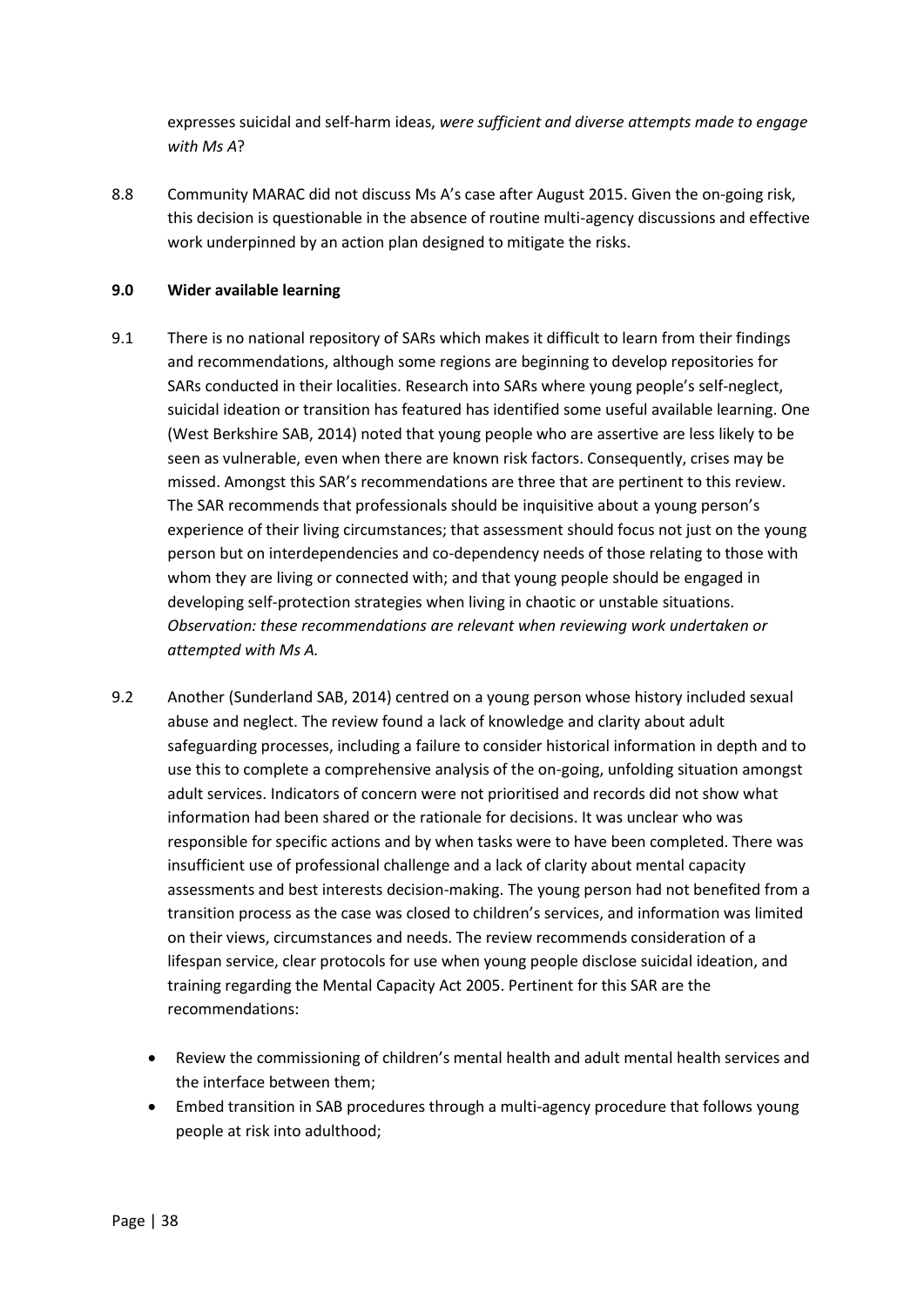expresses suicidal and self-harm ideas, *were sufficient and diverse attempts made to engage with Ms A*?

8.8 Community MARAC did not discuss Ms A's case after August 2015. Given the on-going risk, this decision is questionable in the absence of routine multi-agency discussions and effective work underpinned by an action plan designed to mitigate the risks.

**9.0 Wider available learning**

9.1 There is no national repository of SARs which makes it difficult to learn from their findings and recommendations, although some regions are beginning to develop repositories for SARs conducted in their localities. Research into SARs where young people's self-neglect, suicidal ideation or transition has featured has identified some useful available learning. One (West Berkshire SAB, 2014) noted that young people who are assertive are less likely to be seen as vulnerable, even when there are known risk factors. Consequently, crises may be missed. Amongst this SAR's recommendations are three that are pertinent to this review. The SAR recommends that professionals should be inquisitive about a young person's experience of their living circumstances; that assessment should focus not just on the young person but on interdependencies and co-dependency needs of those relating to those with whom they are living or connected with; and that young people should be engaged in developing self-protection strategies when living in chaotic or unstable situations. *Observation: these recommendations are relevant when reviewing work undertaken or attempted with Ms A.*

9.2 Another (Sunderland SAB, 2014) centred on a young person whose history included sexual abuse and neglect. The review found a lack of knowledge and clarity about adult safeguarding processes, including a failure to consider historical information in depth and to use this to complete a comprehensive analysis of the on-going, unfolding situation amongst adult services. Indicators of concern were not prioritised and records did not show what information had been shared or the rationale for decisions. It was unclear who was responsible for specific actions and by when tasks were to have been completed. There was insufficient use of professional challenge and a lack of clarity about mental capacity assessments and best interests decision-making. The young person had not benefited from a transition process as the case was closed to children's services, and information was limited on their views, circumstances and needs. The review recommends consideration of a lifespan service, clear protocols for use when young people disclose suicidal ideation, and training regarding the Mental Capacity Act 2005. Pertinent for this SAR are the recommendations:

- Review the commissioning of children's mental health and adult mental health services and the interface between them;
- Embed transition in SAB procedures through a multi-agency procedure that follows young people at risk into adulthood;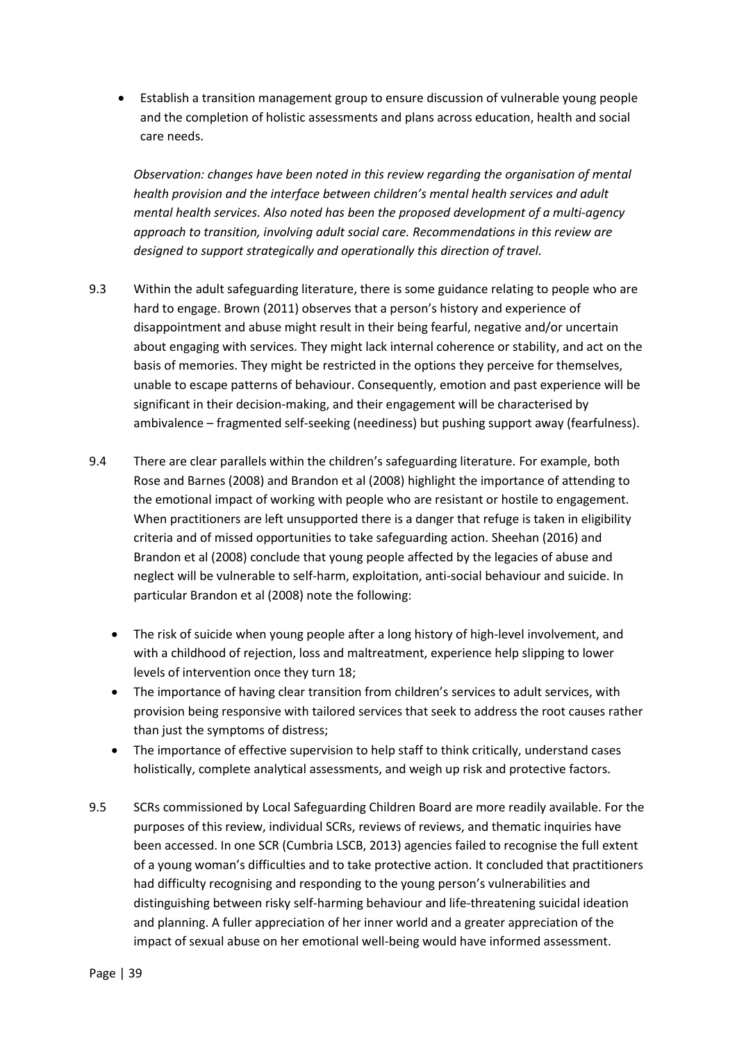- Establish a transition management group to ensure discussion of vulnerable young people and the completion of holistic assessments and plans across education, health and social care needs.

*Observation: changes have been noted in this review regarding the organisation of mental health provision and the interface between children's mental health services and adult mental health services. Also noted has been the proposed development of a multi-agency approach to transition, involving adult social care. Recommendations in this review are designed to support strategically and operationally this direction of travel.*

9.3 Within the adult safeguarding literature, there is some guidance relating to people who are hard to engage. Brown (2011) observes that a person's history and experience of disappointment and abuse might result in their being fearful, negative and/or uncertain about engaging with services. They might lack internal coherence or stability, and act on the basis of memories. They might be restricted in the options they perceive for themselves, unable to escape patterns of behaviour. Consequently, emotion and past experience will be significant in their decision-making, and their engagement will be characterised by ambivalence – fragmented self-seeking (neediness) but pushing support away (fearfulness).

9.4 There are clear parallels within the children's safeguarding literature. For example, both Rose and Barnes (2008) and Brandon et al (2008) highlight the importance of attending to the emotional impact of working with people who are resistant or hostile to engagement. When practitioners are left unsupported there is a danger that refuge is taken in eligibility criteria and of missed opportunities to take safeguarding action. Sheehan (2016) and Brandon et al (2008) conclude that young people affected by the legacies of abuse and neglect will be vulnerable to self-harm, exploitation, anti-social behaviour and suicide. In particular Brandon et al (2008) note the following:

- The risk of suicide when young people after a long history of high-level involvement, and with a childhood of rejection, loss and maltreatment, experience help slipping to lower levels of intervention once they turn 18;
- The importance of having clear transition from children's services to adult services, with provision being responsive with tailored services that seek to address the root causes rather than just the symptoms of distress;
- The importance of effective supervision to help staff to think critically, understand cases holistically, complete analytical assessments, and weigh up risk and protective factors.

9.5 SCRs commissioned by Local Safeguarding Children Board are more readily available. For the purposes of this review, individual SCRs, reviews of reviews, and thematic inquiries have been accessed. In one SCR (Cumbria LSCB, 2013) agencies failed to recognise the full extent of a young woman's difficulties and to take protective action. It concluded that practitioners had difficulty recognising and responding to the young person's vulnerabilities and distinguishing between risky self-harming behaviour and life-threatening suicidal ideation and planning. A fuller appreciation of her inner world and a greater appreciation of the impact of sexual abuse on her emotional well-being would have informed assessment.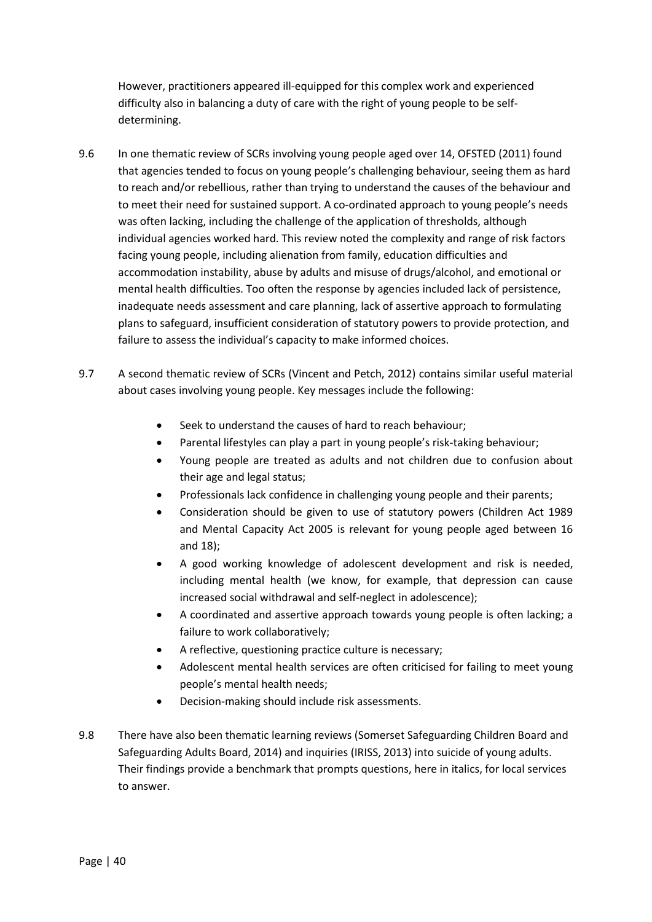However, practitioners appeared ill-equipped for this complex work and experienced difficulty also in balancing a duty of care with the right of young people to be self-determining.

9.6 In one thematic review of SCRs involving young people aged over 14, OFSTED (2011) found that agencies tended to focus on young people's challenging behaviour, seeing them as hard to reach and/or rebellious, rather than trying to understand the causes of the behaviour and to meet their need for sustained support. A co-ordinated approach to young people's needs was often lacking, including the challenge of the application of thresholds, although individual agencies worked hard. This review noted the complexity and range of risk factors facing young people, including alienation from family, education difficulties and accommodation instability, abuse by adults and misuse of drugs/alcohol, and emotional or mental health difficulties. Too often the response by agencies included lack of persistence, inadequate needs assessment and care planning, lack of assertive approach to formulating plans to safeguard, insufficient consideration of statutory powers to provide protection, and failure to assess the individual's capacity to make informed choices.

9.7 A second thematic review of SCRs (Vincent and Petch, 2012) contains similar useful material about cases involving young people. Key messages include the following:

- Seek to understand the causes of hard to reach behaviour;
- Parental lifestyles can play a part in young people's risk-taking behaviour;
- Young people are treated as adults and not children due to confusion about their age and legal status;
- Professionals lack confidence in challenging young people and their parents;
- Consideration should be given to use of statutory powers (Children Act 1989 and Mental Capacity Act 2005 is relevant for young people aged between 16 and 18);
- A good working knowledge of adolescent development and risk is needed, including mental health (we know, for example, that depression can cause increased social withdrawal and self-neglect in adolescence);
- A coordinated and assertive approach towards young people is often lacking; a failure to work collaboratively;
- A reflective, questioning practice culture is necessary;
- Adolescent mental health services are often criticised for failing to meet young people's mental health needs;
- Decision-making should include risk assessments.

9.8 There have also been thematic learning reviews (Somerset Safeguarding Children Board and Safeguarding Adults Board, 2014) and inquiries (IRISS, 2013) into suicide of young adults. Their findings provide a benchmark that prompts questions, here in italics, for local services to answer.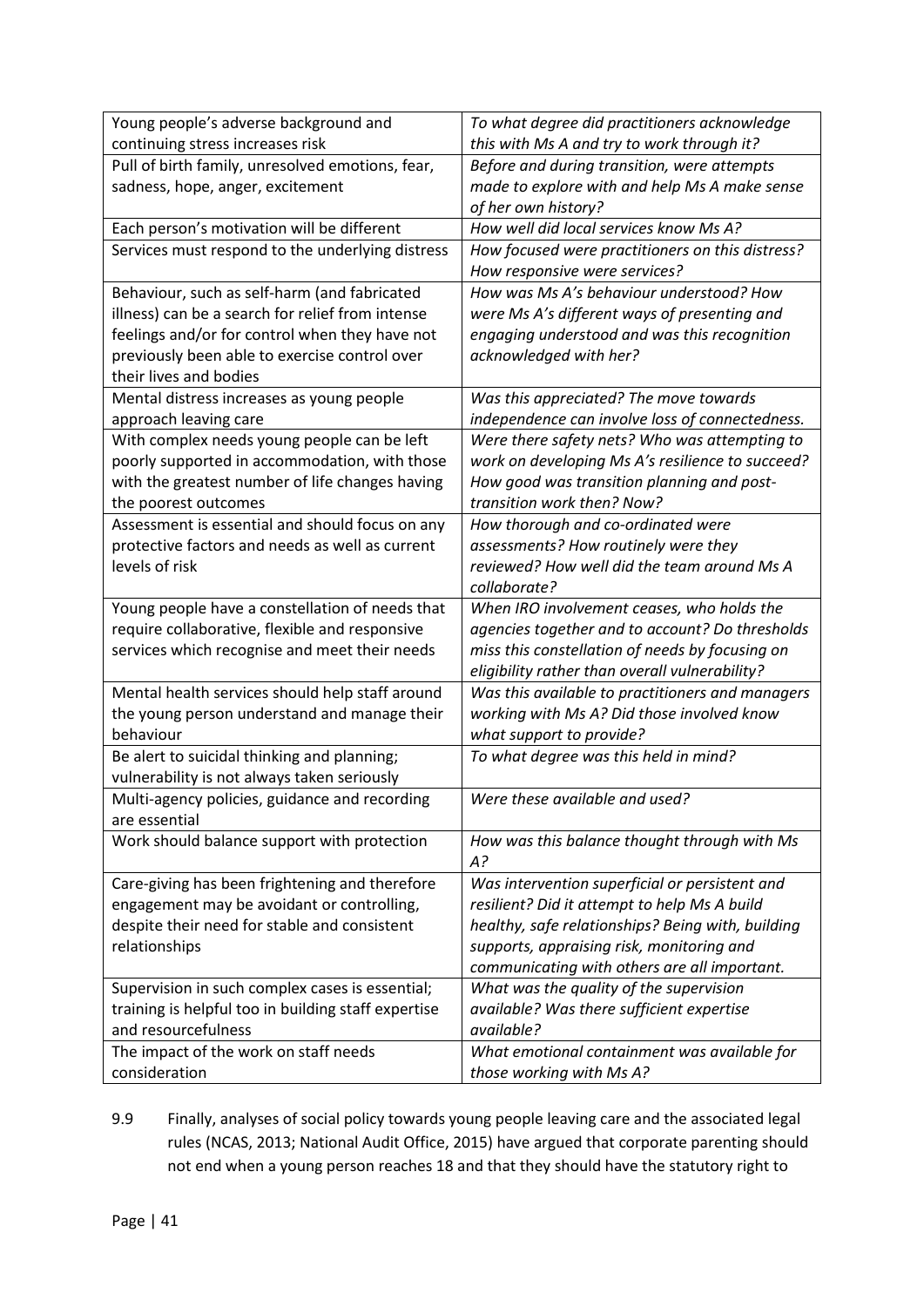| Young people's adverse background and continuing stress increases risk | *To what degree did practitioners acknowledge this with Ms A and try to work through it?* |
|---|---|
| Pull of birth family, unresolved emotions, fear, sadness, hope, anger, excitement | *Before and during transition, were attempts made to explore with and help Ms A make sense of her own history?* |
| Each person's motivation will be different | *How well did local services know Ms A?* |
| Services must respond to the underlying distress | *How focused were practitioners on this distress? How responsive were services?* |
| Behaviour, such as self-harm (and fabricated illness) can be a search for relief from intense feelings and/or for control when they have not previously been able to exercise control over their lives and bodies | *How was Ms A's behaviour understood? How were Ms A's different ways of presenting and engaging understood and was this recognition acknowledged with her?* |
| Mental distress increases as young people approach leaving care | *Was this appreciated? The move towards independence can involve loss of connectedness.* |
| With complex needs young people can be left poorly supported in accommodation, with those with the greatest number of life changes having the poorest outcomes | *Were there safety nets? Who was attempting to work on developing Ms A's resilience to succeed? How good was transition planning and post-transition work then? Now?* |
| Assessment is essential and should focus on any protective factors and needs as well as current levels of risk | *How thorough and co-ordinated were assessments? How routinely were they reviewed? How well did the team around Ms A collaborate?* |
| Young people have a constellation of needs that require collaborative, flexible and responsive services which recognise and meet their needs | *When IRO involvement ceases, who holds the agencies together and to account? Do thresholds miss this constellation of needs by focusing on eligibility rather than overall vulnerability?* |
| Mental health services should help staff around the young person understand and manage their behaviour | *Was this available to practitioners and managers working with Ms A? Did those involved know what support to provide?* |
| Be alert to suicidal thinking and planning; vulnerability is not always taken seriously | *To what degree was this held in mind?* |
| Multi-agency policies, guidance and recording are essential | *Were these available and used?* |
| Work should balance support with protection | *How was this balance thought through with Ms A?* |
| Care-giving has been frightening and therefore engagement may be avoidant or controlling, despite their need for stable and consistent relationships | *Was intervention superficial or persistent and resilient? Did it attempt to help Ms A build healthy, safe relationships? Being with, building supports, appraising risk, monitoring and communicating with others are all important.* |
| Supervision in such complex cases is essential; training is helpful too in building staff expertise and resourcefulness | *What was the quality of the supervision available? Was there sufficient expertise available?* |
| The impact of the work on staff needs consideration | *What emotional containment was available for those working with Ms A?* |

9.9 Finally, analyses of social policy towards young people leaving care and the associated legal rules (NCAS, 2013; National Audit Office, 2015) have argued that corporate parenting should not end when a young person reaches 18 and that they should have the statutory right to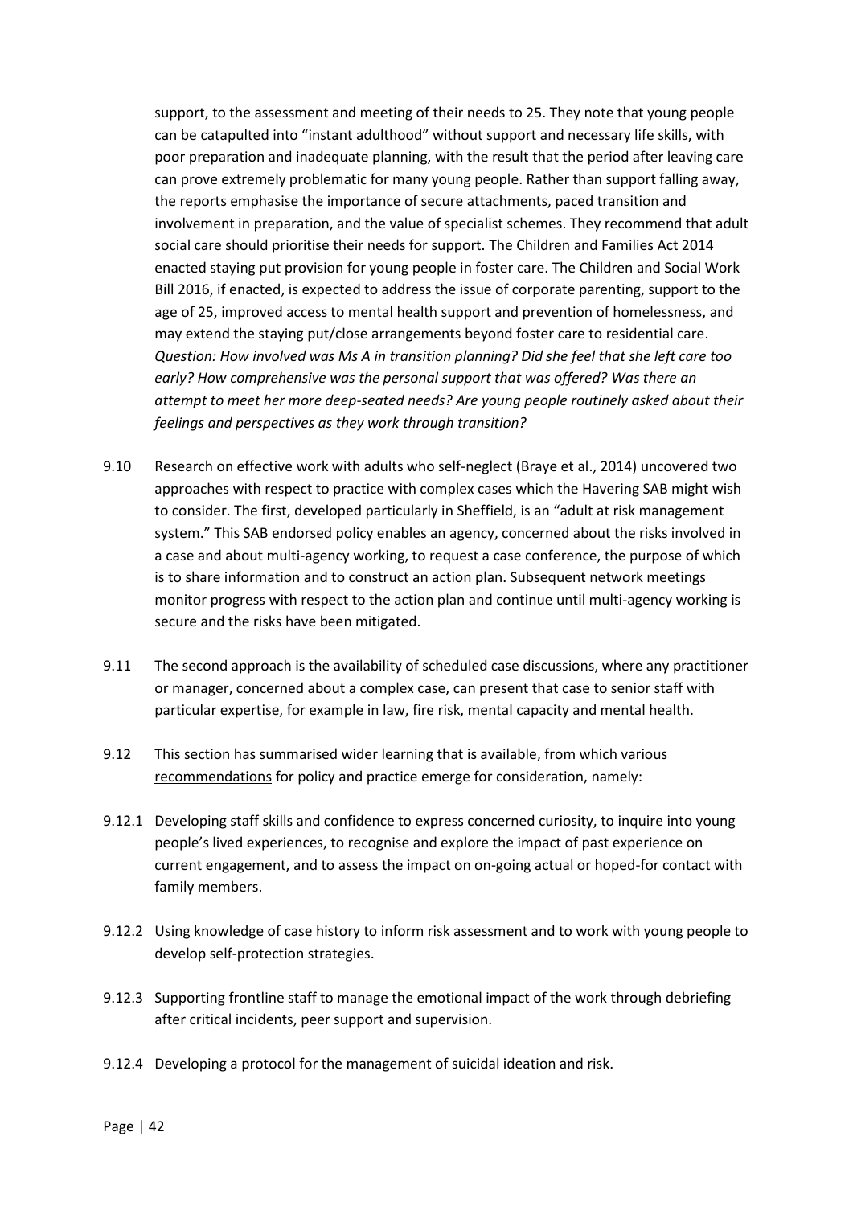support, to the assessment and meeting of their needs to 25. They note that young people can be catapulted into "instant adulthood" without support and necessary life skills, with poor preparation and inadequate planning, with the result that the period after leaving care can prove extremely problematic for many young people. Rather than support falling away, the reports emphasise the importance of secure attachments, paced transition and involvement in preparation, and the value of specialist schemes. They recommend that adult social care should prioritise their needs for support. The Children and Families Act 2014 enacted staying put provision for young people in foster care. The Children and Social Work Bill 2016, if enacted, is expected to address the issue of corporate parenting, support to the age of 25, improved access to mental health support and prevention of homelessness, and may extend the staying put/close arrangements beyond foster care to residential care. *Question: How involved was Ms A in transition planning? Did she feel that she left care too early? How comprehensive was the personal support that was offered? Was there an attempt to meet her more deep-seated needs? Are young people routinely asked about their feelings and perspectives as they work through transition?*

9.10 Research on effective work with adults who self-neglect (Braye et al., 2014) uncovered two approaches with respect to practice with complex cases which the Havering SAB might wish to consider. The first, developed particularly in Sheffield, is an "adult at risk management system." This SAB endorsed policy enables an agency, concerned about the risks involved in a case and about multi-agency working, to request a case conference, the purpose of which is to share information and to construct an action plan. Subsequent network meetings monitor progress with respect to the action plan and continue until multi-agency working is secure and the risks have been mitigated.

9.11 The second approach is the availability of scheduled case discussions, where any practitioner or manager, concerned about a complex case, can present that case to senior staff with particular expertise, for example in law, fire risk, mental capacity and mental health.

9.12 This section has summarised wider learning that is available, from which various recommendations for policy and practice emerge for consideration, namely:

9.12.1 Developing staff skills and confidence to express concerned curiosity, to inquire into young people's lived experiences, to recognise and explore the impact of past experience on current engagement, and to assess the impact on on-going actual or hoped-for contact with family members.

9.12.2 Using knowledge of case history to inform risk assessment and to work with young people to develop self-protection strategies.

9.12.3 Supporting frontline staff to manage the emotional impact of the work through debriefing after critical incidents, peer support and supervision.

9.12.4 Developing a protocol for the management of suicidal ideation and risk.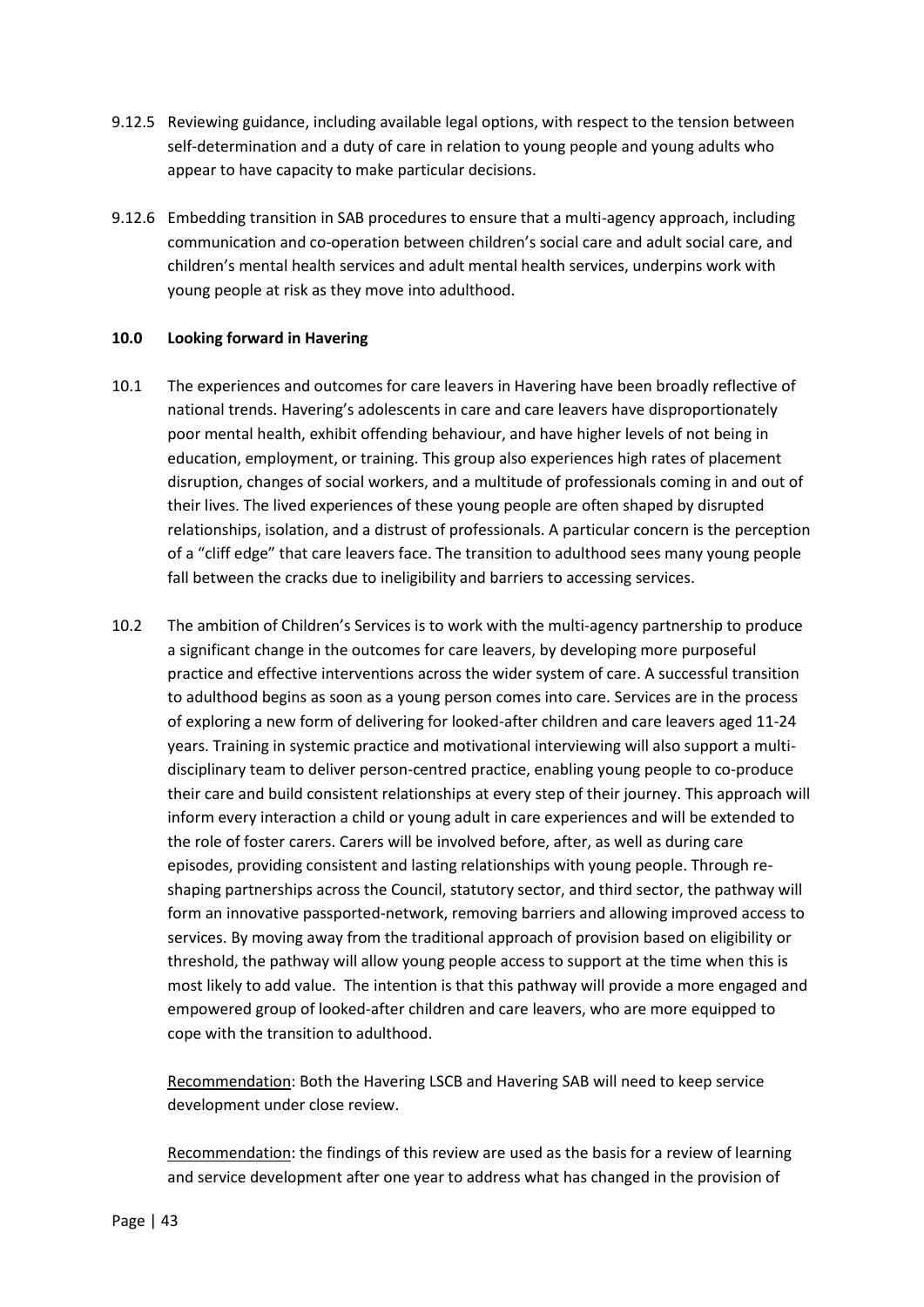9.12.5 Reviewing guidance, including available legal options, with respect to the tension between self-determination and a duty of care in relation to young people and young adults who appear to have capacity to make particular decisions.

9.12.6 Embedding transition in SAB procedures to ensure that a multi-agency approach, including communication and co-operation between children's social care and adult social care, and children's mental health services and adult mental health services, underpins work with young people at risk as they move into adulthood.

## 10.0 Looking forward in Havering

10.1 The experiences and outcomes for care leavers in Havering have been broadly reflective of national trends. Havering's adolescents in care and care leavers have disproportionately poor mental health, exhibit offending behaviour, and have higher levels of not being in education, employment, or training. This group also experiences high rates of placement disruption, changes of social workers, and a multitude of professionals coming in and out of their lives. The lived experiences of these young people are often shaped by disrupted relationships, isolation, and a distrust of professionals. A particular concern is the perception of a "cliff edge" that care leavers face. The transition to adulthood sees many young people fall between the cracks due to ineligibility and barriers to accessing services.

10.2 The ambition of Children's Services is to work with the multi-agency partnership to produce a significant change in the outcomes for care leavers, by developing more purposeful practice and effective interventions across the wider system of care. A successful transition to adulthood begins as soon as a young person comes into care. Services are in the process of exploring a new form of delivering for looked-after children and care leavers aged 11-24 years. Training in systemic practice and motivational interviewing will also support a multi-disciplinary team to deliver person-centred practice, enabling young people to co-produce their care and build consistent relationships at every step of their journey. This approach will inform every interaction a child or young adult in care experiences and will be extended to the role of foster carers. Carers will be involved before, after, as well as during care episodes, providing consistent and lasting relationships with young people. Through re-shaping partnerships across the Council, statutory sector, and third sector, the pathway will form an innovative passported-network, removing barriers and allowing improved access to services. By moving away from the traditional approach of provision based on eligibility or threshold, the pathway will allow young people access to support at the time when this is most likely to add value. The intention is that this pathway will provide a more engaged and empowered group of looked-after children and care leavers, who are more equipped to cope with the transition to adulthood.

<u>Recommendation</u>: Both the Havering LSCB and Havering SAB will need to keep service development under close review.

<u>Recommendation</u>: the findings of this review are used as the basis for a review of learning and service development after one year to address what has changed in the provision of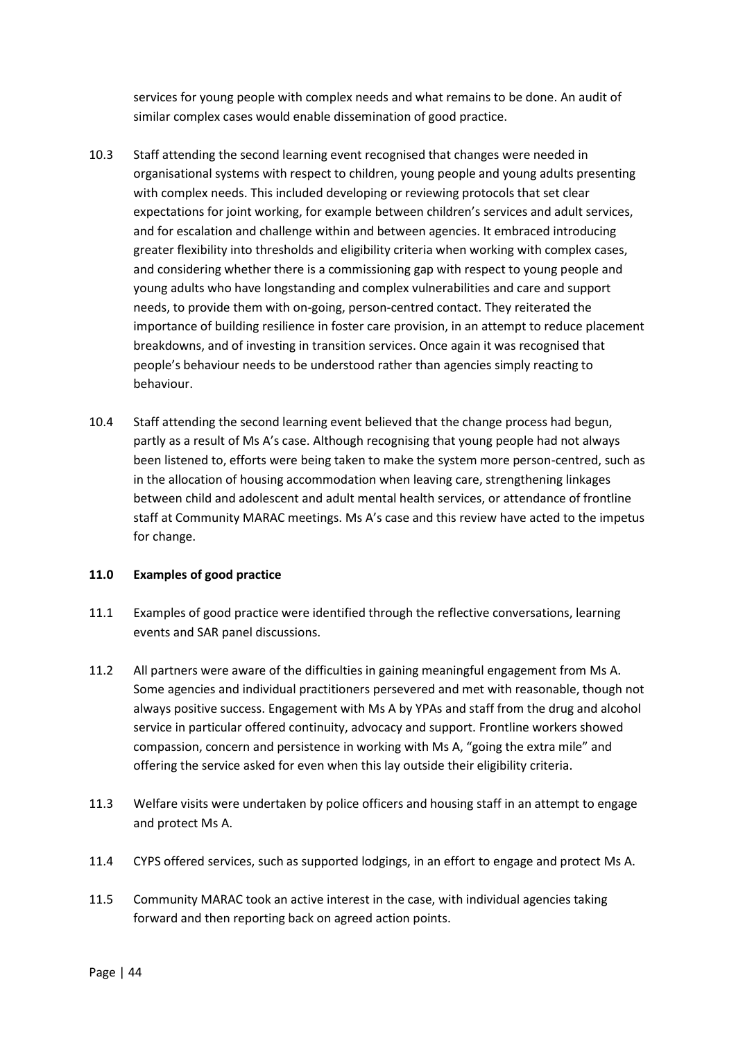services for young people with complex needs and what remains to be done. An audit of similar complex cases would enable dissemination of good practice.

10.3 Staff attending the second learning event recognised that changes were needed in organisational systems with respect to children, young people and young adults presenting with complex needs. This included developing or reviewing protocols that set clear expectations for joint working, for example between children's services and adult services, and for escalation and challenge within and between agencies. It embraced introducing greater flexibility into thresholds and eligibility criteria when working with complex cases, and considering whether there is a commissioning gap with respect to young people and young adults who have longstanding and complex vulnerabilities and care and support needs, to provide them with on-going, person-centred contact. They reiterated the importance of building resilience in foster care provision, in an attempt to reduce placement breakdowns, and of investing in transition services. Once again it was recognised that people's behaviour needs to be understood rather than agencies simply reacting to behaviour.

10.4 Staff attending the second learning event believed that the change process had begun, partly as a result of Ms A's case. Although recognising that young people had not always been listened to, efforts were being taken to make the system more person-centred, such as in the allocation of housing accommodation when leaving care, strengthening linkages between child and adolescent and adult mental health services, or attendance of frontline staff at Community MARAC meetings. Ms A's case and this review have acted to the impetus for change.

## 11.0 Examples of good practice

11.1 Examples of good practice were identified through the reflective conversations, learning events and SAR panel discussions.

11.2 All partners were aware of the difficulties in gaining meaningful engagement from Ms A. Some agencies and individual practitioners persevered and met with reasonable, though not always positive success. Engagement with Ms A by YPAs and staff from the drug and alcohol service in particular offered continuity, advocacy and support. Frontline workers showed compassion, concern and persistence in working with Ms A, "going the extra mile" and offering the service asked for even when this lay outside their eligibility criteria.

11.3 Welfare visits were undertaken by police officers and housing staff in an attempt to engage and protect Ms A.

11.4 CYPS offered services, such as supported lodgings, in an effort to engage and protect Ms A.

11.5 Community MARAC took an active interest in the case, with individual agencies taking forward and then reporting back on agreed action points.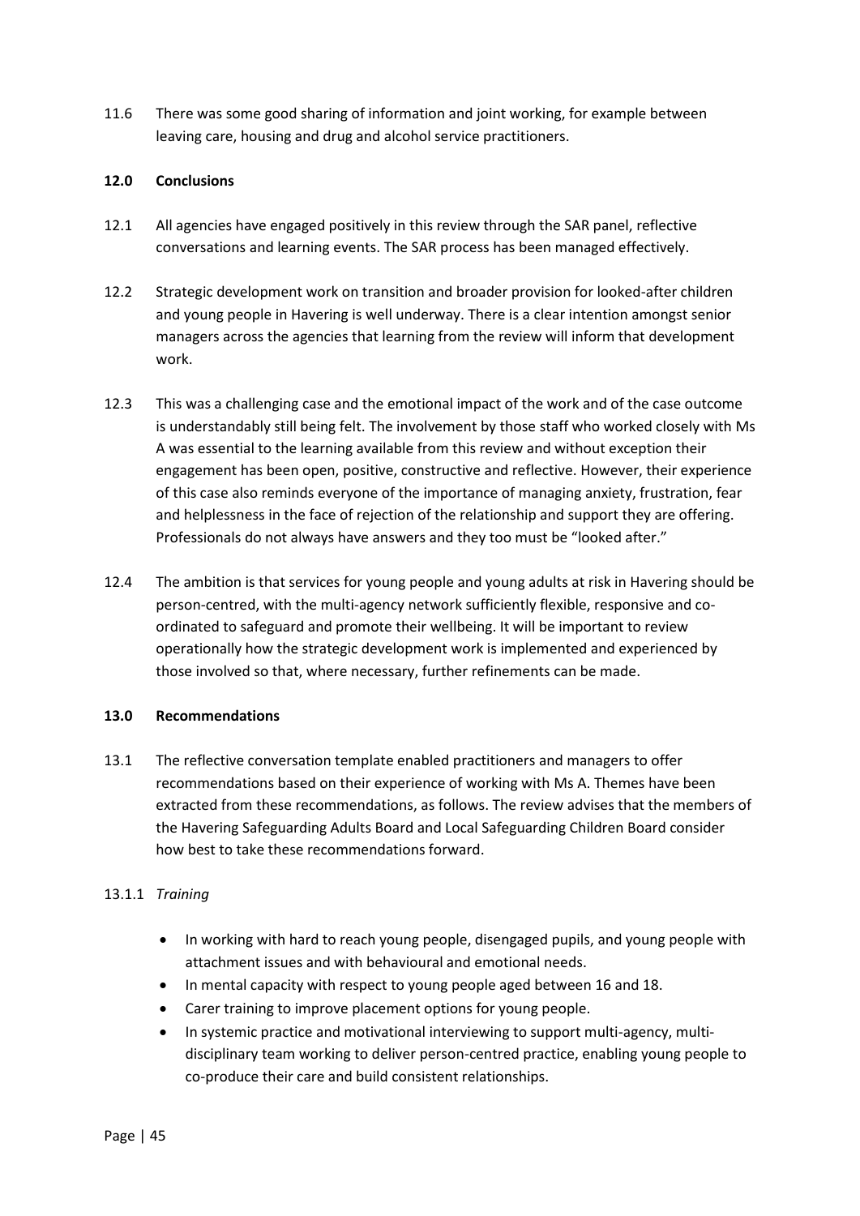11.6 There was some good sharing of information and joint working, for example between leaving care, housing and drug and alcohol service practitioners.

## 12.0 Conclusions

12.1 All agencies have engaged positively in this review through the SAR panel, reflective conversations and learning events. The SAR process has been managed effectively.

12.2 Strategic development work on transition and broader provision for looked-after children and young people in Havering is well underway. There is a clear intention amongst senior managers across the agencies that learning from the review will inform that development work.

12.3 This was a challenging case and the emotional impact of the work and of the case outcome is understandably still being felt. The involvement by those staff who worked closely with Ms A was essential to the learning available from this review and without exception their engagement has been open, positive, constructive and reflective. However, their experience of this case also reminds everyone of the importance of managing anxiety, frustration, fear and helplessness in the face of rejection of the relationship and support they are offering. Professionals do not always have answers and they too must be "looked after."

12.4 The ambition is that services for young people and young adults at risk in Havering should be person-centred, with the multi-agency network sufficiently flexible, responsive and co-ordinated to safeguard and promote their wellbeing. It will be important to review operationally how the strategic development work is implemented and experienced by those involved so that, where necessary, further refinements can be made.

## 13.0 Recommendations

13.1 The reflective conversation template enabled practitioners and managers to offer recommendations based on their experience of working with Ms A. Themes have been extracted from these recommendations, as follows. The review advises that the members of the Havering Safeguarding Adults Board and Local Safeguarding Children Board consider how best to take these recommendations forward.

13.1.1 *Training*

- In working with hard to reach young people, disengaged pupils, and young people with attachment issues and with behavioural and emotional needs.
- In mental capacity with respect to young people aged between 16 and 18.
- Carer training to improve placement options for young people.
- In systemic practice and motivational interviewing to support multi-agency, multi-disciplinary team working to deliver person-centred practice, enabling young people to co-produce their care and build consistent relationships.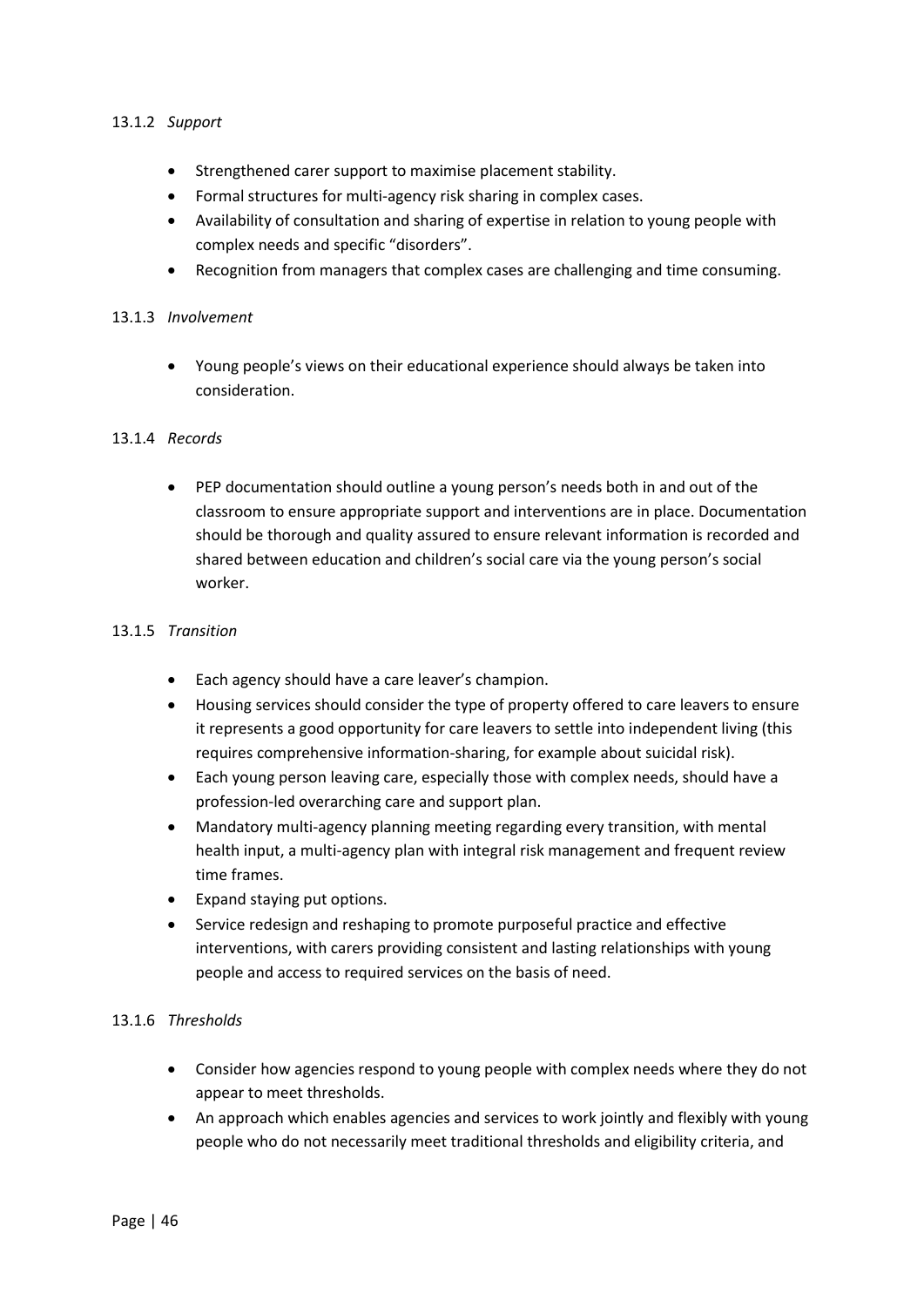#### 13.1.2 *Support*

- Strengthened carer support to maximise placement stability.
- Formal structures for multi-agency risk sharing in complex cases.
- Availability of consultation and sharing of expertise in relation to young people with complex needs and specific "disorders".
- Recognition from managers that complex cases are challenging and time consuming.

#### 13.1.3 *Involvement*

- Young people's views on their educational experience should always be taken into consideration.

#### 13.1.4 *Records*

- PEP documentation should outline a young person's needs both in and out of the classroom to ensure appropriate support and interventions are in place. Documentation should be thorough and quality assured to ensure relevant information is recorded and shared between education and children's social care via the young person's social worker.

#### 13.1.5 *Transition*

- Each agency should have a care leaver's champion.
- Housing services should consider the type of property offered to care leavers to ensure it represents a good opportunity for care leavers to settle into independent living (this requires comprehensive information-sharing, for example about suicidal risk).
- Each young person leaving care, especially those with complex needs, should have a profession-led overarching care and support plan.
- Mandatory multi-agency planning meeting regarding every transition, with mental health input, a multi-agency plan with integral risk management and frequent review time frames.
- Expand staying put options.
- Service redesign and reshaping to promote purposeful practice and effective interventions, with carers providing consistent and lasting relationships with young people and access to required services on the basis of need.

#### 13.1.6 *Thresholds*

- Consider how agencies respond to young people with complex needs where they do not appear to meet thresholds.
- An approach which enables agencies and services to work jointly and flexibly with young people who do not necessarily meet traditional thresholds and eligibility criteria, and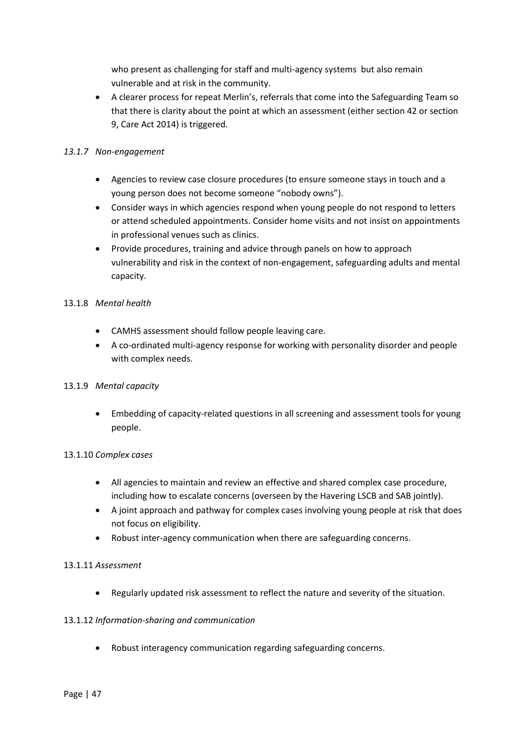who present as challenging for staff and multi-agency systems but also remain vulnerable and at risk in the community.

- A clearer process for repeat Merlin's, referrals that come into the Safeguarding Team so that there is clarity about the point at which an assessment (either section 42 or section 9, Care Act 2014) is triggered.

*13.1.7 Non-engagement*

- Agencies to review case closure procedures (to ensure someone stays in touch and a young person does not become someone "nobody owns").
- Consider ways in which agencies respond when young people do not respond to letters or attend scheduled appointments. Consider home visits and not insist on appointments in professional venues such as clinics.
- Provide procedures, training and advice through panels on how to approach vulnerability and risk in the context of non-engagement, safeguarding adults and mental capacity.

13.1.8 *Mental health*

- CAMHS assessment should follow people leaving care.
- A co-ordinated multi-agency response for working with personality disorder and people with complex needs.

13.1.9 *Mental capacity*

- Embedding of capacity-related questions in all screening and assessment tools for young people.

13.1.10 *Complex cases*

- All agencies to maintain and review an effective and shared complex case procedure, including how to escalate concerns (overseen by the Havering LSCB and SAB jointly).
- A joint approach and pathway for complex cases involving young people at risk that does not focus on eligibility.
- Robust inter-agency communication when there are safeguarding concerns.

13.1.11 *Assessment*

- Regularly updated risk assessment to reflect the nature and severity of the situation.

13.1.12 *Information-sharing and communication*

- Robust interagency communication regarding safeguarding concerns.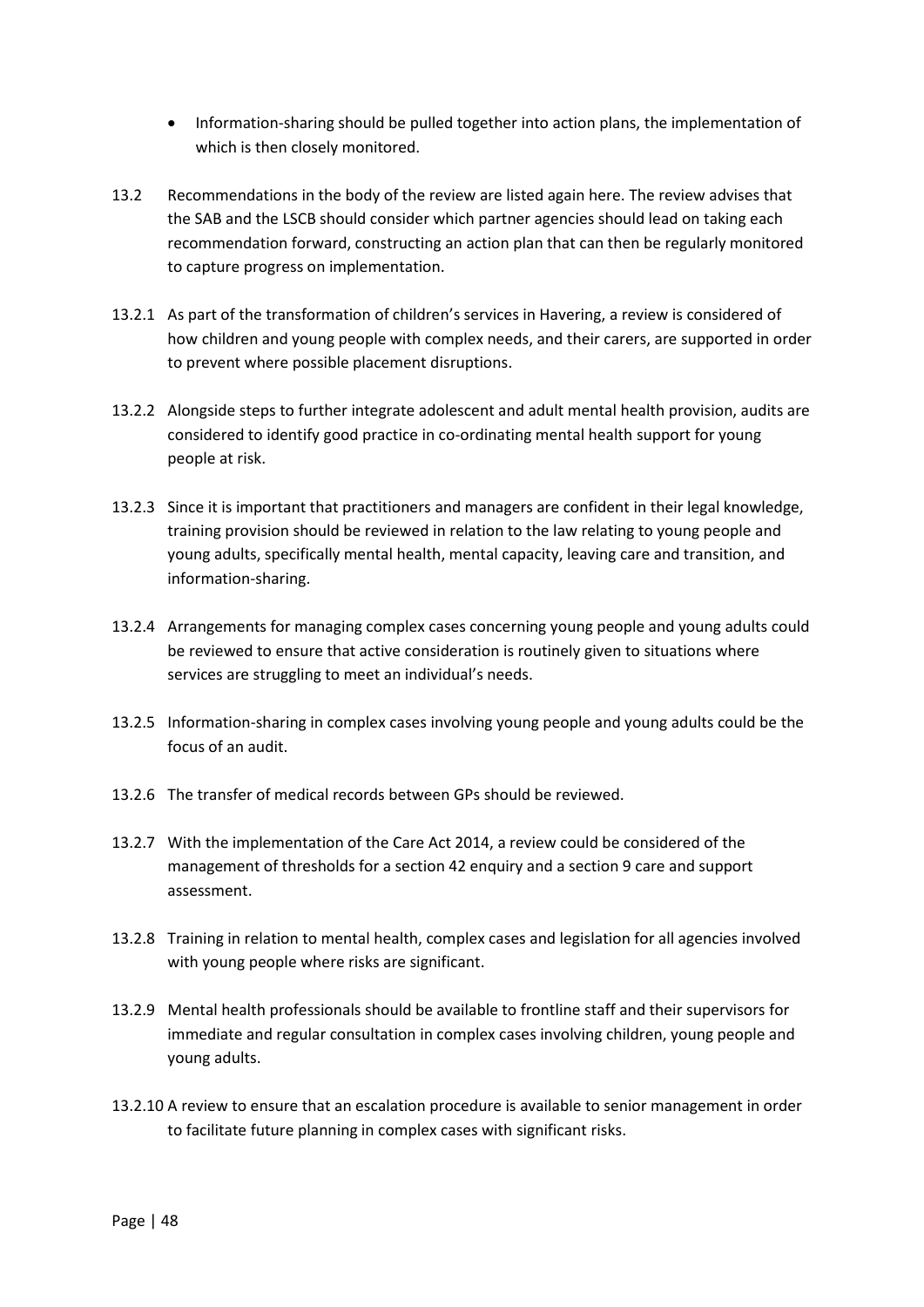- Information-sharing should be pulled together into action plans, the implementation of which is then closely monitored.

13.2 Recommendations in the body of the review are listed again here. The review advises that the SAB and the LSCB should consider which partner agencies should lead on taking each recommendation forward, constructing an action plan that can then be regularly monitored to capture progress on implementation.

13.2.1 As part of the transformation of children's services in Havering, a review is considered of how children and young people with complex needs, and their carers, are supported in order to prevent where possible placement disruptions.

13.2.2 Alongside steps to further integrate adolescent and adult mental health provision, audits are considered to identify good practice in co-ordinating mental health support for young people at risk.

13.2.3 Since it is important that practitioners and managers are confident in their legal knowledge, training provision should be reviewed in relation to the law relating to young people and young adults, specifically mental health, mental capacity, leaving care and transition, and information-sharing.

13.2.4 Arrangements for managing complex cases concerning young people and young adults could be reviewed to ensure that active consideration is routinely given to situations where services are struggling to meet an individual's needs.

13.2.5 Information-sharing in complex cases involving young people and young adults could be the focus of an audit.

13.2.6 The transfer of medical records between GPs should be reviewed.

13.2.7 With the implementation of the Care Act 2014, a review could be considered of the management of thresholds for a section 42 enquiry and a section 9 care and support assessment.

13.2.8 Training in relation to mental health, complex cases and legislation for all agencies involved with young people where risks are significant.

13.2.9 Mental health professionals should be available to frontline staff and their supervisors for immediate and regular consultation in complex cases involving children, young people and young adults.

13.2.10 A review to ensure that an escalation procedure is available to senior management in order to facilitate future planning in complex cases with significant risks.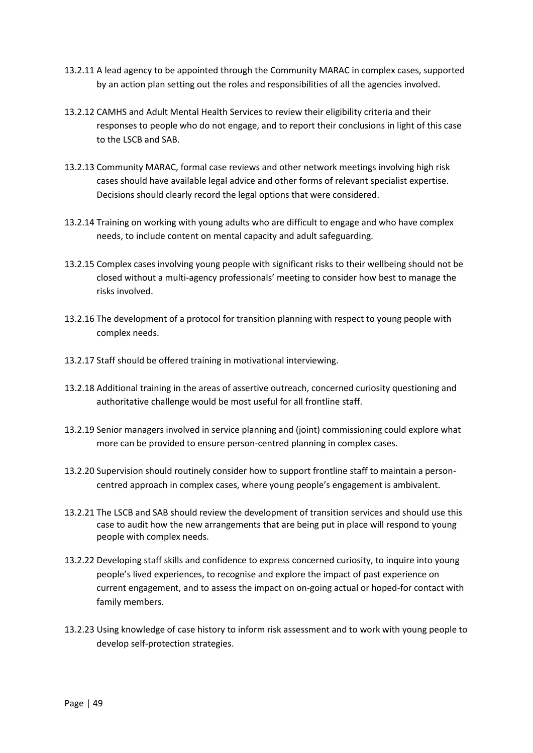13.2.11 A lead agency to be appointed through the Community MARAC in complex cases, supported by an action plan setting out the roles and responsibilities of all the agencies involved.

13.2.12 CAMHS and Adult Mental Health Services to review their eligibility criteria and their responses to people who do not engage, and to report their conclusions in light of this case to the LSCB and SAB.

13.2.13 Community MARAC, formal case reviews and other network meetings involving high risk cases should have available legal advice and other forms of relevant specialist expertise. Decisions should clearly record the legal options that were considered.

13.2.14 Training on working with young adults who are difficult to engage and who have complex needs, to include content on mental capacity and adult safeguarding.

13.2.15 Complex cases involving young people with significant risks to their wellbeing should not be closed without a multi-agency professionals' meeting to consider how best to manage the risks involved.

13.2.16 The development of a protocol for transition planning with respect to young people with complex needs.

13.2.17 Staff should be offered training in motivational interviewing.

13.2.18 Additional training in the areas of assertive outreach, concerned curiosity questioning and authoritative challenge would be most useful for all frontline staff.

13.2.19 Senior managers involved in service planning and (joint) commissioning could explore what more can be provided to ensure person-centred planning in complex cases.

13.2.20 Supervision should routinely consider how to support frontline staff to maintain a person-centred approach in complex cases, where young people's engagement is ambivalent.

13.2.21 The LSCB and SAB should review the development of transition services and should use this case to audit how the new arrangements that are being put in place will respond to young people with complex needs.

13.2.22 Developing staff skills and confidence to express concerned curiosity, to inquire into young people's lived experiences, to recognise and explore the impact of past experience on current engagement, and to assess the impact on on-going actual or hoped-for contact with family members.

13.2.23 Using knowledge of case history to inform risk assessment and to work with young people to develop self-protection strategies.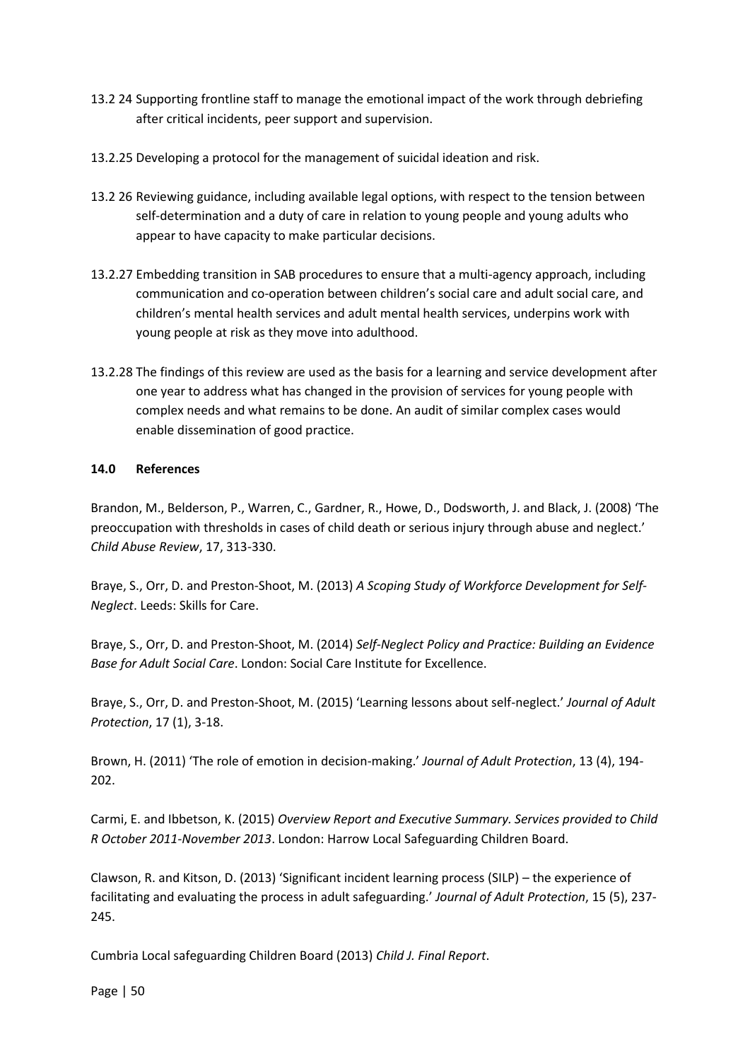13.2 24 Supporting frontline staff to manage the emotional impact of the work through debriefing after critical incidents, peer support and supervision.

13.2.25 Developing a protocol for the management of suicidal ideation and risk.

13.2 26 Reviewing guidance, including available legal options, with respect to the tension between self-determination and a duty of care in relation to young people and young adults who appear to have capacity to make particular decisions.

13.2.27 Embedding transition in SAB procedures to ensure that a multi-agency approach, including communication and co-operation between children's social care and adult social care, and children's mental health services and adult mental health services, underpins work with young people at risk as they move into adulthood.

13.2.28 The findings of this review are used as the basis for a learning and service development after one year to address what has changed in the provision of services for young people with complex needs and what remains to be done. An audit of similar complex cases would enable dissemination of good practice.

## 14.0 References

Brandon, M., Belderson, P., Warren, C., Gardner, R., Howe, D., Dodsworth, J. and Black, J. (2008) 'The preoccupation with thresholds in cases of child death or serious injury through abuse and neglect.' *Child Abuse Review*, 17, 313-330.

Braye, S., Orr, D. and Preston-Shoot, M. (2013) *A Scoping Study of Workforce Development for Self-Neglect*. Leeds: Skills for Care.

Braye, S., Orr, D. and Preston-Shoot, M. (2014) *Self-Neglect Policy and Practice: Building an Evidence Base for Adult Social Care*. London: Social Care Institute for Excellence.

Braye, S., Orr, D. and Preston-Shoot, M. (2015) 'Learning lessons about self-neglect.' *Journal of Adult Protection*, 17 (1), 3-18.

Brown, H. (2011) 'The role of emotion in decision-making.' *Journal of Adult Protection*, 13 (4), 194-202.

Carmi, E. and Ibbetson, K. (2015) *Overview Report and Executive Summary. Services provided to Child R October 2011-November 2013*. London: Harrow Local Safeguarding Children Board.

Clawson, R. and Kitson, D. (2013) 'Significant incident learning process (SILP) – the experience of facilitating and evaluating the process in adult safeguarding.' *Journal of Adult Protection*, 15 (5), 237-245.

Cumbria Local safeguarding Children Board (2013) *Child J. Final Report*.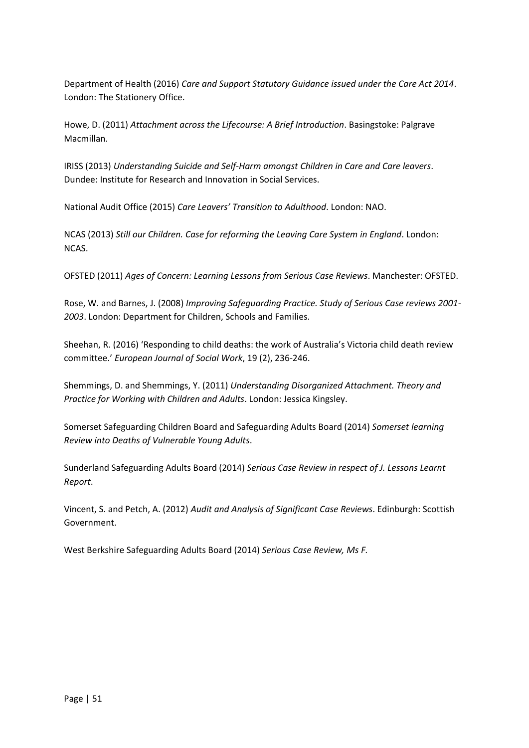Department of Health (2016) *Care and Support Statutory Guidance issued under the Care Act 2014*. London: The Stationery Office.

Howe, D. (2011) *Attachment across the Lifecourse: A Brief Introduction*. Basingstoke: Palgrave Macmillan.

IRISS (2013) *Understanding Suicide and Self-Harm amongst Children in Care and Care leavers*. Dundee: Institute for Research and Innovation in Social Services.

National Audit Office (2015) *Care Leavers' Transition to Adulthood*. London: NAO.

NCAS (2013) *Still our Children. Case for reforming the Leaving Care System in England*. London: NCAS.

OFSTED (2011) *Ages of Concern: Learning Lessons from Serious Case Reviews*. Manchester: OFSTED.

Rose, W. and Barnes, J. (2008) *Improving Safeguarding Practice. Study of Serious Case reviews 2001-2003*. London: Department for Children, Schools and Families.

Sheehan, R. (2016) 'Responding to child deaths: the work of Australia's Victoria child death review committee.' *European Journal of Social Work*, 19 (2), 236-246.

Shemmings, D. and Shemmings, Y. (2011) *Understanding Disorganized Attachment. Theory and Practice for Working with Children and Adults*. London: Jessica Kingsley.

Somerset Safeguarding Children Board and Safeguarding Adults Board (2014) *Somerset learning Review into Deaths of Vulnerable Young Adults*.

Sunderland Safeguarding Adults Board (2014) *Serious Case Review in respect of J. Lessons Learnt Report*.

Vincent, S. and Petch, A. (2012) *Audit and Analysis of Significant Case Reviews*. Edinburgh: Scottish Government.

West Berkshire Safeguarding Adults Board (2014) *Serious Case Review, Ms F.*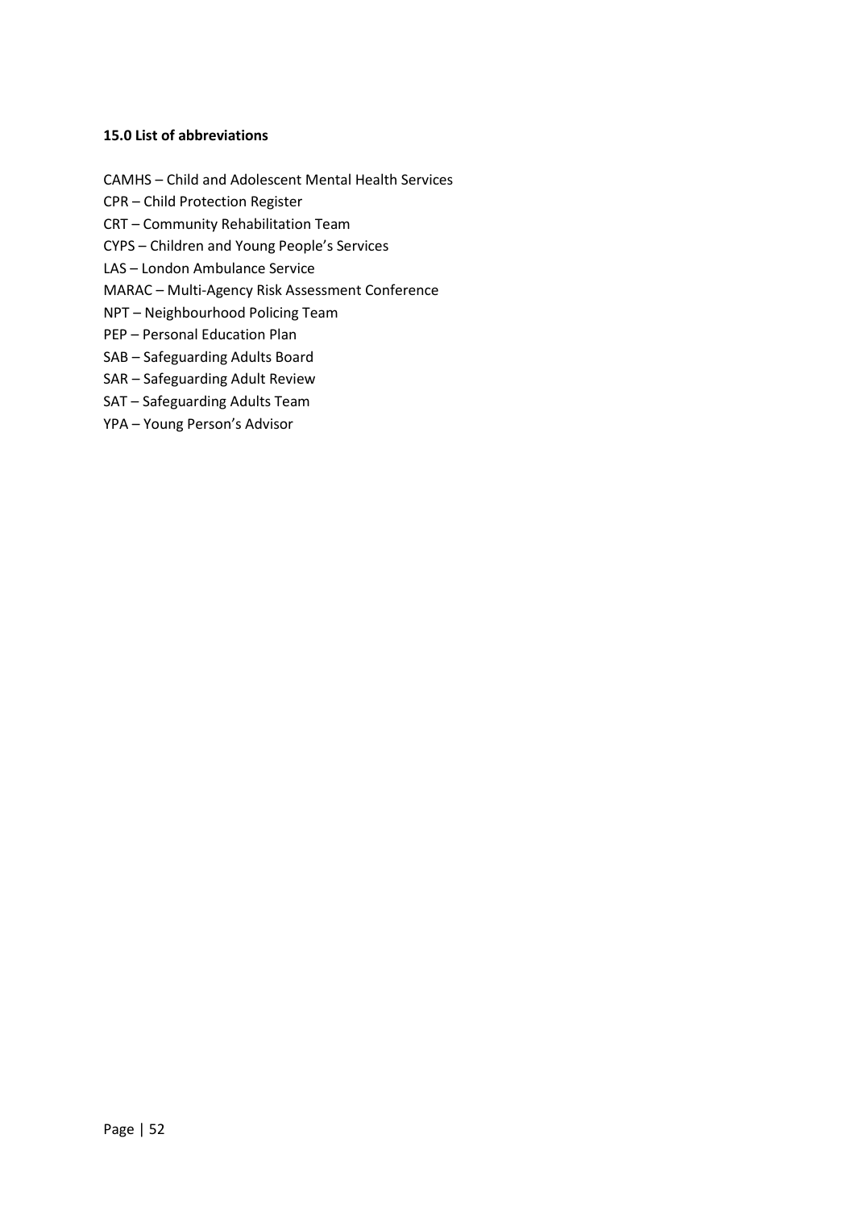## 15.0 List of abbreviations

CAMHS – Child and Adolescent Mental Health Services

CPR – Child Protection Register

CRT – Community Rehabilitation Team

CYPS – Children and Young People's Services

LAS – London Ambulance Service

MARAC – Multi-Agency Risk Assessment Conference

NPT – Neighbourhood Policing Team

PEP – Personal Education Plan

SAB – Safeguarding Adults Board

SAR – Safeguarding Adult Review

SAT – Safeguarding Adults Team

YPA – Young Person's Advisor